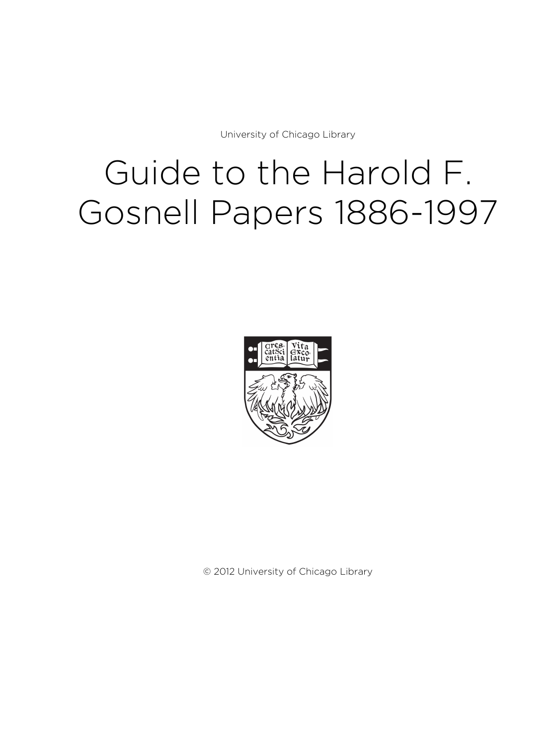University of Chicago Library

# Guide to the Harold F. Gosnell Papers 1886-1997

© 2012 University of Chicago Library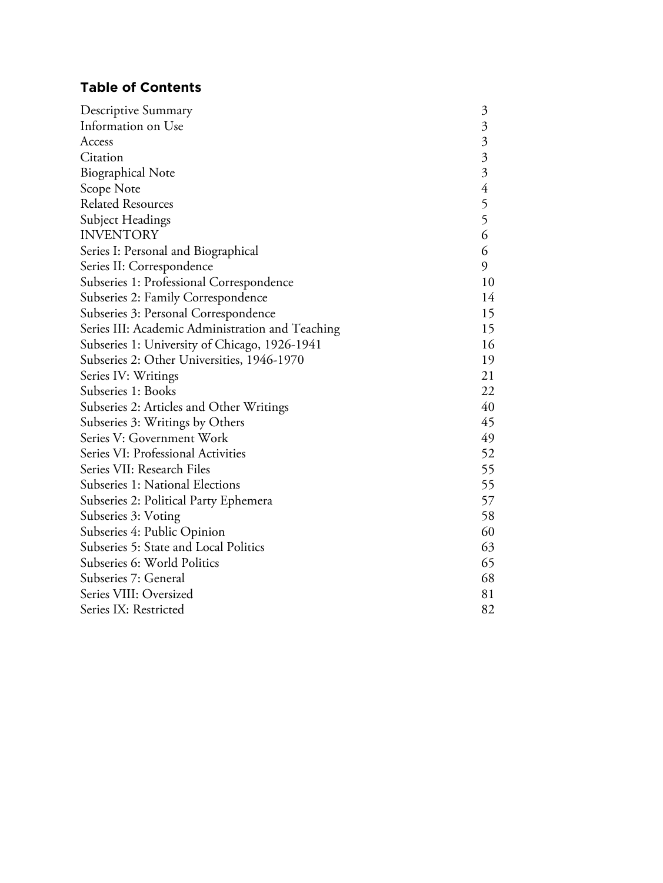## Table of Contents

| | |
|---|---|
| Descriptive Summary | 3 |
| Information on Use | 3 |
| Access | 3 |
| Citation | 3 |
| Biographical Note | 3 |
| Scope Note | 4 |
| Related Resources | 5 |
| Subject Headings | 5 |
| INVENTORY | 6 |
| Series I: Personal and Biographical | 6 |
| Series II: Correspondence | 9 |
| Subseries 1: Professional Correspondence | 10 |
| Subseries 2: Family Correspondence | 14 |
| Subseries 3: Personal Correspondence | 15 |
| Series III: Academic Administration and Teaching | 15 |
| Subseries 1: University of Chicago, 1926-1941 | 16 |
| Subseries 2: Other Universities, 1946-1970 | 19 |
| Series IV: Writings | 21 |
| Subseries 1: Books | 22 |
| Subseries 2: Articles and Other Writings | 40 |
| Subseries 3: Writings by Others | 45 |
| Series V: Government Work | 49 |
| Series VI: Professional Activities | 52 |
| Series VII: Research Files | 55 |
| Subseries 1: National Elections | 55 |
| Subseries 2: Political Party Ephemera | 57 |
| Subseries 3: Voting | 58 |
| Subseries 4: Public Opinion | 60 |
| Subseries 5: State and Local Politics | 63 |
| Subseries 6: World Politics | 65 |
| Subseries 7: General | 68 |
| Series VIII: Oversized | 81 |
| Series IX: Restricted | 82 |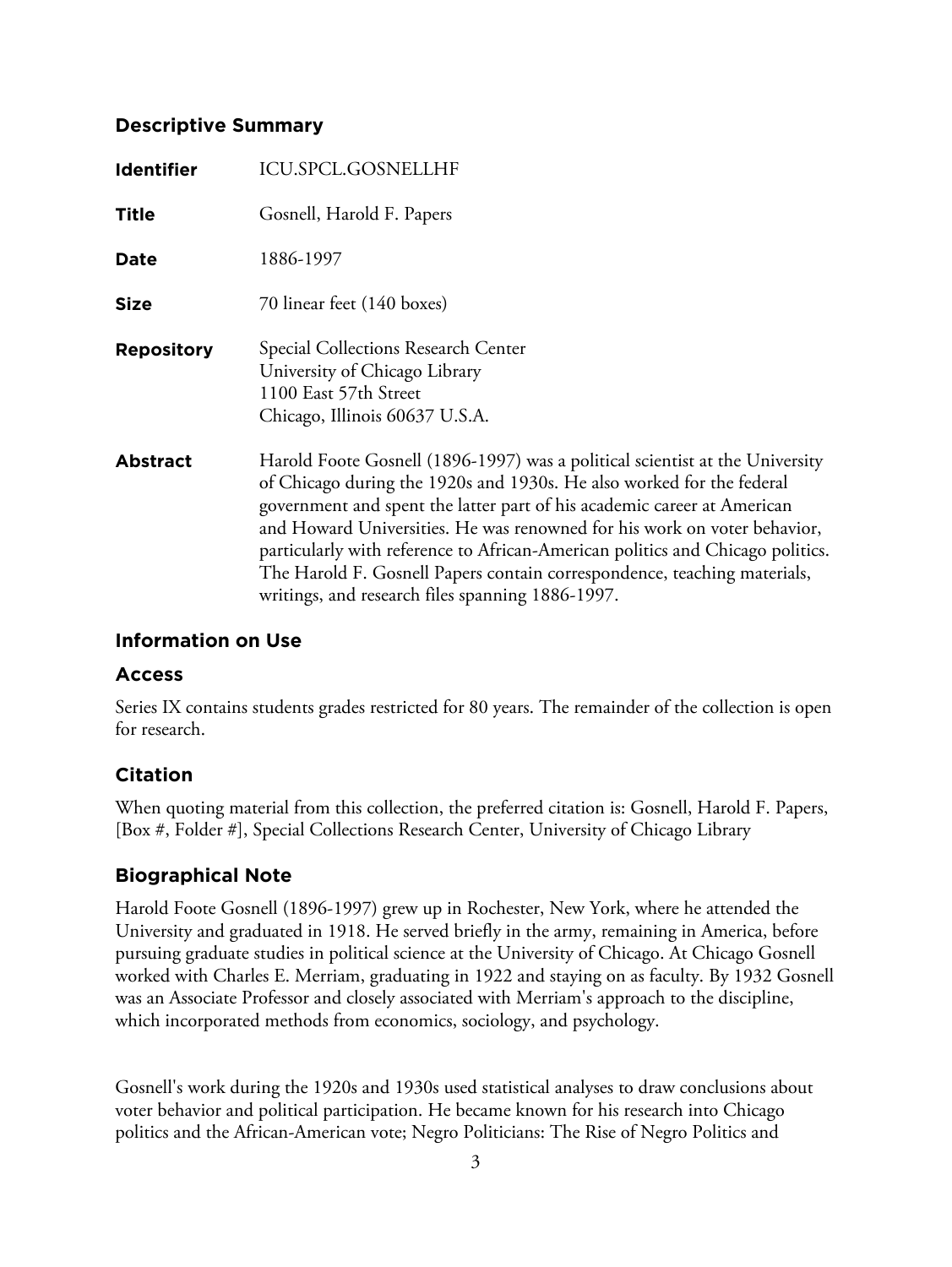## Descriptive Summary

| | |
|---|---|
| **Identifier** | ICU.SPCL.GOSNELLHF |
| **Title** | Gosnell, Harold F. Papers |
| **Date** | 1886-1997 |
| **Size** | 70 linear feet (140 boxes) |
| **Repository** | Special Collections Research Center<br>University of Chicago Library<br>1100 East 57th Street<br>Chicago, Illinois 60637 U.S.A. |
| **Abstract** | Harold Foote Gosnell (1896-1997) was a political scientist at the University of Chicago during the 1920s and 1930s. He also worked for the federal government and spent the latter part of his academic career at American and Howard Universities. He was renowned for his work on voter behavior, particularly with reference to African-American politics and Chicago politics. The Harold F. Gosnell Papers contain correspondence, teaching materials, writings, and research files spanning 1886-1997. |

## Information on Use

### Access

Series IX contains students grades restricted for 80 years. The remainder of the collection is open for research.

### Citation

When quoting material from this collection, the preferred citation is: Gosnell, Harold F. Papers, [Box #, Folder #], Special Collections Research Center, University of Chicago Library

## Biographical Note

Harold Foote Gosnell (1896-1997) grew up in Rochester, New York, where he attended the University and graduated in 1918. He served briefly in the army, remaining in America, before pursuing graduate studies in political science at the University of Chicago. At Chicago Gosnell worked with Charles E. Merriam, graduating in 1922 and staying on as faculty. By 1932 Gosnell was an Associate Professor and closely associated with Merriam's approach to the discipline, which incorporated methods from economics, sociology, and psychology.

Gosnell's work during the 1920s and 1930s used statistical analyses to draw conclusions about voter behavior and political participation. He became known for his research into Chicago politics and the African-American vote; Negro Politicians: The Rise of Negro Politics and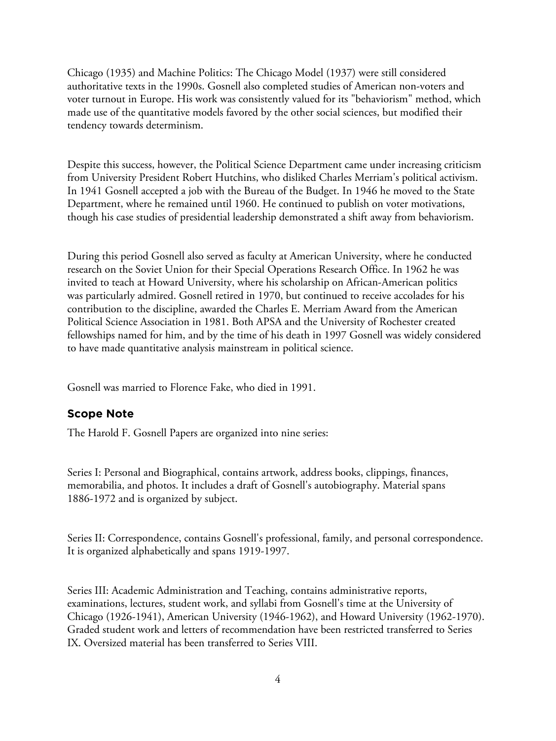Chicago (1935) and Machine Politics: The Chicago Model (1937) were still considered authoritative texts in the 1990s. Gosnell also completed studies of American non-voters and voter turnout in Europe. His work was consistently valued for its "behaviorism" method, which made use of the quantitative models favored by the other social sciences, but modified their tendency towards determinism.

Despite this success, however, the Political Science Department came under increasing criticism from University President Robert Hutchins, who disliked Charles Merriam's political activism. In 1941 Gosnell accepted a job with the Bureau of the Budget. In 1946 he moved to the State Department, where he remained until 1960. He continued to publish on voter motivations, though his case studies of presidential leadership demonstrated a shift away from behaviorism.

During this period Gosnell also served as faculty at American University, where he conducted research on the Soviet Union for their Special Operations Research Office. In 1962 he was invited to teach at Howard University, where his scholarship on African-American politics was particularly admired. Gosnell retired in 1970, but continued to receive accolades for his contribution to the discipline, awarded the Charles E. Merriam Award from the American Political Science Association in 1981. Both APSA and the University of Rochester created fellowships named for him, and by the time of his death in 1997 Gosnell was widely considered to have made quantitative analysis mainstream in political science.

Gosnell was married to Florence Fake, who died in 1991.

## Scope Note

The Harold F. Gosnell Papers are organized into nine series:

Series I: Personal and Biographical, contains artwork, address books, clippings, finances, memorabilia, and photos. It includes a draft of Gosnell's autobiography. Material spans 1886-1972 and is organized by subject.

Series II: Correspondence, contains Gosnell's professional, family, and personal correspondence. It is organized alphabetically and spans 1919-1997.

Series III: Academic Administration and Teaching, contains administrative reports, examinations, lectures, student work, and syllabi from Gosnell's time at the University of Chicago (1926-1941), American University (1946-1962), and Howard University (1962-1970). Graded student work and letters of recommendation have been restricted transferred to Series IX. Oversized material has been transferred to Series VIII.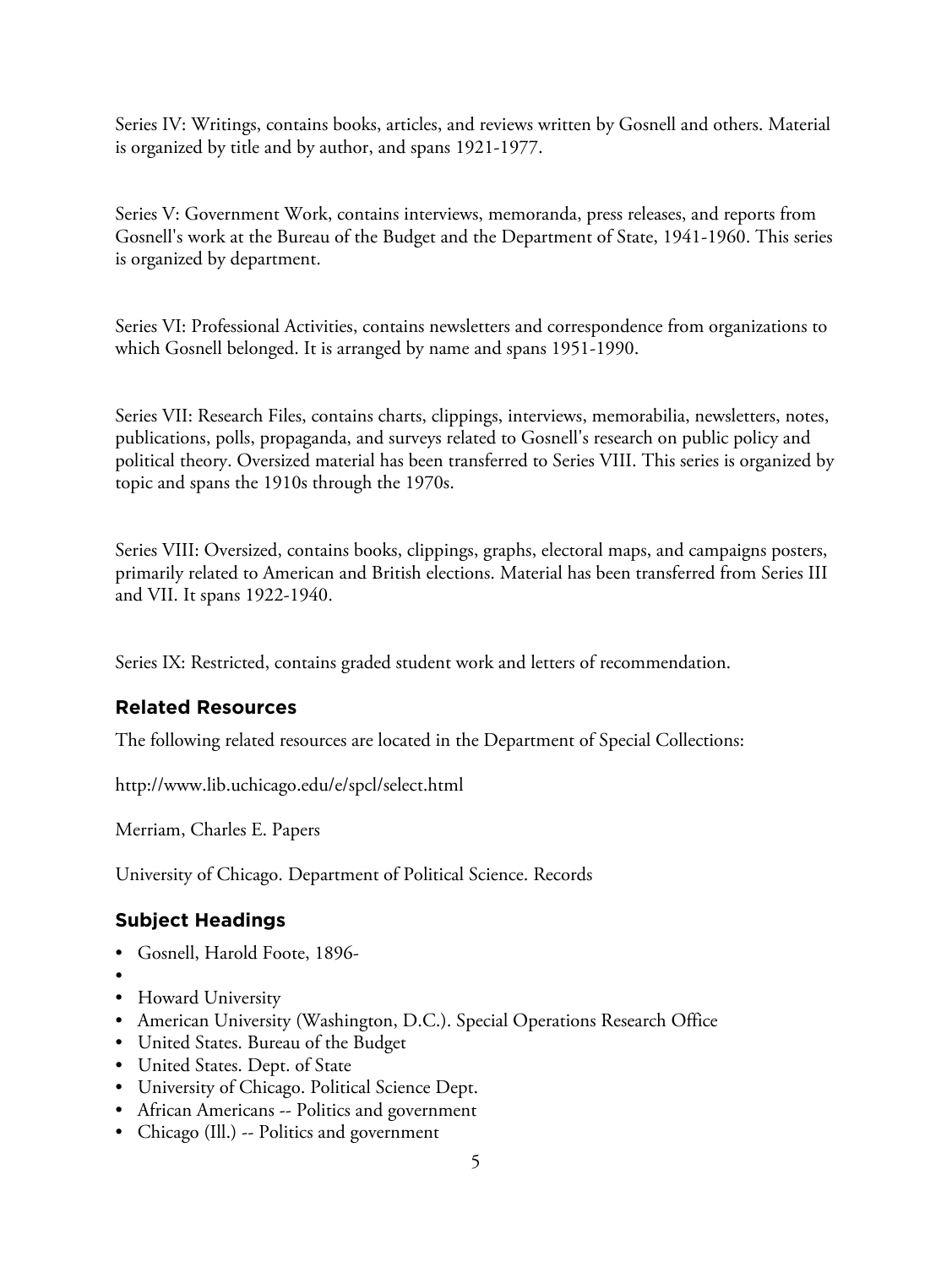Series IV: Writings, contains books, articles, and reviews written by Gosnell and others. Material is organized by title and by author, and spans 1921-1977.

Series V: Government Work, contains interviews, memoranda, press releases, and reports from Gosnell's work at the Bureau of the Budget and the Department of State, 1941-1960. This series is organized by department.

Series VI: Professional Activities, contains newsletters and correspondence from organizations to which Gosnell belonged. It is arranged by name and spans 1951-1990.

Series VII: Research Files, contains charts, clippings, interviews, memorabilia, newsletters, notes, publications, polls, propaganda, and surveys related to Gosnell's research on public policy and political theory. Oversized material has been transferred to Series VIII. This series is organized by topic and spans the 1910s through the 1970s.

Series VIII: Oversized, contains books, clippings, graphs, electoral maps, and campaigns posters, primarily related to American and British elections. Material has been transferred from Series III and VII. It spans 1922-1940.

Series IX: Restricted, contains graded student work and letters of recommendation.

## Related Resources

The following related resources are located in the Department of Special Collections:

http://www.lib.uchicago.edu/e/spcl/select.html

Merriam, Charles E. Papers

University of Chicago. Department of Political Science. Records

## Subject Headings

- Gosnell, Harold Foote, 1896-
- 
- Howard University
- American University (Washington, D.C.). Special Operations Research Office
- United States. Bureau of the Budget
- United States. Dept. of State
- University of Chicago. Political Science Dept.
- African Americans -- Politics and government
- Chicago (Ill.) -- Politics and government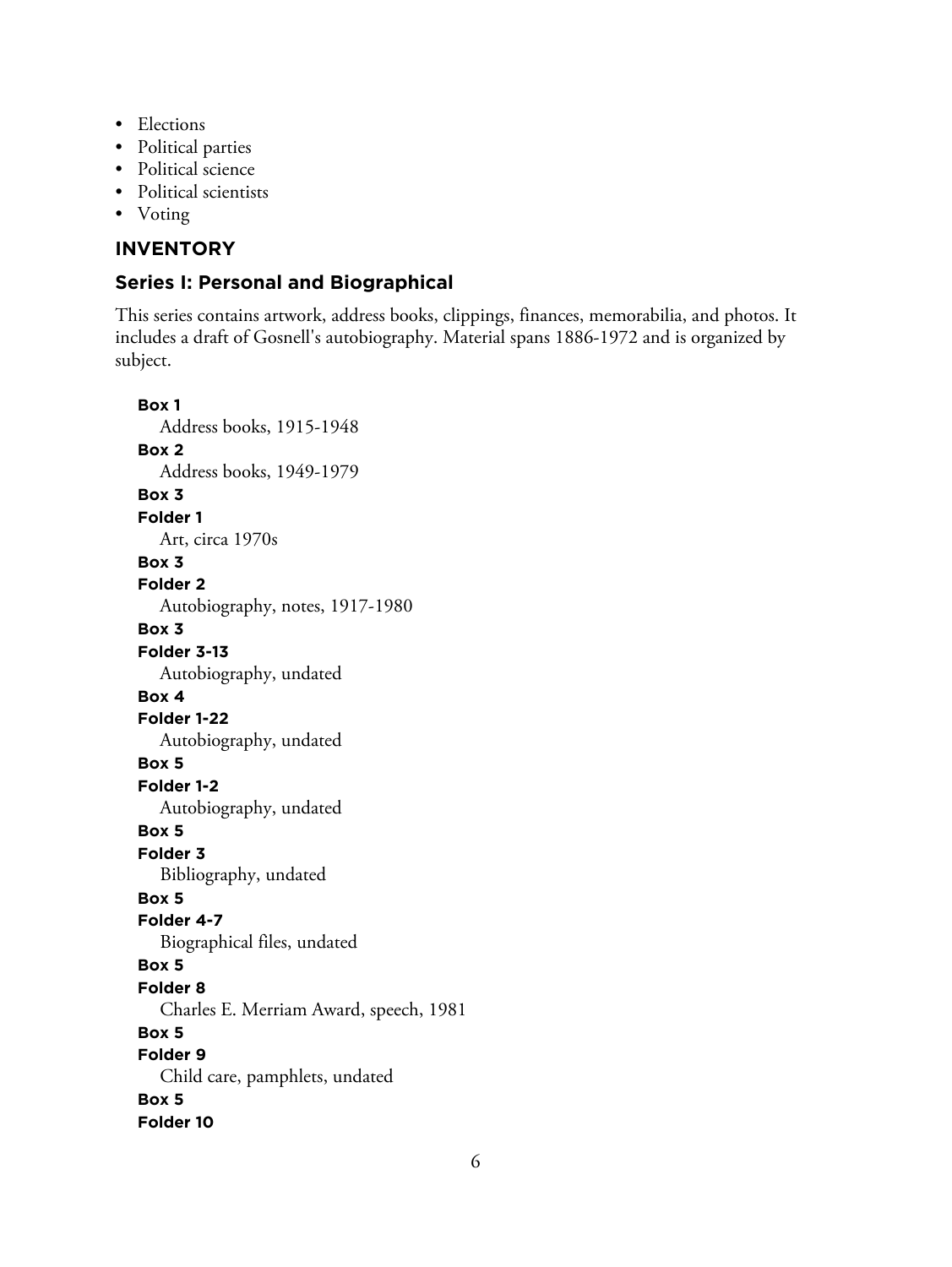- Elections
- Political parties
- Political science
- Political scientists
- Voting

## INVENTORY

### Series I: Personal and Biographical

This series contains artwork, address books, clippings, finances, memorabilia, and photos. It includes a draft of Gosnell's autobiography. Material spans 1886-1972 and is organized by subject.

**Box 1**
Address books, 1915-1948

**Box 2**
Address books, 1949-1979

**Box 3**
**Folder 1**
Art, circa 1970s

**Box 3**
**Folder 2**
Autobiography, notes, 1917-1980

**Box 3**
**Folder 3-13**
Autobiography, undated

**Box 4**
**Folder 1-22**
Autobiography, undated

**Box 5**
**Folder 1-2**
Autobiography, undated

**Box 5**
**Folder 3**
Bibliography, undated

**Box 5**
**Folder 4-7**
Biographical files, undated

**Box 5**
**Folder 8**
Charles E. Merriam Award, speech, 1981

**Box 5**
**Folder 9**
Child care, pamphlets, undated

**Box 5**
**Folder 10**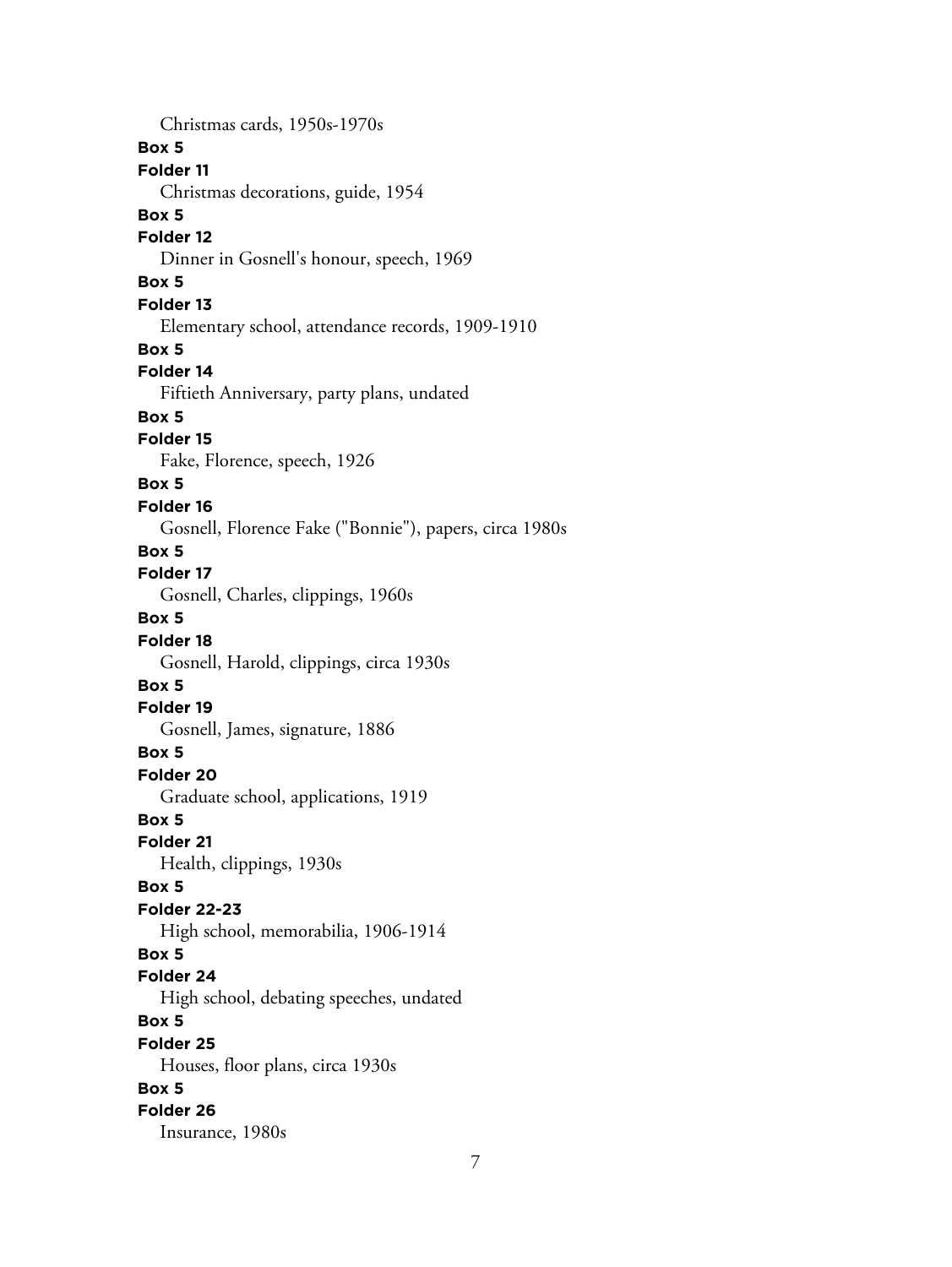Christmas cards, 1950s-1970s

**Box 5**

**Folder 11**

Christmas decorations, guide, 1954

**Box 5**

**Folder 12**

Dinner in Gosnell's honour, speech, 1969

**Box 5**

**Folder 13**

Elementary school, attendance records, 1909-1910

**Box 5**

**Folder 14**

Fiftieth Anniversary, party plans, undated

**Box 5**

**Folder 15**

Fake, Florence, speech, 1926

**Box 5**

**Folder 16**

Gosnell, Florence Fake ("Bonnie"), papers, circa 1980s

**Box 5**

**Folder 17**

Gosnell, Charles, clippings, 1960s

**Box 5**

**Folder 18**

Gosnell, Harold, clippings, circa 1930s

**Box 5**

**Folder 19**

Gosnell, James, signature, 1886

**Box 5**

**Folder 20**

Graduate school, applications, 1919

**Box 5**

**Folder 21**

Health, clippings, 1930s

**Box 5**

**Folder 22-23**

High school, memorabilia, 1906-1914

**Box 5**

**Folder 24**

High school, debating speeches, undated

**Box 5**

**Folder 25**

Houses, floor plans, circa 1930s

**Box 5**

**Folder 26**

Insurance, 1980s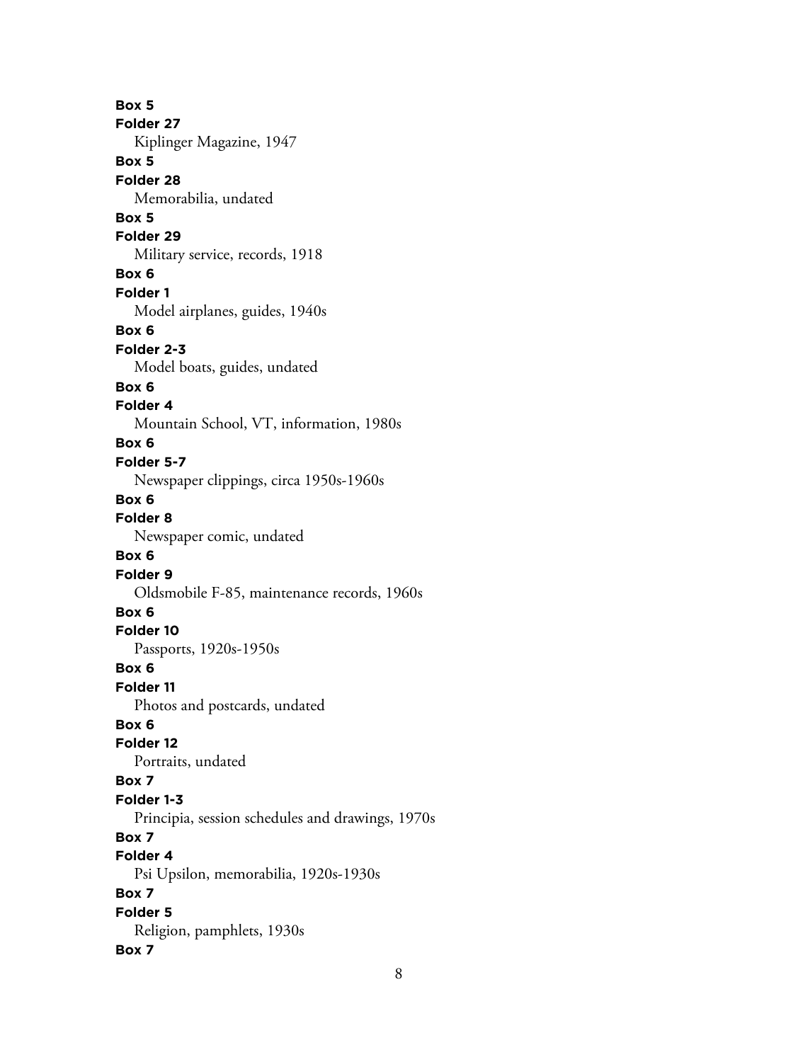**Box 5**
**Folder 27**
Kiplinger Magazine, 1947
**Box 5**
**Folder 28**
Memorabilia, undated
**Box 5**
**Folder 29**
Military service, records, 1918
**Box 6**
**Folder 1**
Model airplanes, guides, 1940s
**Box 6**
**Folder 2-3**
Model boats, guides, undated
**Box 6**
**Folder 4**
Mountain School, VT, information, 1980s
**Box 6**
**Folder 5-7**
Newspaper clippings, circa 1950s-1960s
**Box 6**
**Folder 8**
Newspaper comic, undated
**Box 6**
**Folder 9**
Oldsmobile F-85, maintenance records, 1960s
**Box 6**
**Folder 10**
Passports, 1920s-1950s
**Box 6**
**Folder 11**
Photos and postcards, undated
**Box 6**
**Folder 12**
Portraits, undated
**Box 7**
**Folder 1-3**
Principia, session schedules and drawings, 1970s
**Box 7**
**Folder 4**
Psi Upsilon, memorabilia, 1920s-1930s
**Box 7**
**Folder 5**
Religion, pamphlets, 1930s
**Box 7**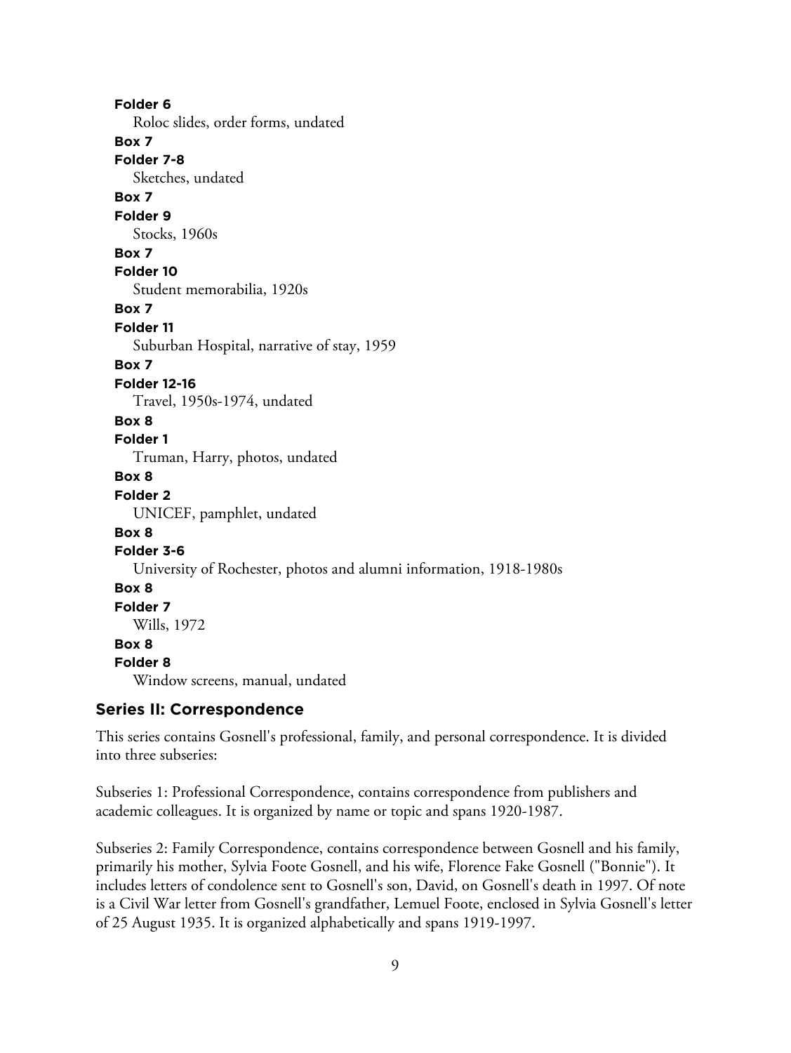**Folder 6**
Roloc slides, order forms, undated

**Box 7**
**Folder 7-8**
Sketches, undated

**Box 7**
**Folder 9**
Stocks, 1960s

**Box 7**
**Folder 10**
Student memorabilia, 1920s

**Box 7**
**Folder 11**
Suburban Hospital, narrative of stay, 1959

**Box 7**
**Folder 12-16**
Travel, 1950s-1974, undated

**Box 8**
**Folder 1**
Truman, Harry, photos, undated

**Box 8**
**Folder 2**
UNICEF, pamphlet, undated

**Box 8**
**Folder 3-6**
University of Rochester, photos and alumni information, 1918-1980s

**Box 8**
**Folder 7**
Wills, 1972

**Box 8**
**Folder 8**
Window screens, manual, undated

## Series II: Correspondence

This series contains Gosnell's professional, family, and personal correspondence. It is divided into three subseries:

Subseries 1: Professional Correspondence, contains correspondence from publishers and academic colleagues. It is organized by name or topic and spans 1920-1987.

Subseries 2: Family Correspondence, contains correspondence between Gosnell and his family, primarily his mother, Sylvia Foote Gosnell, and his wife, Florence Fake Gosnell ("Bonnie"). It includes letters of condolence sent to Gosnell's son, David, on Gosnell's death in 1997. Of note is a Civil War letter from Gosnell's grandfather, Lemuel Foote, enclosed in Sylvia Gosnell's letter of 25 August 1935. It is organized alphabetically and spans 1919-1997.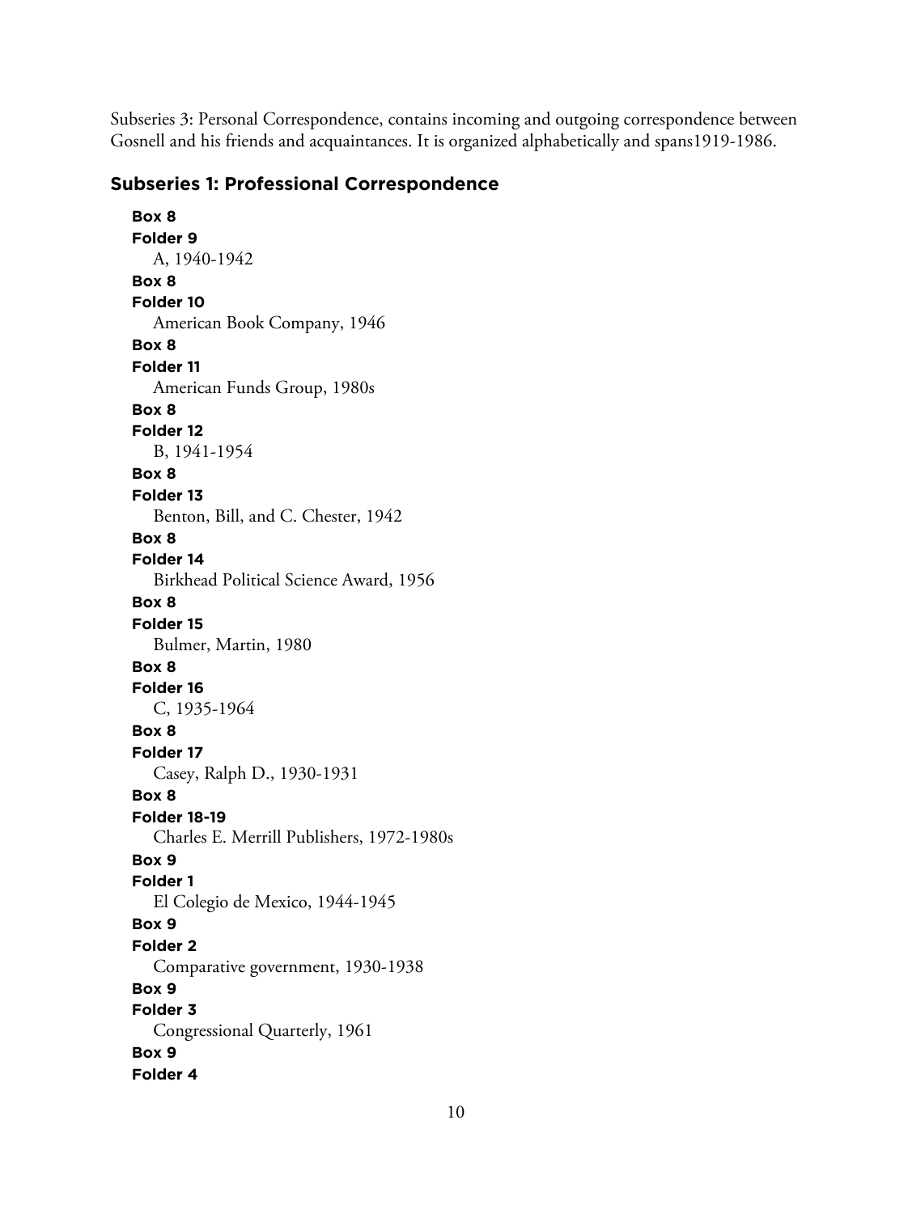Subseries 3: Personal Correspondence, contains incoming and outgoing correspondence between Gosnell and his friends and acquaintances. It is organized alphabetically and spans1919-1986.

### Subseries 1: Professional Correspondence

**Box 8**
**Folder 9**
A, 1940-1942

**Box 8**
**Folder 10**
American Book Company, 1946

**Box 8**
**Folder 11**
American Funds Group, 1980s

**Box 8**
**Folder 12**
B, 1941-1954

**Box 8**
**Folder 13**
Benton, Bill, and C. Chester, 1942

**Box 8**
**Folder 14**
Birkhead Political Science Award, 1956

**Box 8**
**Folder 15**
Bulmer, Martin, 1980

**Box 8**
**Folder 16**
C, 1935-1964

**Box 8**
**Folder 17**
Casey, Ralph D., 1930-1931

**Box 8**
**Folder 18-19**
Charles E. Merrill Publishers, 1972-1980s

**Box 9**
**Folder 1**
El Colegio de Mexico, 1944-1945

**Box 9**
**Folder 2**
Comparative government, 1930-1938

**Box 9**
**Folder 3**
Congressional Quarterly, 1961

**Box 9**
**Folder 4**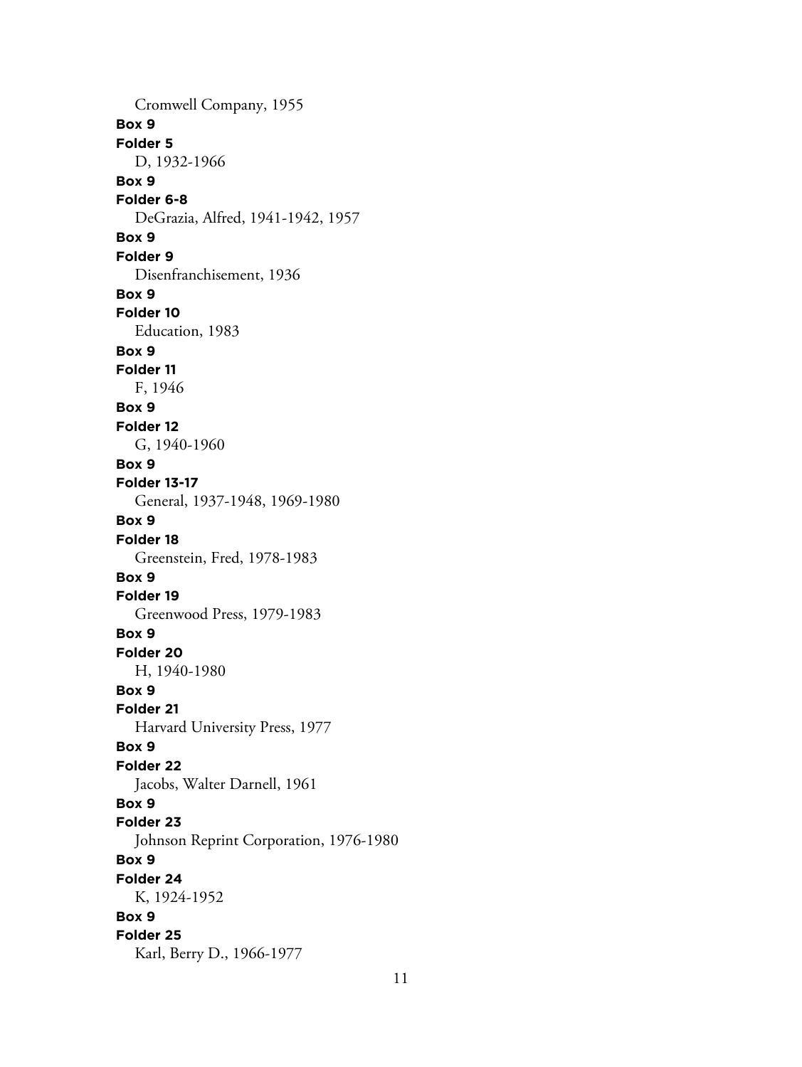Cromwell Company, 1955

**Box 9**

**Folder 5**

D, 1932-1966

**Box 9**

**Folder 6-8**

DeGrazia, Alfred, 1941-1942, 1957

**Box 9**

**Folder 9**

Disenfranchisement, 1936

**Box 9**

**Folder 10**

Education, 1983

**Box 9**

**Folder 11**

F, 1946

**Box 9**

**Folder 12**

G, 1940-1960

**Box 9**

**Folder 13-17**

General, 1937-1948, 1969-1980

**Box 9**

**Folder 18**

Greenstein, Fred, 1978-1983

**Box 9**

**Folder 19**

Greenwood Press, 1979-1983

**Box 9**

**Folder 20**

H, 1940-1980

**Box 9**

**Folder 21**

Harvard University Press, 1977

**Box 9**

**Folder 22**

Jacobs, Walter Darnell, 1961

**Box 9**

**Folder 23**

Johnson Reprint Corporation, 1976-1980

**Box 9**

**Folder 24**

K, 1924-1952

**Box 9**

**Folder 25**

Karl, Berry D., 1966-1977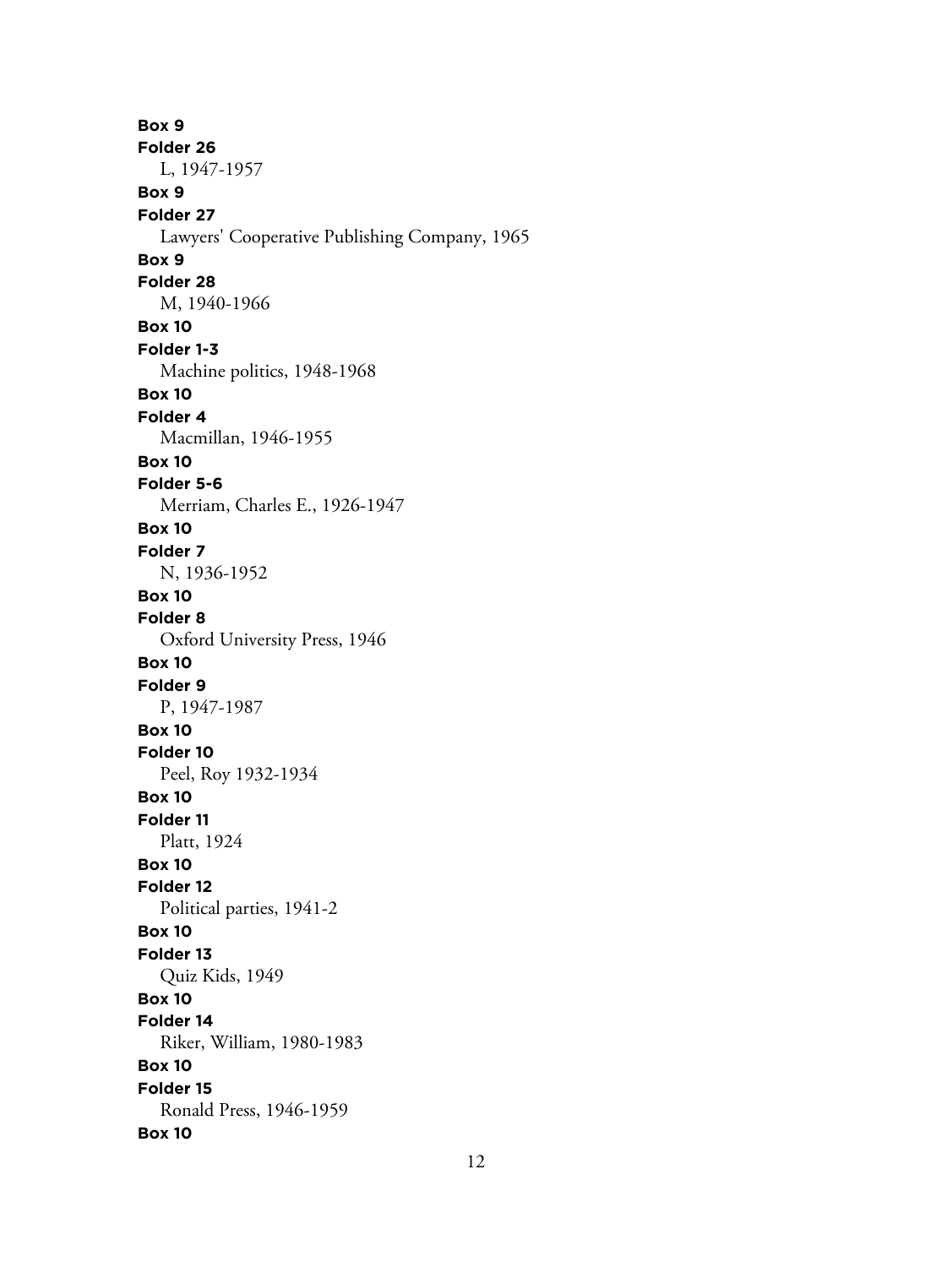**Box 9**
**Folder 26**
L, 1947-1957
**Box 9**
**Folder 27**
Lawyers' Cooperative Publishing Company, 1965
**Box 9**
**Folder 28**
M, 1940-1966
**Box 10**
**Folder 1-3**
Machine politics, 1948-1968
**Box 10**
**Folder 4**
Macmillan, 1946-1955
**Box 10**
**Folder 5-6**
Merriam, Charles E., 1926-1947
**Box 10**
**Folder 7**
N, 1936-1952
**Box 10**
**Folder 8**
Oxford University Press, 1946
**Box 10**
**Folder 9**
P, 1947-1987
**Box 10**
**Folder 10**
Peel, Roy 1932-1934
**Box 10**
**Folder 11**
Platt, 1924
**Box 10**
**Folder 12**
Political parties, 1941-2
**Box 10**
**Folder 13**
Quiz Kids, 1949
**Box 10**
**Folder 14**
Riker, William, 1980-1983
**Box 10**
**Folder 15**
Ronald Press, 1946-1959
**Box 10**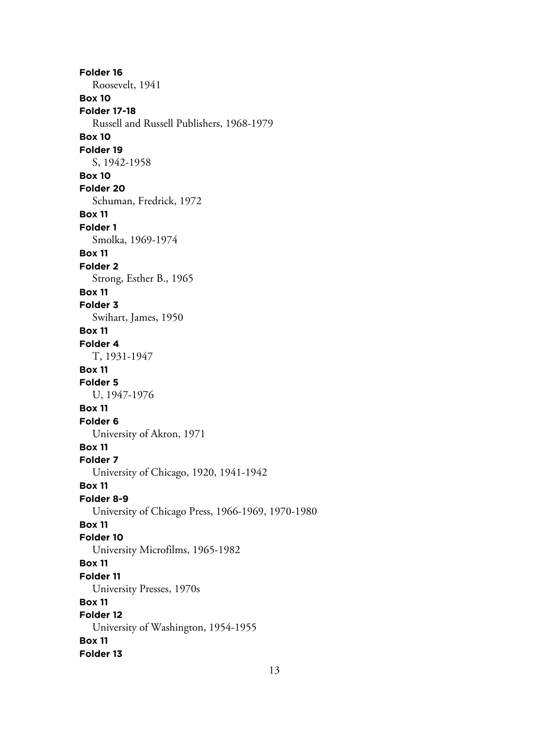**Folder 16**
Roosevelt, 1941

**Box 10**
**Folder 17-18**
Russell and Russell Publishers, 1968-1979

**Box 10**
**Folder 19**
S, 1942-1958

**Box 10**
**Folder 20**
Schuman, Fredrick, 1972

**Box 11**
**Folder 1**
Smolka, 1969-1974

**Box 11**
**Folder 2**
Strong, Esther B., 1965

**Box 11**
**Folder 3**
Swihart, James, 1950

**Box 11**
**Folder 4**
T, 1931-1947

**Box 11**
**Folder 5**
U, 1947-1976

**Box 11**
**Folder 6**
University of Akron, 1971

**Box 11**
**Folder 7**
University of Chicago, 1920, 1941-1942

**Box 11**
**Folder 8-9**
University of Chicago Press, 1966-1969, 1970-1980

**Box 11**
**Folder 10**
University Microfilms, 1965-1982

**Box 11**
**Folder 11**
University Presses, 1970s

**Box 11**
**Folder 12**
University of Washington, 1954-1955

**Box 11**
**Folder 13**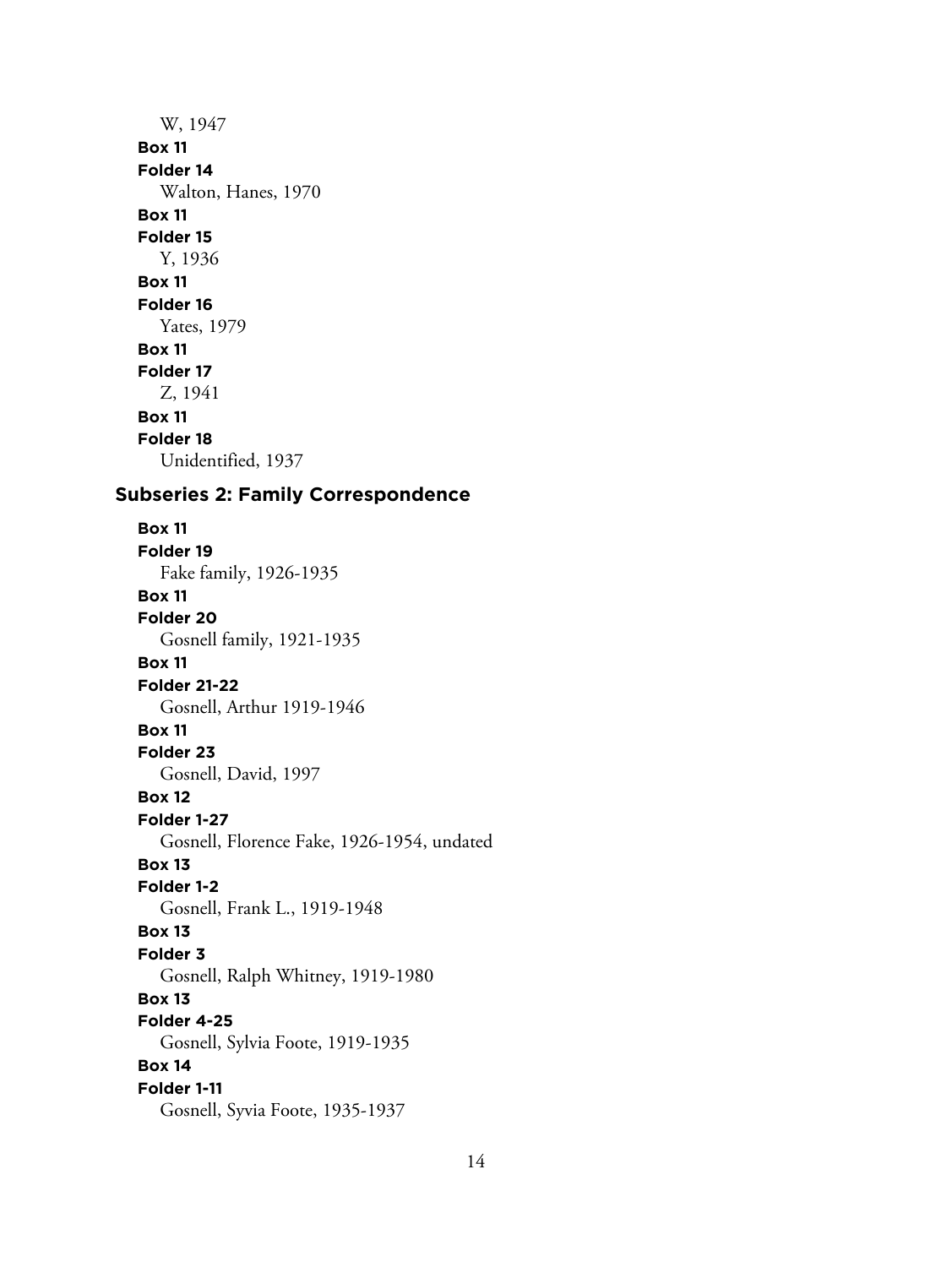W, 1947

**Box 11**
**Folder 14**
Walton, Hanes, 1970

**Box 11**
**Folder 15**
Y, 1936

**Box 11**
**Folder 16**
Yates, 1979

**Box 11**
**Folder 17**
Z, 1941

**Box 11**
**Folder 18**
Unidentified, 1937

### Subseries 2: Family Correspondence

**Box 11**
**Folder 19**
Fake family, 1926-1935

**Box 11**
**Folder 20**
Gosnell family, 1921-1935

**Box 11**
**Folder 21-22**
Gosnell, Arthur 1919-1946

**Box 11**
**Folder 23**
Gosnell, David, 1997

**Box 12**
**Folder 1-27**
Gosnell, Florence Fake, 1926-1954, undated

**Box 13**
**Folder 1-2**
Gosnell, Frank L., 1919-1948

**Box 13**
**Folder 3**
Gosnell, Ralph Whitney, 1919-1980

**Box 13**
**Folder 4-25**
Gosnell, Sylvia Foote, 1919-1935

**Box 14**
**Folder 1-11**
Gosnell, Syvia Foote, 1935-1937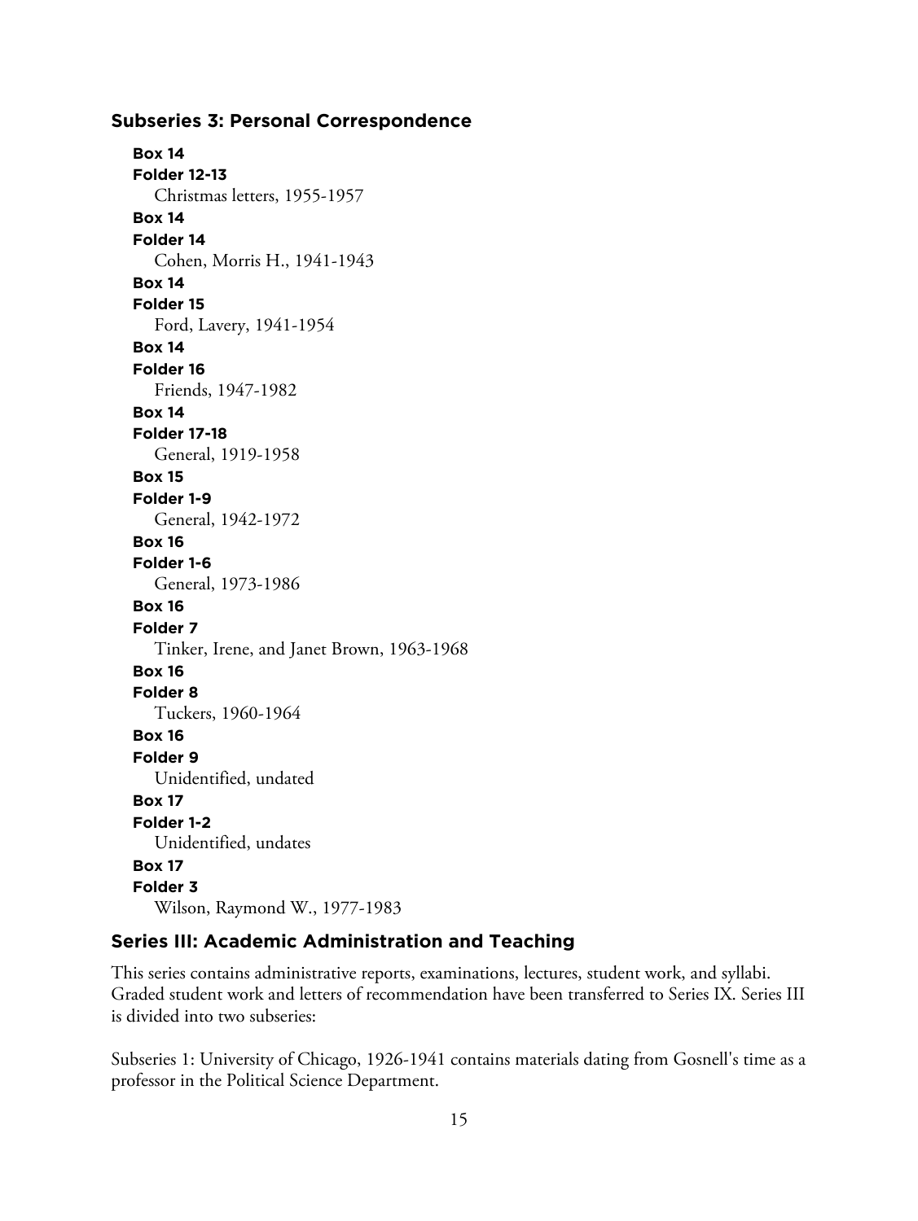### Subseries 3: Personal Correspondence

**Box 14**
**Folder 12-13**
Christmas letters, 1955-1957

**Box 14**
**Folder 14**
Cohen, Morris H., 1941-1943

**Box 14**
**Folder 15**
Ford, Lavery, 1941-1954

**Box 14**
**Folder 16**
Friends, 1947-1982

**Box 14**
**Folder 17-18**
General, 1919-1958

**Box 15**
**Folder 1-9**
General, 1942-1972

**Box 16**
**Folder 1-6**
General, 1973-1986

**Box 16**
**Folder 7**
Tinker, Irene, and Janet Brown, 1963-1968

**Box 16**
**Folder 8**
Tuckers, 1960-1964

**Box 16**
**Folder 9**
Unidentified, undated

**Box 17**
**Folder 1-2**
Unidentified, undates

**Box 17**
**Folder 3**
Wilson, Raymond W., 1977-1983

## Series III: Academic Administration and Teaching

This series contains administrative reports, examinations, lectures, student work, and syllabi. Graded student work and letters of recommendation have been transferred to Series IX. Series III is divided into two subseries:

Subseries 1: University of Chicago, 1926-1941 contains materials dating from Gosnell's time as a professor in the Political Science Department.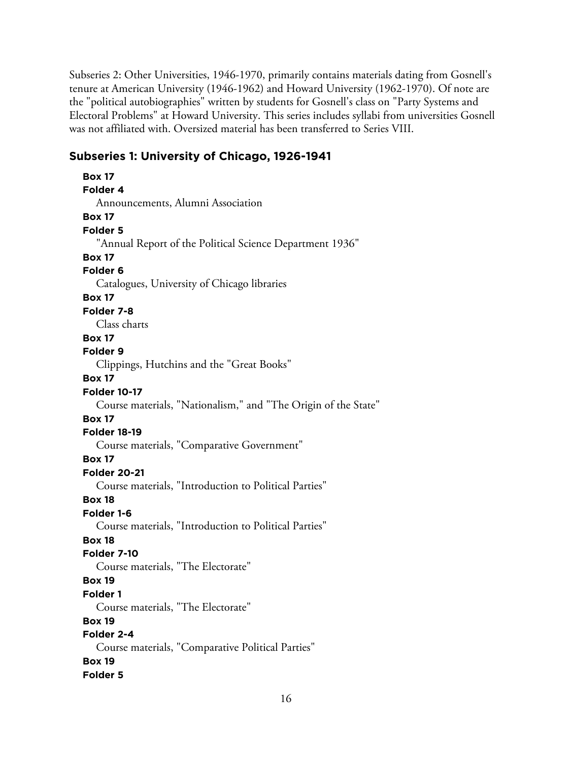Subseries 2: Other Universities, 1946-1970, primarily contains materials dating from Gosnell's tenure at American University (1946-1962) and Howard University (1962-1970). Of note are the "political autobiographies" written by students for Gosnell's class on "Party Systems and Electoral Problems" at Howard University. This series includes syllabi from universities Gosnell was not affiliated with. Oversized material has been transferred to Series VIII.

## Subseries 1: University of Chicago, 1926-1941

**Box 17**
**Folder 4**
Announcements, Alumni Association

**Box 17**
**Folder 5**
"Annual Report of the Political Science Department 1936"

**Box 17**
**Folder 6**
Catalogues, University of Chicago libraries

**Box 17**
**Folder 7-8**
Class charts

**Box 17**
**Folder 9**
Clippings, Hutchins and the "Great Books"

**Box 17**
**Folder 10-17**
Course materials, "Nationalism," and "The Origin of the State"

**Box 17**
**Folder 18-19**
Course materials, "Comparative Government"

**Box 17**
**Folder 20-21**
Course materials, "Introduction to Political Parties"

**Box 18**
**Folder 1-6**
Course materials, "Introduction to Political Parties"

**Box 18**
**Folder 7-10**
Course materials, "The Electorate"

**Box 19**
**Folder 1**
Course materials, "The Electorate"

**Box 19**
**Folder 2-4**
Course materials, "Comparative Political Parties"

**Box 19**
**Folder 5**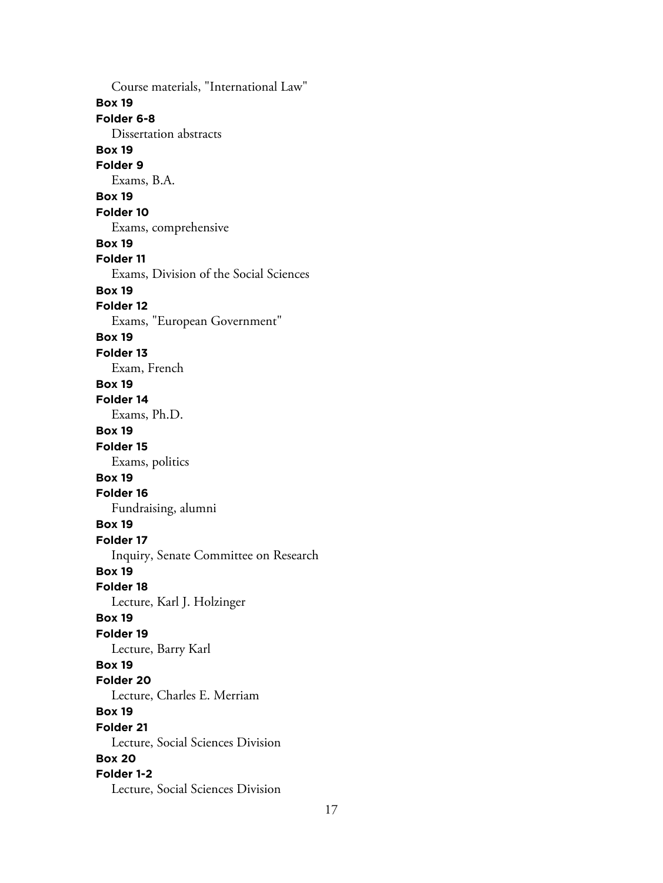Course materials, "International Law"

**Box 19**

**Folder 6-8**

Dissertation abstracts

**Box 19**

**Folder 9**

Exams, B.A.

**Box 19**

**Folder 10**

Exams, comprehensive

**Box 19**

**Folder 11**

Exams, Division of the Social Sciences

**Box 19**

**Folder 12**

Exams, "European Government"

**Box 19**

**Folder 13**

Exam, French

**Box 19**

**Folder 14**

Exams, Ph.D.

**Box 19**

**Folder 15**

Exams, politics

**Box 19**

**Folder 16**

Fundraising, alumni

**Box 19**

**Folder 17**

Inquiry, Senate Committee on Research

**Box 19**

**Folder 18**

Lecture, Karl J. Holzinger

**Box 19**

**Folder 19**

Lecture, Barry Karl

**Box 19**

**Folder 20**

Lecture, Charles E. Merriam

**Box 19**

**Folder 21**

Lecture, Social Sciences Division

**Box 20**

**Folder 1-2**

Lecture, Social Sciences Division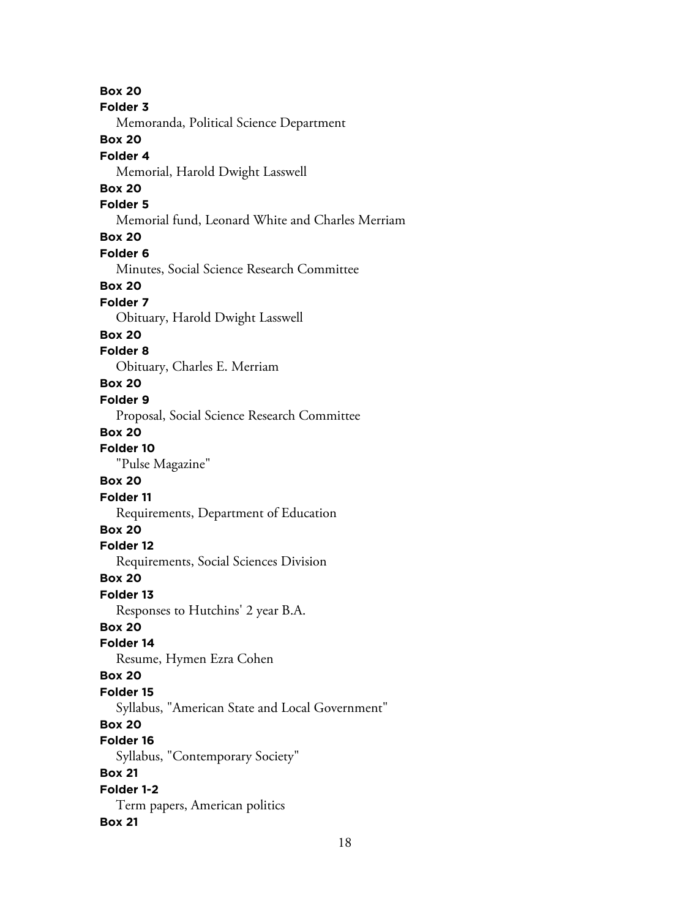**Box 20**
**Folder 3**
Memoranda, Political Science Department

**Box 20**
**Folder 4**
Memorial, Harold Dwight Lasswell

**Box 20**
**Folder 5**
Memorial fund, Leonard White and Charles Merriam

**Box 20**
**Folder 6**
Minutes, Social Science Research Committee

**Box 20**
**Folder 7**
Obituary, Harold Dwight Lasswell

**Box 20**
**Folder 8**
Obituary, Charles E. Merriam

**Box 20**
**Folder 9**
Proposal, Social Science Research Committee

**Box 20**
**Folder 10**
"Pulse Magazine"

**Box 20**
**Folder 11**
Requirements, Department of Education

**Box 20**
**Folder 12**
Requirements, Social Sciences Division

**Box 20**
**Folder 13**
Responses to Hutchins' 2 year B.A.

**Box 20**
**Folder 14**
Resume, Hymen Ezra Cohen

**Box 20**
**Folder 15**
Syllabus, "American State and Local Government"

**Box 20**
**Folder 16**
Syllabus, "Contemporary Society"

**Box 21**
**Folder 1-2**
Term papers, American politics

**Box 21**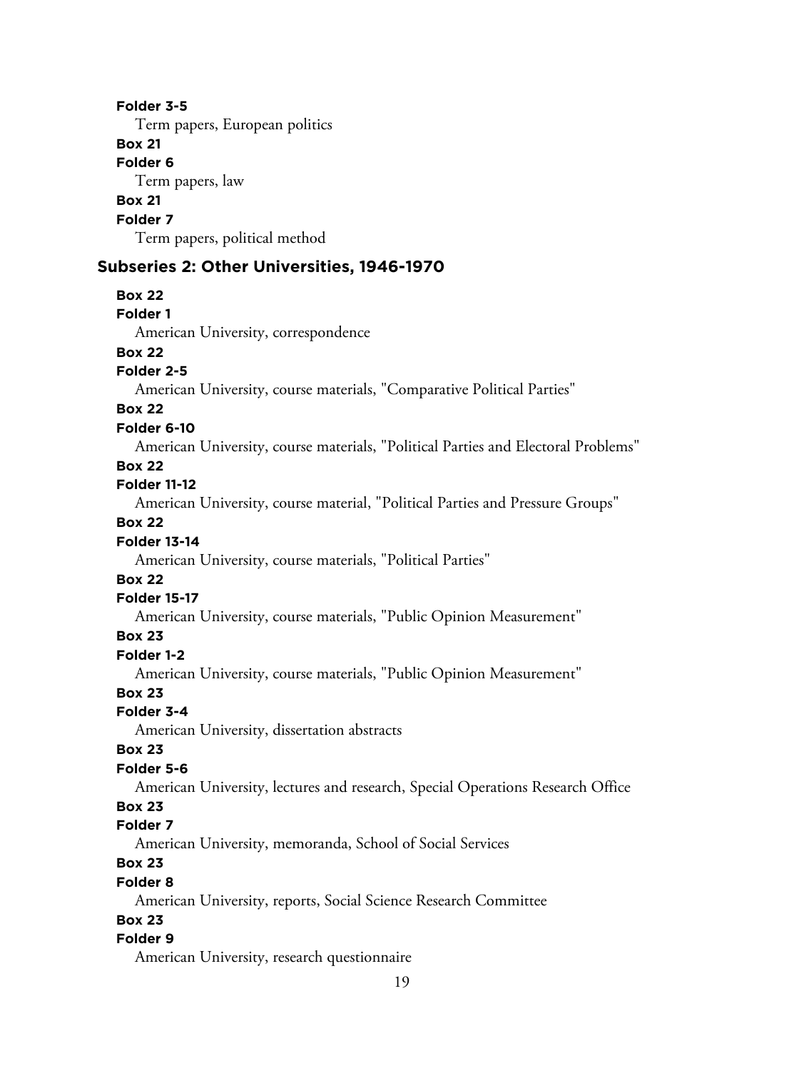**Folder 3-5**
Term papers, European politics

**Box 21**
**Folder 6**
Term papers, law

**Box 21**
**Folder 7**
Term papers, political method

## Subseries 2: Other Universities, 1946-1970

**Box 22**
**Folder 1**
American University, correspondence

**Box 22**
**Folder 2-5**
American University, course materials, "Comparative Political Parties"

**Box 22**
**Folder 6-10**
American University, course materials, "Political Parties and Electoral Problems"

**Box 22**
**Folder 11-12**
American University, course material, "Political Parties and Pressure Groups"

**Box 22**
**Folder 13-14**
American University, course materials, "Political Parties"

**Box 22**
**Folder 15-17**
American University, course materials, "Public Opinion Measurement"

**Box 23**
**Folder 1-2**
American University, course materials, "Public Opinion Measurement"

**Box 23**
**Folder 3-4**
American University, dissertation abstracts

**Box 23**
**Folder 5-6**
American University, lectures and research, Special Operations Research Office

**Box 23**
**Folder 7**
American University, memoranda, School of Social Services

**Box 23**
**Folder 8**
American University, reports, Social Science Research Committee

**Box 23**
**Folder 9**
American University, research questionnaire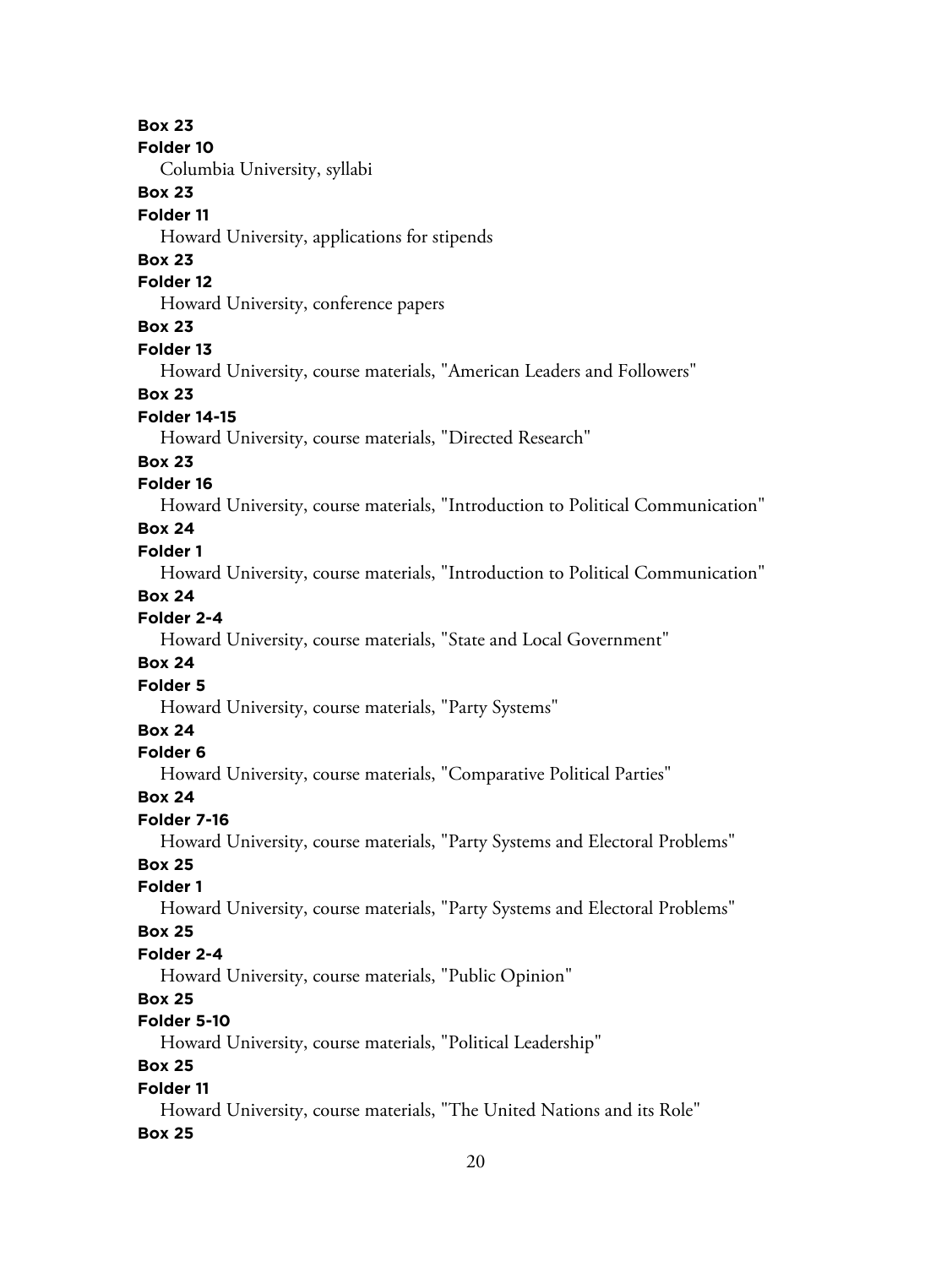**Box 23**
**Folder 10**
Columbia University, syllabi
**Box 23**
**Folder 11**
Howard University, applications for stipends
**Box 23**
**Folder 12**
Howard University, conference papers
**Box 23**
**Folder 13**
Howard University, course materials, "American Leaders and Followers"
**Box 23**
**Folder 14-15**
Howard University, course materials, "Directed Research"
**Box 23**
**Folder 16**
Howard University, course materials, "Introduction to Political Communication"
**Box 24**
**Folder 1**
Howard University, course materials, "Introduction to Political Communication"
**Box 24**
**Folder 2-4**
Howard University, course materials, "State and Local Government"
**Box 24**
**Folder 5**
Howard University, course materials, "Party Systems"
**Box 24**
**Folder 6**
Howard University, course materials, "Comparative Political Parties"
**Box 24**
**Folder 7-16**
Howard University, course materials, "Party Systems and Electoral Problems"
**Box 25**
**Folder 1**
Howard University, course materials, "Party Systems and Electoral Problems"
**Box 25**
**Folder 2-4**
Howard University, course materials, "Public Opinion"
**Box 25**
**Folder 5-10**
Howard University, course materials, "Political Leadership"
**Box 25**
**Folder 11**
Howard University, course materials, "The United Nations and its Role"
**Box 25**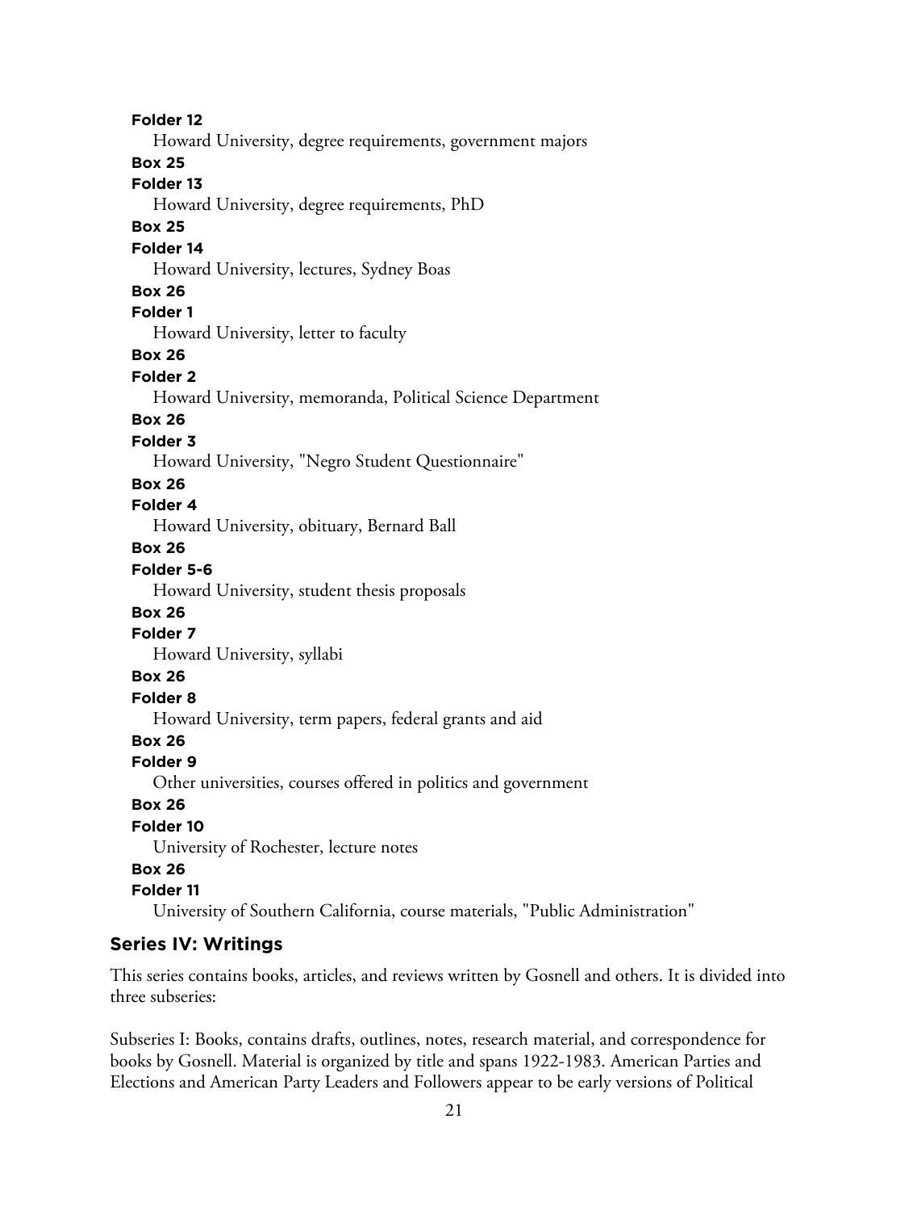**Folder 12**
Howard University, degree requirements, government majors

**Box 25**
**Folder 13**
Howard University, degree requirements, PhD

**Box 25**
**Folder 14**
Howard University, lectures, Sydney Boas

**Box 26**
**Folder 1**
Howard University, letter to faculty

**Box 26**
**Folder 2**
Howard University, memoranda, Political Science Department

**Box 26**
**Folder 3**
Howard University, "Negro Student Questionnaire"

**Box 26**
**Folder 4**
Howard University, obituary, Bernard Ball

**Box 26**
**Folder 5-6**
Howard University, student thesis proposals

**Box 26**
**Folder 7**
Howard University, syllabi

**Box 26**
**Folder 8**
Howard University, term papers, federal grants and aid

**Box 26**
**Folder 9**
Other universities, courses offered in politics and government

**Box 26**
**Folder 10**
University of Rochester, lecture notes

**Box 26**
**Folder 11**
University of Southern California, course materials, "Public Administration"

## Series IV: Writings

This series contains books, articles, and reviews written by Gosnell and others. It is divided into three subseries:

Subseries I: Books, contains drafts, outlines, notes, research material, and correspondence for books by Gosnell. Material is organized by title and spans 1922-1983. American Parties and Elections and American Party Leaders and Followers appear to be early versions of Political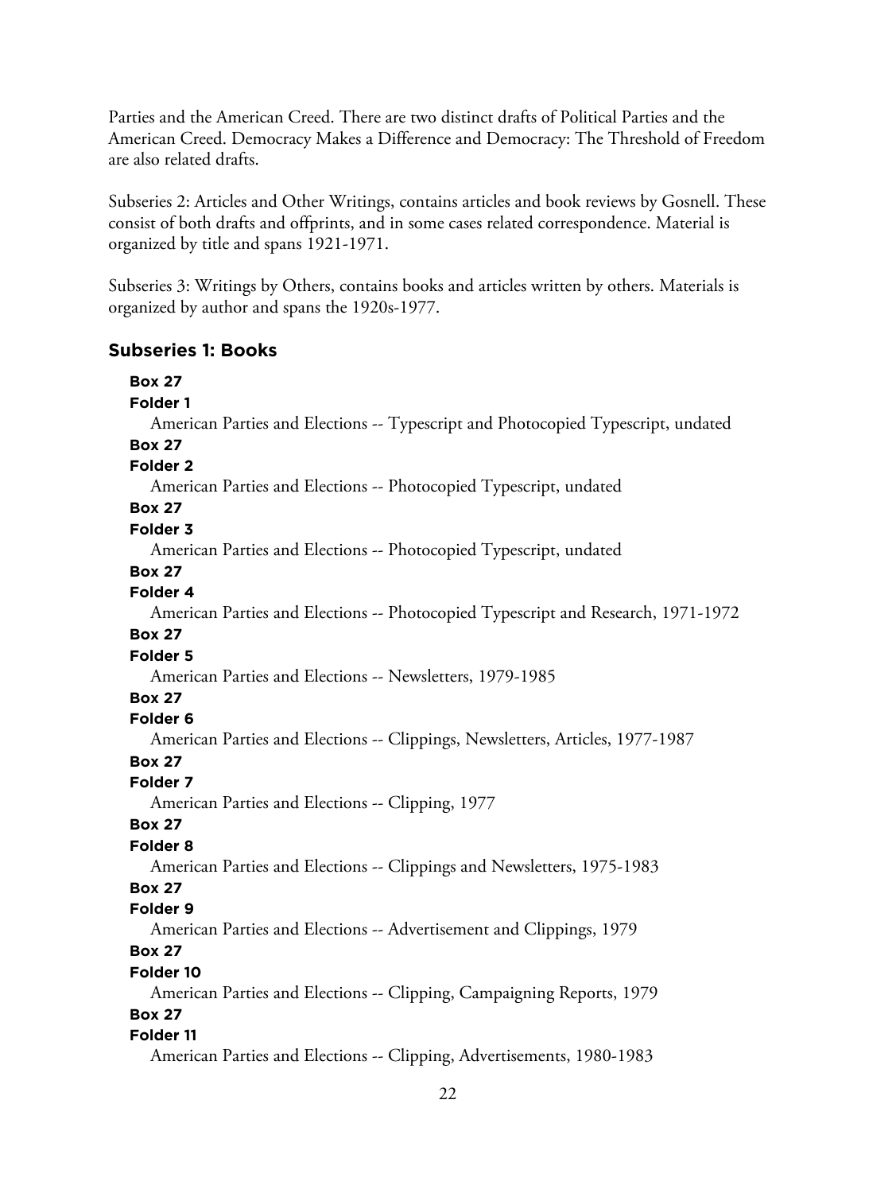Parties and the American Creed. There are two distinct drafts of Political Parties and the American Creed. Democracy Makes a Difference and Democracy: The Threshold of Freedom are also related drafts.

Subseries 2: Articles and Other Writings, contains articles and book reviews by Gosnell. These consist of both drafts and offprints, and in some cases related correspondence. Material is organized by title and spans 1921-1971.

Subseries 3: Writings by Others, contains books and articles written by others. Materials is organized by author and spans the 1920s-1977.

## Subseries 1: Books

**Box 27**
**Folder 1**
American Parties and Elections -- Typescript and Photocopied Typescript, undated

**Box 27**
**Folder 2**
American Parties and Elections -- Photocopied Typescript, undated

**Box 27**
**Folder 3**
American Parties and Elections -- Photocopied Typescript, undated

**Box 27**
**Folder 4**
American Parties and Elections -- Photocopied Typescript and Research, 1971-1972

**Box 27**
**Folder 5**
American Parties and Elections -- Newsletters, 1979-1985

**Box 27**
**Folder 6**
American Parties and Elections -- Clippings, Newsletters, Articles, 1977-1987

**Box 27**
**Folder 7**
American Parties and Elections -- Clipping, 1977

**Box 27**
**Folder 8**
American Parties and Elections -- Clippings and Newsletters, 1975-1983

**Box 27**
**Folder 9**
American Parties and Elections -- Advertisement and Clippings, 1979

**Box 27**
**Folder 10**
American Parties and Elections -- Clipping, Campaigning Reports, 1979

**Box 27**
**Folder 11**
American Parties and Elections -- Clipping, Advertisements, 1980-1983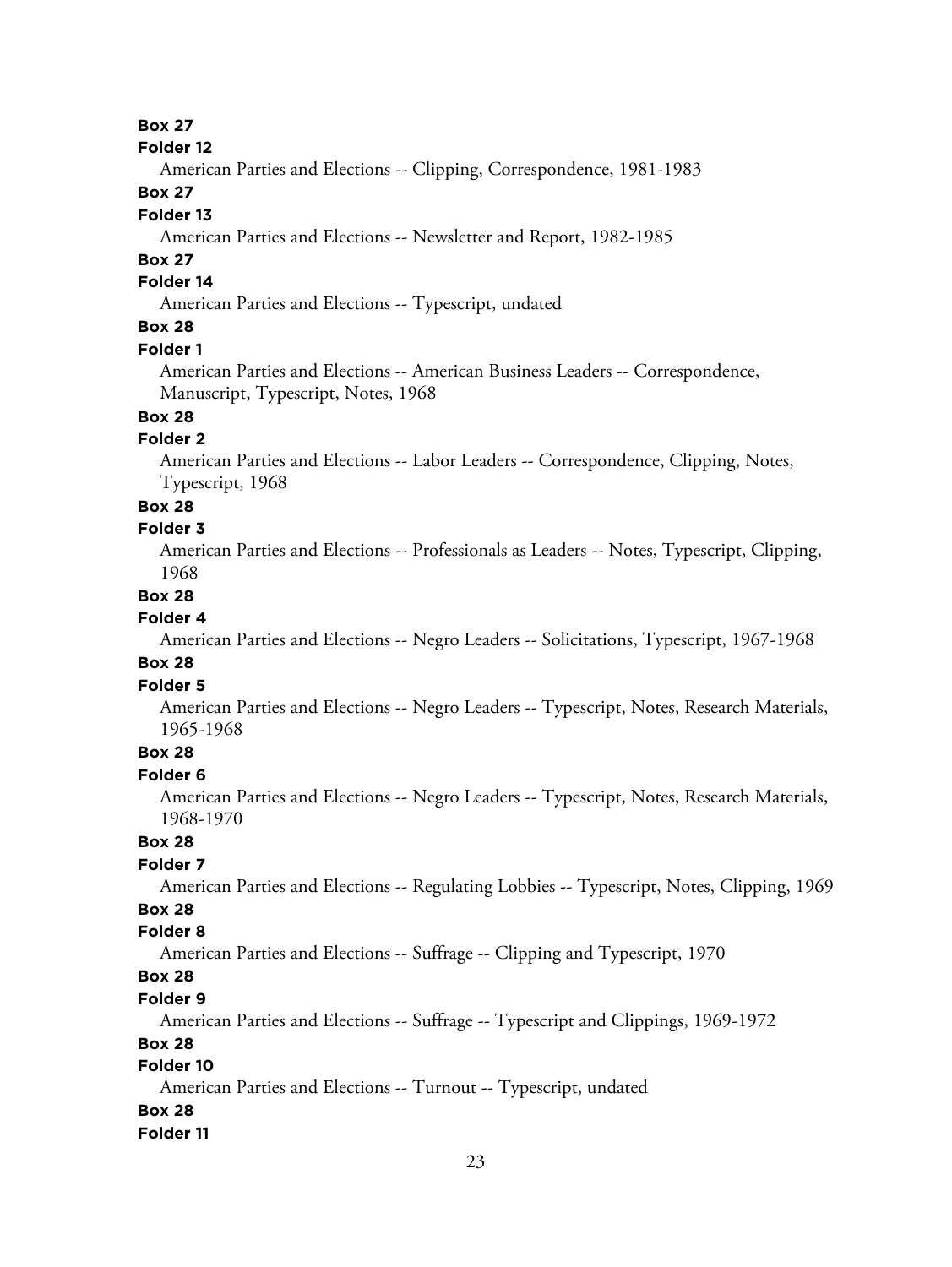**Box 27**

**Folder 12**

American Parties and Elections -- Clipping, Correspondence, 1981-1983

**Box 27**

**Folder 13**

American Parties and Elections -- Newsletter and Report, 1982-1985

**Box 27**

**Folder 14**

American Parties and Elections -- Typescript, undated

**Box 28**

**Folder 1**

American Parties and Elections -- American Business Leaders -- Correspondence, Manuscript, Typescript, Notes, 1968

**Box 28**

**Folder 2**

American Parties and Elections -- Labor Leaders -- Correspondence, Clipping, Notes, Typescript, 1968

**Box 28**

**Folder 3**

American Parties and Elections -- Professionals as Leaders -- Notes, Typescript, Clipping, 1968

**Box 28**

**Folder 4**

American Parties and Elections -- Negro Leaders -- Solicitations, Typescript, 1967-1968

**Box 28**

**Folder 5**

American Parties and Elections -- Negro Leaders -- Typescript, Notes, Research Materials, 1965-1968

**Box 28**

**Folder 6**

American Parties and Elections -- Negro Leaders -- Typescript, Notes, Research Materials, 1968-1970

**Box 28**

**Folder 7**

American Parties and Elections -- Regulating Lobbies -- Typescript, Notes, Clipping, 1969

**Box 28**

**Folder 8**

American Parties and Elections -- Suffrage -- Clipping and Typescript, 1970

**Box 28**

**Folder 9**

American Parties and Elections -- Suffrage -- Typescript and Clippings, 1969-1972

**Box 28**

**Folder 10**

American Parties and Elections -- Turnout -- Typescript, undated

**Box 28**

**Folder 11**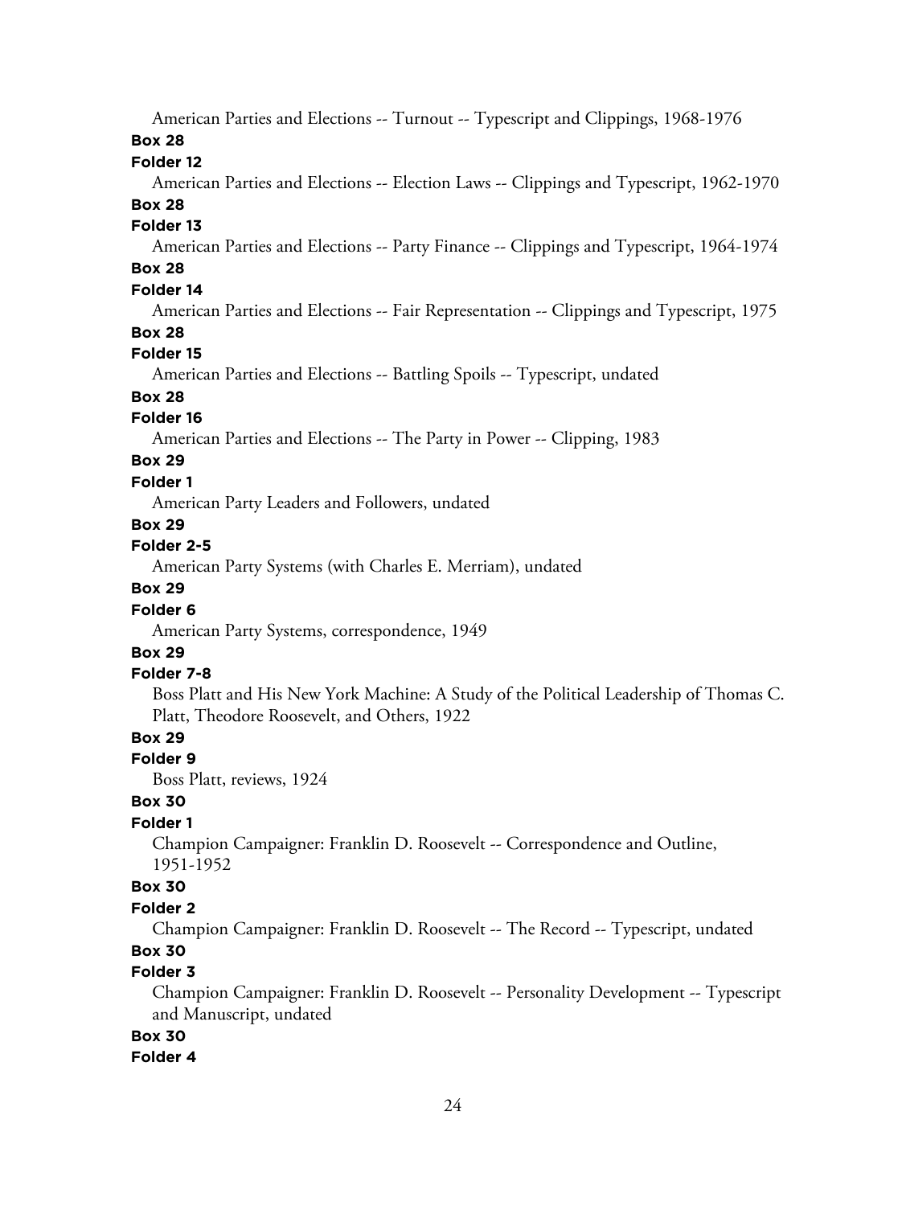American Parties and Elections -- Turnout -- Typescript and Clippings, 1968-1976

**Box 28**

**Folder 12**

American Parties and Elections -- Election Laws -- Clippings and Typescript, 1962-1970

**Box 28**

**Folder 13**

American Parties and Elections -- Party Finance -- Clippings and Typescript, 1964-1974

**Box 28**

**Folder 14**

American Parties and Elections -- Fair Representation -- Clippings and Typescript, 1975

**Box 28**

**Folder 15**

American Parties and Elections -- Battling Spoils -- Typescript, undated

**Box 28**

**Folder 16**

American Parties and Elections -- The Party in Power -- Clipping, 1983

**Box 29**

**Folder 1**

American Party Leaders and Followers, undated

**Box 29**

**Folder 2-5**

American Party Systems (with Charles E. Merriam), undated

**Box 29**

**Folder 6**

American Party Systems, correspondence, 1949

**Box 29**

**Folder 7-8**

Boss Platt and His New York Machine: A Study of the Political Leadership of Thomas C. Platt, Theodore Roosevelt, and Others, 1922

**Box 29**

**Folder 9**

Boss Platt, reviews, 1924

**Box 30**

**Folder 1**

Champion Campaigner: Franklin D. Roosevelt -- Correspondence and Outline, 1951-1952

**Box 30**

**Folder 2**

Champion Campaigner: Franklin D. Roosevelt -- The Record -- Typescript, undated

**Box 30**

**Folder 3**

Champion Campaigner: Franklin D. Roosevelt -- Personality Development -- Typescript and Manuscript, undated

**Box 30**

**Folder 4**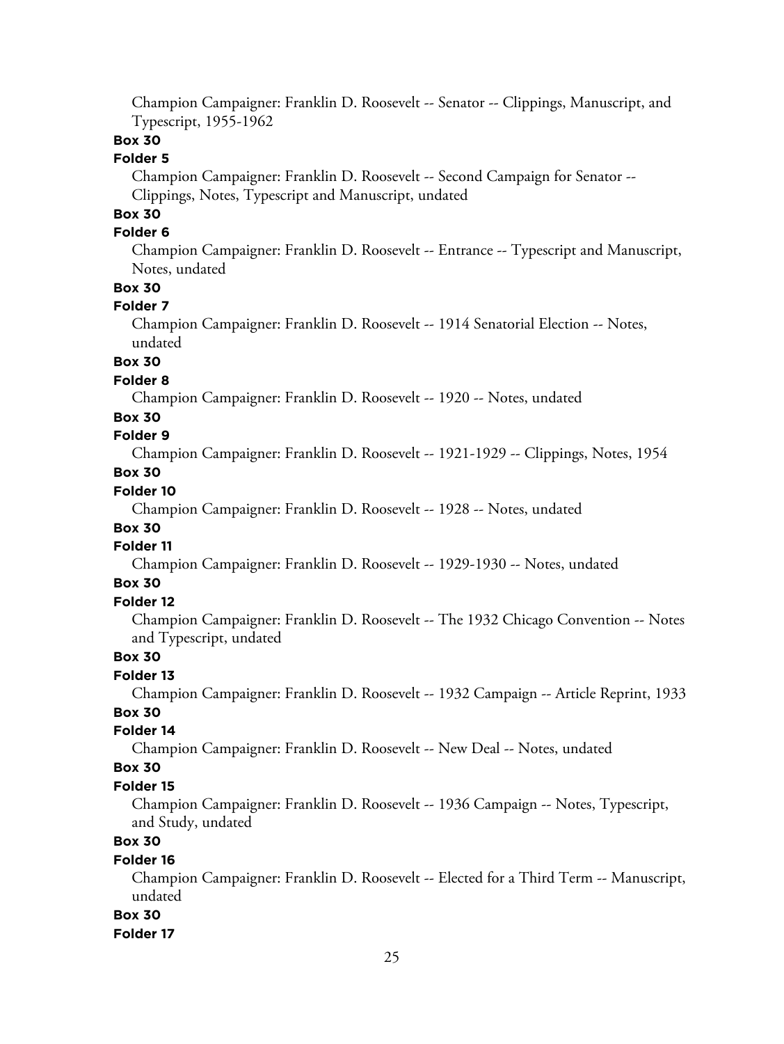Champion Campaigner: Franklin D. Roosevelt -- Senator -- Clippings, Manuscript, and Typescript, 1955-1962

**Box 30**

**Folder 5**

Champion Campaigner: Franklin D. Roosevelt -- Second Campaign for Senator -- Clippings, Notes, Typescript and Manuscript, undated

**Box 30**

**Folder 6**

Champion Campaigner: Franklin D. Roosevelt -- Entrance -- Typescript and Manuscript, Notes, undated

**Box 30**

**Folder 7**

Champion Campaigner: Franklin D. Roosevelt -- 1914 Senatorial Election -- Notes, undated

**Box 30**

**Folder 8**

Champion Campaigner: Franklin D. Roosevelt -- 1920 -- Notes, undated

**Box 30**

**Folder 9**

Champion Campaigner: Franklin D. Roosevelt -- 1921-1929 -- Clippings, Notes, 1954

**Box 30**

**Folder 10**

Champion Campaigner: Franklin D. Roosevelt -- 1928 -- Notes, undated

**Box 30**

**Folder 11**

Champion Campaigner: Franklin D. Roosevelt -- 1929-1930 -- Notes, undated

**Box 30**

**Folder 12**

Champion Campaigner: Franklin D. Roosevelt -- The 1932 Chicago Convention -- Notes and Typescript, undated

**Box 30**

**Folder 13**

Champion Campaigner: Franklin D. Roosevelt -- 1932 Campaign -- Article Reprint, 1933

**Box 30**

**Folder 14**

Champion Campaigner: Franklin D. Roosevelt -- New Deal -- Notes, undated

**Box 30**

**Folder 15**

Champion Campaigner: Franklin D. Roosevelt -- 1936 Campaign -- Notes, Typescript, and Study, undated

**Box 30**

**Folder 16**

Champion Campaigner: Franklin D. Roosevelt -- Elected for a Third Term -- Manuscript, undated

**Box 30**

**Folder 17**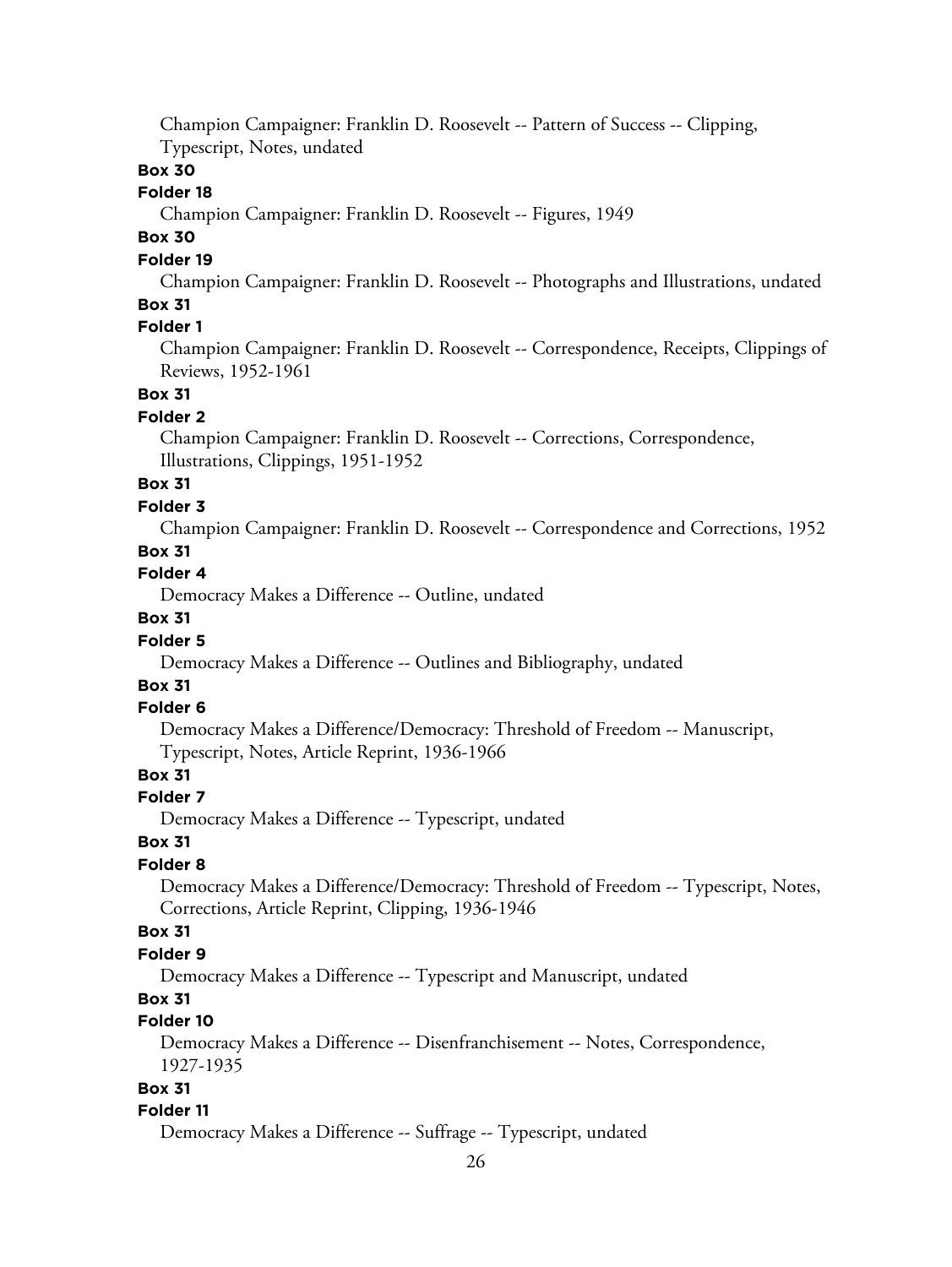Champion Campaigner: Franklin D. Roosevelt -- Pattern of Success -- Clipping, Typescript, Notes, undated

**Box 30**

**Folder 18**

Champion Campaigner: Franklin D. Roosevelt -- Figures, 1949

**Box 30**

**Folder 19**

Champion Campaigner: Franklin D. Roosevelt -- Photographs and Illustrations, undated

**Box 31**

**Folder 1**

Champion Campaigner: Franklin D. Roosevelt -- Correspondence, Receipts, Clippings of Reviews, 1952-1961

**Box 31**

**Folder 2**

Champion Campaigner: Franklin D. Roosevelt -- Corrections, Correspondence, Illustrations, Clippings, 1951-1952

**Box 31**

**Folder 3**

Champion Campaigner: Franklin D. Roosevelt -- Correspondence and Corrections, 1952

**Box 31**

**Folder 4**

Democracy Makes a Difference -- Outline, undated

**Box 31**

**Folder 5**

Democracy Makes a Difference -- Outlines and Bibliography, undated

**Box 31**

**Folder 6**

Democracy Makes a Difference/Democracy: Threshold of Freedom -- Manuscript, Typescript, Notes, Article Reprint, 1936-1966

**Box 31**

**Folder 7**

Democracy Makes a Difference -- Typescript, undated

**Box 31**

**Folder 8**

Democracy Makes a Difference/Democracy: Threshold of Freedom -- Typescript, Notes, Corrections, Article Reprint, Clipping, 1936-1946

**Box 31**

**Folder 9**

Democracy Makes a Difference -- Typescript and Manuscript, undated

**Box 31**

**Folder 10**

Democracy Makes a Difference -- Disenfranchisement -- Notes, Correspondence, 1927-1935

**Box 31**

**Folder 11**

Democracy Makes a Difference -- Suffrage -- Typescript, undated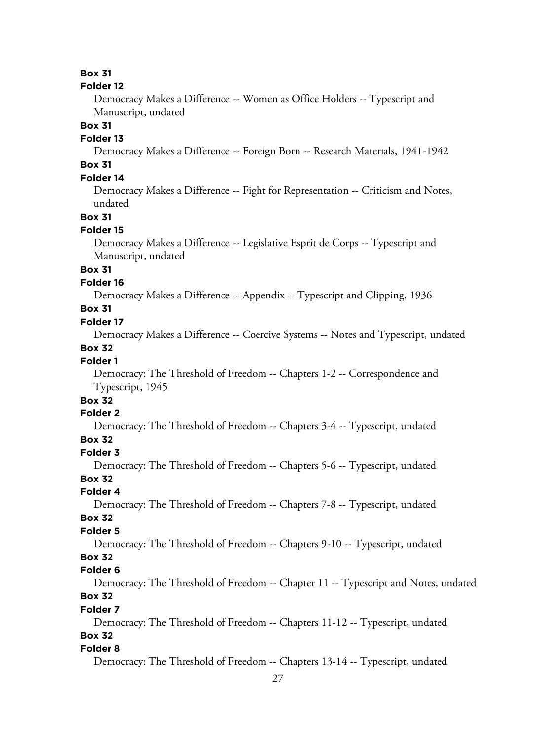**Box 31**

**Folder 12**

Democracy Makes a Difference -- Women as Office Holders -- Typescript and Manuscript, undated

**Box 31**

**Folder 13**

Democracy Makes a Difference -- Foreign Born -- Research Materials, 1941-1942

**Box 31**

**Folder 14**

Democracy Makes a Difference -- Fight for Representation -- Criticism and Notes, undated

**Box 31**

**Folder 15**

Democracy Makes a Difference -- Legislative Esprit de Corps -- Typescript and Manuscript, undated

**Box 31**

**Folder 16**

Democracy Makes a Difference -- Appendix -- Typescript and Clipping, 1936

**Box 31**

**Folder 17**

Democracy Makes a Difference -- Coercive Systems -- Notes and Typescript, undated

**Box 32**

**Folder 1**

Democracy: The Threshold of Freedom -- Chapters 1-2 -- Correspondence and Typescript, 1945

**Box 32**

**Folder 2**

Democracy: The Threshold of Freedom -- Chapters 3-4 -- Typescript, undated

**Box 32**

**Folder 3**

Democracy: The Threshold of Freedom -- Chapters 5-6 -- Typescript, undated

**Box 32**

**Folder 4**

Democracy: The Threshold of Freedom -- Chapters 7-8 -- Typescript, undated

**Box 32**

**Folder 5**

Democracy: The Threshold of Freedom -- Chapters 9-10 -- Typescript, undated

**Box 32**

**Folder 6**

Democracy: The Threshold of Freedom -- Chapter 11 -- Typescript and Notes, undated

**Box 32**

**Folder 7**

Democracy: The Threshold of Freedom -- Chapters 11-12 -- Typescript, undated

**Box 32**

**Folder 8**

Democracy: The Threshold of Freedom -- Chapters 13-14 -- Typescript, undated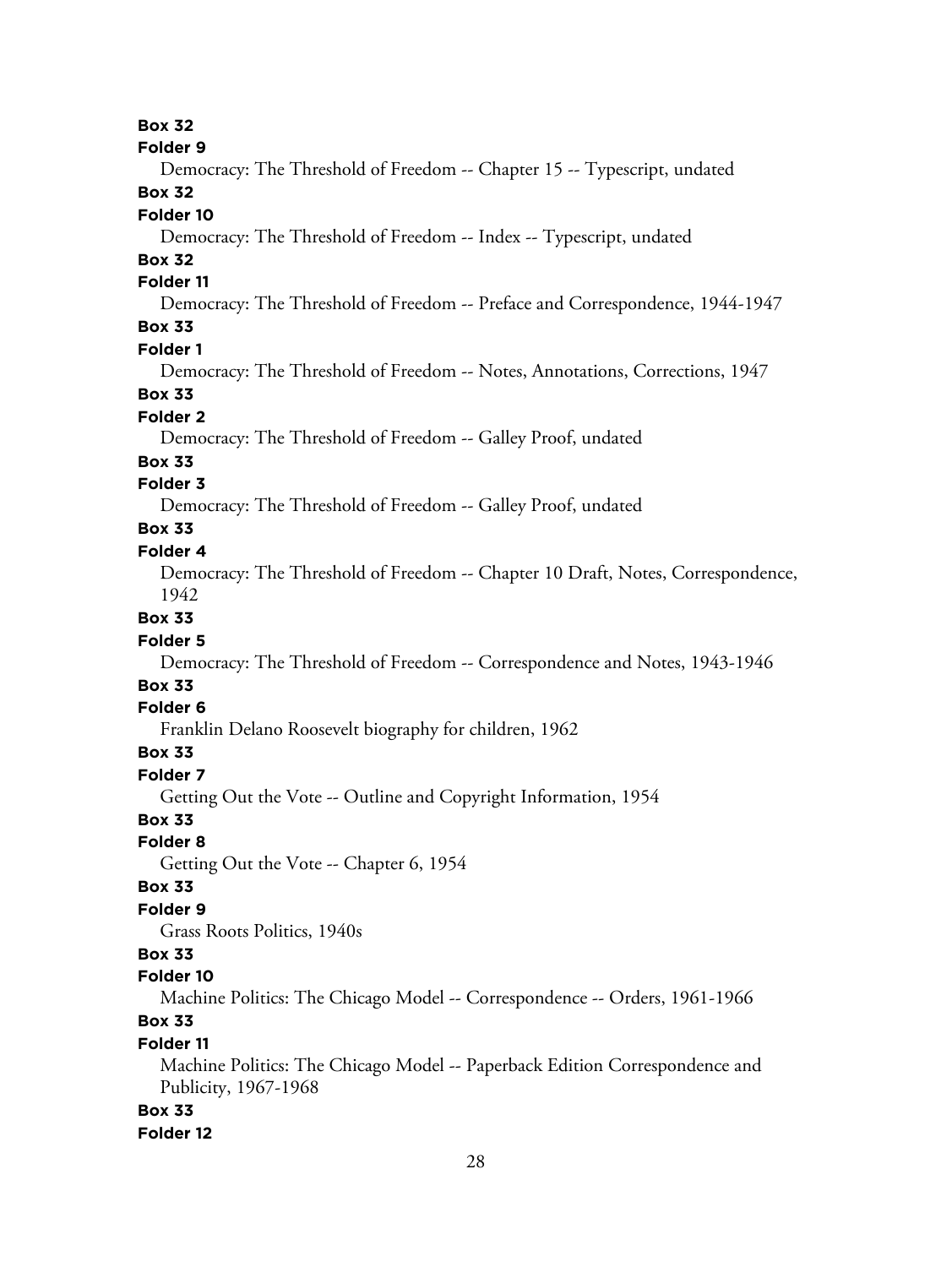**Box 32**
**Folder 9**
Democracy: The Threshold of Freedom -- Chapter 15 -- Typescript, undated

**Box 32**
**Folder 10**
Democracy: The Threshold of Freedom -- Index -- Typescript, undated

**Box 32**
**Folder 11**
Democracy: The Threshold of Freedom -- Preface and Correspondence, 1944-1947

**Box 33**
**Folder 1**
Democracy: The Threshold of Freedom -- Notes, Annotations, Corrections, 1947

**Box 33**
**Folder 2**
Democracy: The Threshold of Freedom -- Galley Proof, undated

**Box 33**
**Folder 3**
Democracy: The Threshold of Freedom -- Galley Proof, undated

**Box 33**
**Folder 4**
Democracy: The Threshold of Freedom -- Chapter 10 Draft, Notes, Correspondence, 1942

**Box 33**
**Folder 5**
Democracy: The Threshold of Freedom -- Correspondence and Notes, 1943-1946

**Box 33**
**Folder 6**
Franklin Delano Roosevelt biography for children, 1962

**Box 33**
**Folder 7**
Getting Out the Vote -- Outline and Copyright Information, 1954

**Box 33**
**Folder 8**
Getting Out the Vote -- Chapter 6, 1954

**Box 33**
**Folder 9**
Grass Roots Politics, 1940s

**Box 33**
**Folder 10**
Machine Politics: The Chicago Model -- Correspondence -- Orders, 1961-1966

**Box 33**
**Folder 11**
Machine Politics: The Chicago Model -- Paperback Edition Correspondence and Publicity, 1967-1968

**Box 33**
**Folder 12**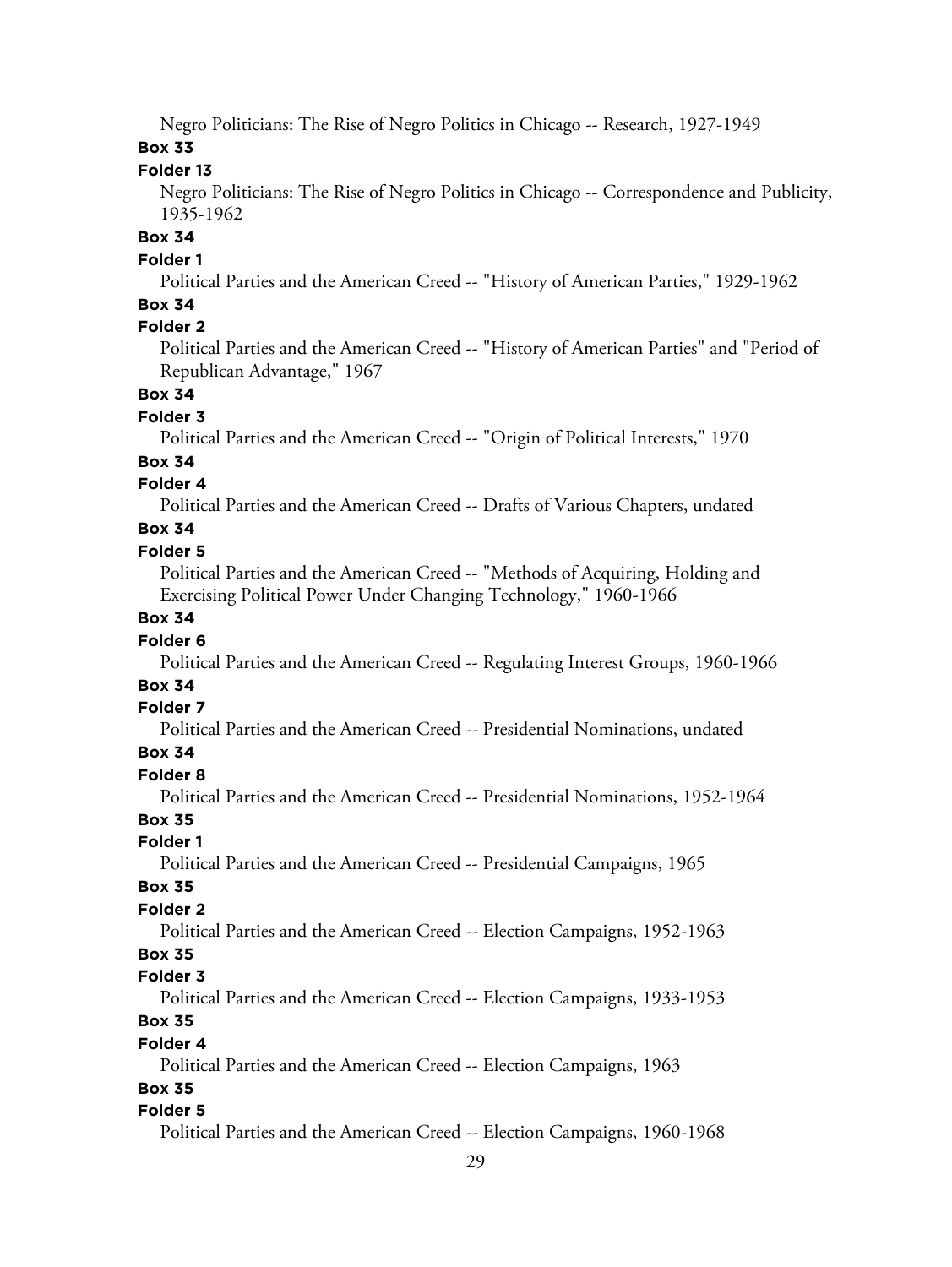Negro Politicians: The Rise of Negro Politics in Chicago -- Research, 1927-1949

**Box 33**

**Folder 13**

Negro Politicians: The Rise of Negro Politics in Chicago -- Correspondence and Publicity, 1935-1962

**Box 34**

**Folder 1**

Political Parties and the American Creed -- "History of American Parties," 1929-1962

**Box 34**

**Folder 2**

Political Parties and the American Creed -- "History of American Parties" and "Period of Republican Advantage," 1967

**Box 34**

**Folder 3**

Political Parties and the American Creed -- "Origin of Political Interests," 1970

**Box 34**

**Folder 4**

Political Parties and the American Creed -- Drafts of Various Chapters, undated

**Box 34**

**Folder 5**

Political Parties and the American Creed -- "Methods of Acquiring, Holding and Exercising Political Power Under Changing Technology," 1960-1966

**Box 34**

**Folder 6**

Political Parties and the American Creed -- Regulating Interest Groups, 1960-1966

**Box 34**

**Folder 7**

Political Parties and the American Creed -- Presidential Nominations, undated

**Box 34**

**Folder 8**

Political Parties and the American Creed -- Presidential Nominations, 1952-1964

**Box 35**

**Folder 1**

Political Parties and the American Creed -- Presidential Campaigns, 1965

**Box 35**

**Folder 2**

Political Parties and the American Creed -- Election Campaigns, 1952-1963

**Box 35**

**Folder 3**

Political Parties and the American Creed -- Election Campaigns, 1933-1953

**Box 35**

**Folder 4**

Political Parties and the American Creed -- Election Campaigns, 1963

**Box 35**

**Folder 5**

Political Parties and the American Creed -- Election Campaigns, 1960-1968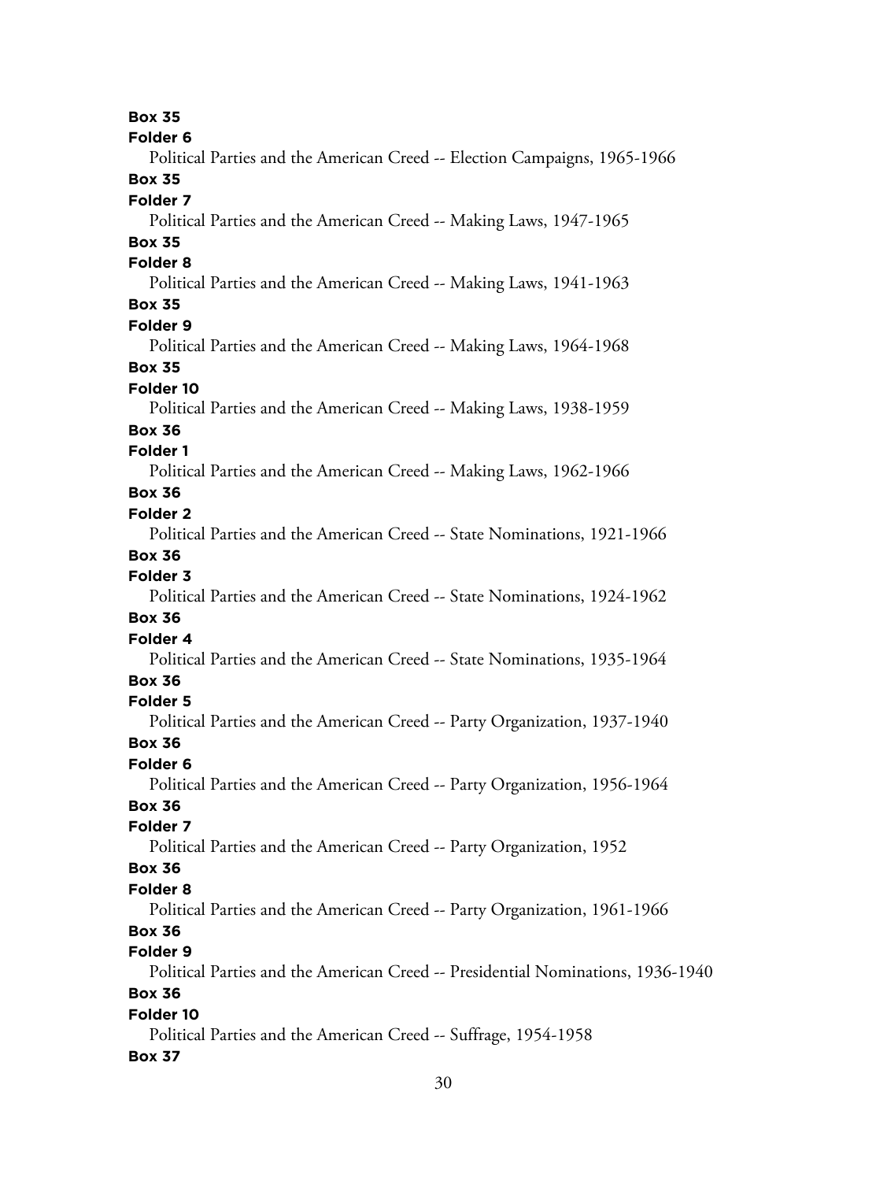**Box 35**
**Folder 6**
Political Parties and the American Creed -- Election Campaigns, 1965-1966
**Box 35**
**Folder 7**
Political Parties and the American Creed -- Making Laws, 1947-1965
**Box 35**
**Folder 8**
Political Parties and the American Creed -- Making Laws, 1941-1963
**Box 35**
**Folder 9**
Political Parties and the American Creed -- Making Laws, 1964-1968
**Box 35**
**Folder 10**
Political Parties and the American Creed -- Making Laws, 1938-1959
**Box 36**
**Folder 1**
Political Parties and the American Creed -- Making Laws, 1962-1966
**Box 36**
**Folder 2**
Political Parties and the American Creed -- State Nominations, 1921-1966
**Box 36**
**Folder 3**
Political Parties and the American Creed -- State Nominations, 1924-1962
**Box 36**
**Folder 4**
Political Parties and the American Creed -- State Nominations, 1935-1964
**Box 36**
**Folder 5**
Political Parties and the American Creed -- Party Organization, 1937-1940
**Box 36**
**Folder 6**
Political Parties and the American Creed -- Party Organization, 1956-1964
**Box 36**
**Folder 7**
Political Parties and the American Creed -- Party Organization, 1952
**Box 36**
**Folder 8**
Political Parties and the American Creed -- Party Organization, 1961-1966
**Box 36**
**Folder 9**
Political Parties and the American Creed -- Presidential Nominations, 1936-1940
**Box 36**
**Folder 10**
Political Parties and the American Creed -- Suffrage, 1954-1958
**Box 37**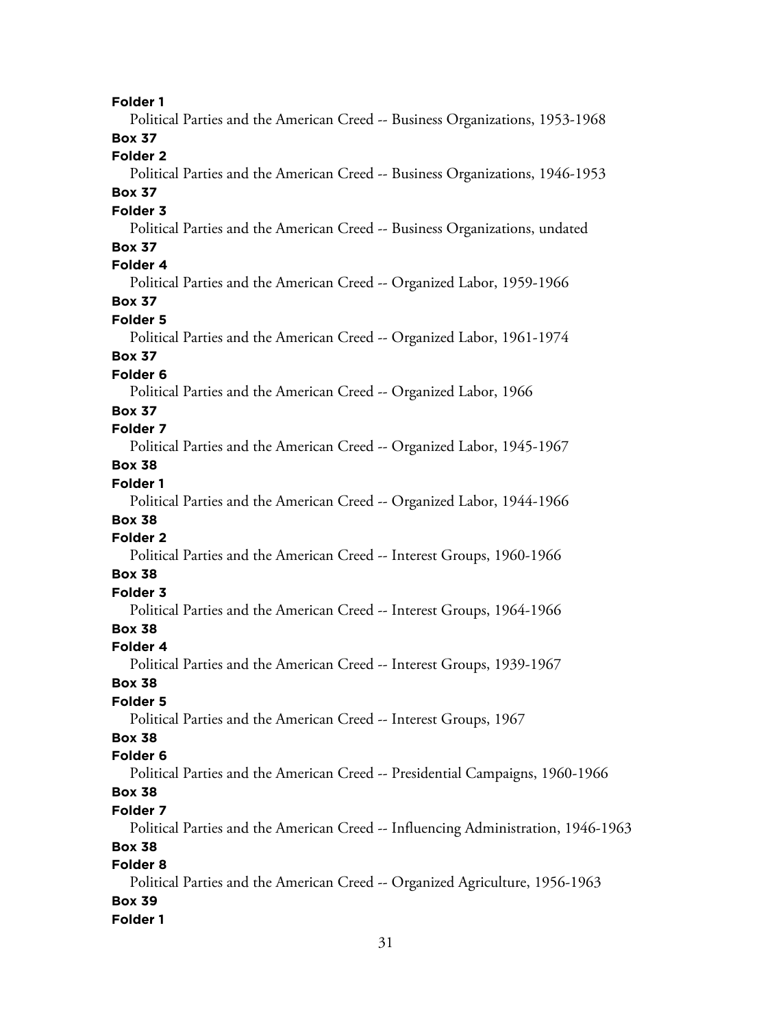**Folder 1**

Political Parties and the American Creed -- Business Organizations, 1953-1968

**Box 37**

**Folder 2**

Political Parties and the American Creed -- Business Organizations, 1946-1953

**Box 37**

**Folder 3**

Political Parties and the American Creed -- Business Organizations, undated

**Box 37**

**Folder 4**

Political Parties and the American Creed -- Organized Labor, 1959-1966

**Box 37**

**Folder 5**

Political Parties and the American Creed -- Organized Labor, 1961-1974

**Box 37**

**Folder 6**

Political Parties and the American Creed -- Organized Labor, 1966

**Box 37**

**Folder 7**

Political Parties and the American Creed -- Organized Labor, 1945-1967

**Box 38**

**Folder 1**

Political Parties and the American Creed -- Organized Labor, 1944-1966

**Box 38**

**Folder 2**

Political Parties and the American Creed -- Interest Groups, 1960-1966

**Box 38**

**Folder 3**

Political Parties and the American Creed -- Interest Groups, 1964-1966

**Box 38**

**Folder 4**

Political Parties and the American Creed -- Interest Groups, 1939-1967

**Box 38**

**Folder 5**

Political Parties and the American Creed -- Interest Groups, 1967

**Box 38**

**Folder 6**

Political Parties and the American Creed -- Presidential Campaigns, 1960-1966

**Box 38**

**Folder 7**

Political Parties and the American Creed -- Influencing Administration, 1946-1963

**Box 38**

**Folder 8**

Political Parties and the American Creed -- Organized Agriculture, 1956-1963

**Box 39**

**Folder 1**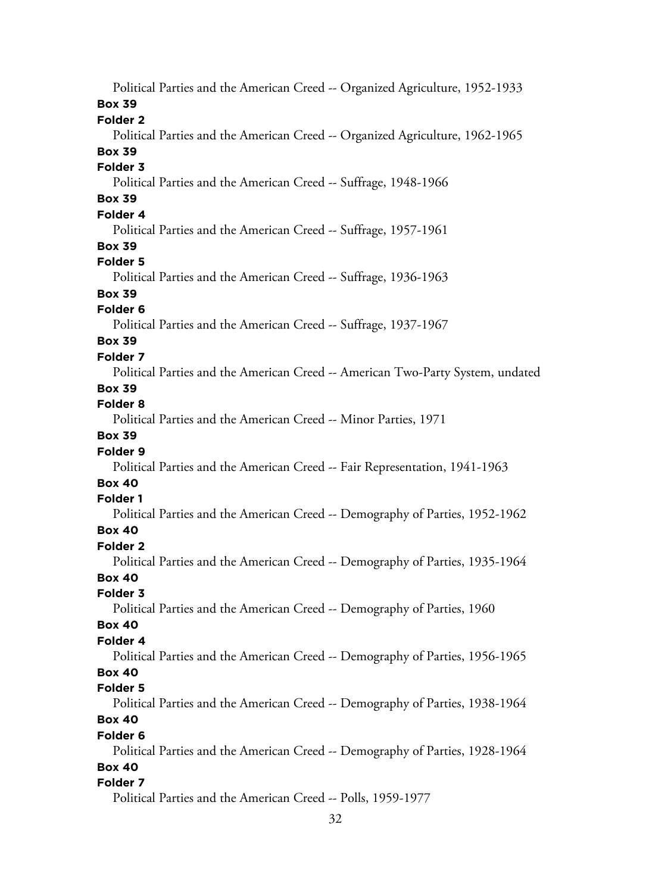Political Parties and the American Creed -- Organized Agriculture, 1952-1933

**Box 39**

**Folder 2**

Political Parties and the American Creed -- Organized Agriculture, 1962-1965

**Box 39**

**Folder 3**

Political Parties and the American Creed -- Suffrage, 1948-1966

**Box 39**

**Folder 4**

Political Parties and the American Creed -- Suffrage, 1957-1961

**Box 39**

**Folder 5**

Political Parties and the American Creed -- Suffrage, 1936-1963

**Box 39**

**Folder 6**

Political Parties and the American Creed -- Suffrage, 1937-1967

**Box 39**

**Folder 7**

Political Parties and the American Creed -- American Two-Party System, undated

**Box 39**

**Folder 8**

Political Parties and the American Creed -- Minor Parties, 1971

**Box 39**

**Folder 9**

Political Parties and the American Creed -- Fair Representation, 1941-1963

**Box 40**

**Folder 1**

Political Parties and the American Creed -- Demography of Parties, 1952-1962

**Box 40**

**Folder 2**

Political Parties and the American Creed -- Demography of Parties, 1935-1964

**Box 40**

**Folder 3**

Political Parties and the American Creed -- Demography of Parties, 1960

**Box 40**

**Folder 4**

Political Parties and the American Creed -- Demography of Parties, 1956-1965

**Box 40**

**Folder 5**

Political Parties and the American Creed -- Demography of Parties, 1938-1964

**Box 40**

**Folder 6**

Political Parties and the American Creed -- Demography of Parties, 1928-1964

**Box 40**

**Folder 7**

Political Parties and the American Creed -- Polls, 1959-1977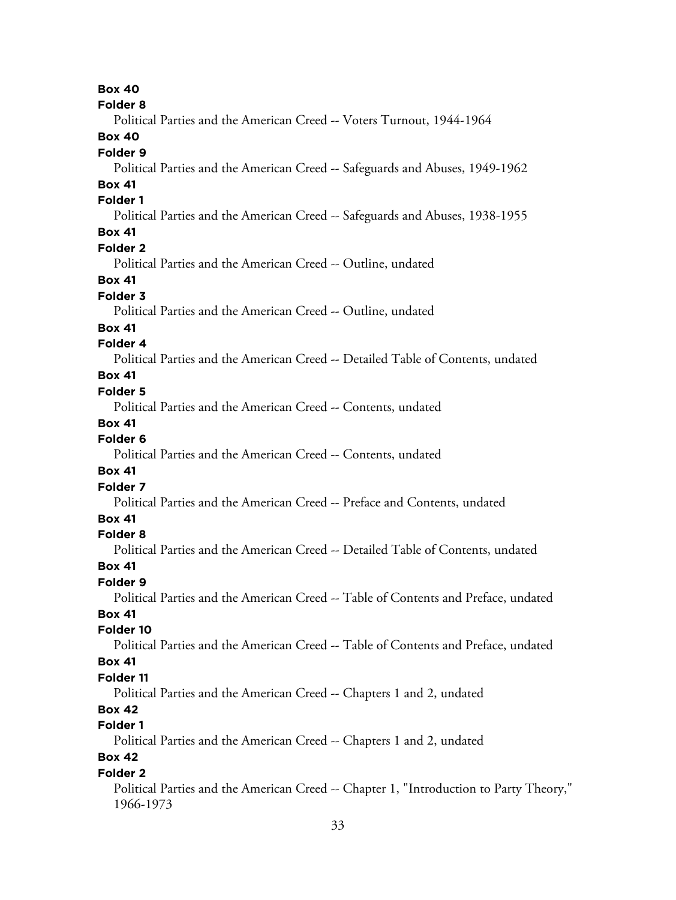**Box 40**

**Folder 8**

Political Parties and the American Creed -- Voters Turnout, 1944-1964

**Box 40**

**Folder 9**

Political Parties and the American Creed -- Safeguards and Abuses, 1949-1962

**Box 41**

**Folder 1**

Political Parties and the American Creed -- Safeguards and Abuses, 1938-1955

**Box 41**

**Folder 2**

Political Parties and the American Creed -- Outline, undated

**Box 41**

**Folder 3**

Political Parties and the American Creed -- Outline, undated

**Box 41**

**Folder 4**

Political Parties and the American Creed -- Detailed Table of Contents, undated

**Box 41**

**Folder 5**

Political Parties and the American Creed -- Contents, undated

**Box 41**

**Folder 6**

Political Parties and the American Creed -- Contents, undated

**Box 41**

**Folder 7**

Political Parties and the American Creed -- Preface and Contents, undated

**Box 41**

**Folder 8**

Political Parties and the American Creed -- Detailed Table of Contents, undated

**Box 41**

**Folder 9**

Political Parties and the American Creed -- Table of Contents and Preface, undated

**Box 41**

**Folder 10**

Political Parties and the American Creed -- Table of Contents and Preface, undated

**Box 41**

**Folder 11**

Political Parties and the American Creed -- Chapters 1 and 2, undated

**Box 42**

**Folder 1**

Political Parties and the American Creed -- Chapters 1 and 2, undated

**Box 42**

**Folder 2**

Political Parties and the American Creed -- Chapter 1, "Introduction to Party Theory," 1966-1973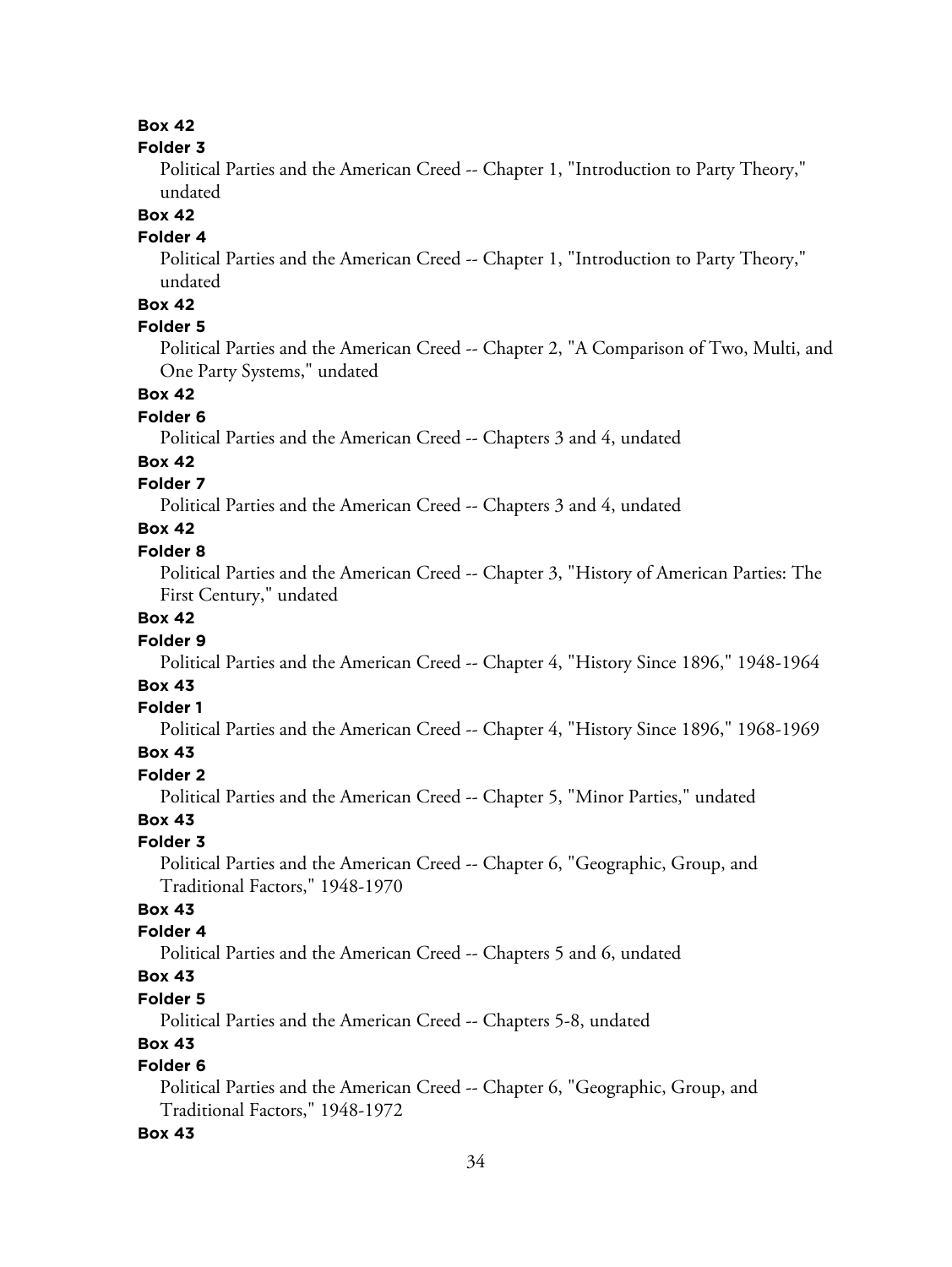**Box 42**

**Folder 3**

Political Parties and the American Creed -- Chapter 1, "Introduction to Party Theory," undated

**Box 42**

**Folder 4**

Political Parties and the American Creed -- Chapter 1, "Introduction to Party Theory," undated

**Box 42**

**Folder 5**

Political Parties and the American Creed -- Chapter 2, "A Comparison of Two, Multi, and One Party Systems," undated

**Box 42**

**Folder 6**

Political Parties and the American Creed -- Chapters 3 and 4, undated

**Box 42**

**Folder 7**

Political Parties and the American Creed -- Chapters 3 and 4, undated

**Box 42**

**Folder 8**

Political Parties and the American Creed -- Chapter 3, "History of American Parties: The First Century," undated

**Box 42**

**Folder 9**

Political Parties and the American Creed -- Chapter 4, "History Since 1896," 1948-1964

**Box 43**

**Folder 1**

Political Parties and the American Creed -- Chapter 4, "History Since 1896," 1968-1969

**Box 43**

**Folder 2**

Political Parties and the American Creed -- Chapter 5, "Minor Parties," undated

**Box 43**

**Folder 3**

Political Parties and the American Creed -- Chapter 6, "Geographic, Group, and Traditional Factors," 1948-1970

**Box 43**

**Folder 4**

Political Parties and the American Creed -- Chapters 5 and 6, undated

**Box 43**

**Folder 5**

Political Parties and the American Creed -- Chapters 5-8, undated

**Box 43**

**Folder 6**

Political Parties and the American Creed -- Chapter 6, "Geographic, Group, and Traditional Factors," 1948-1972

**Box 43**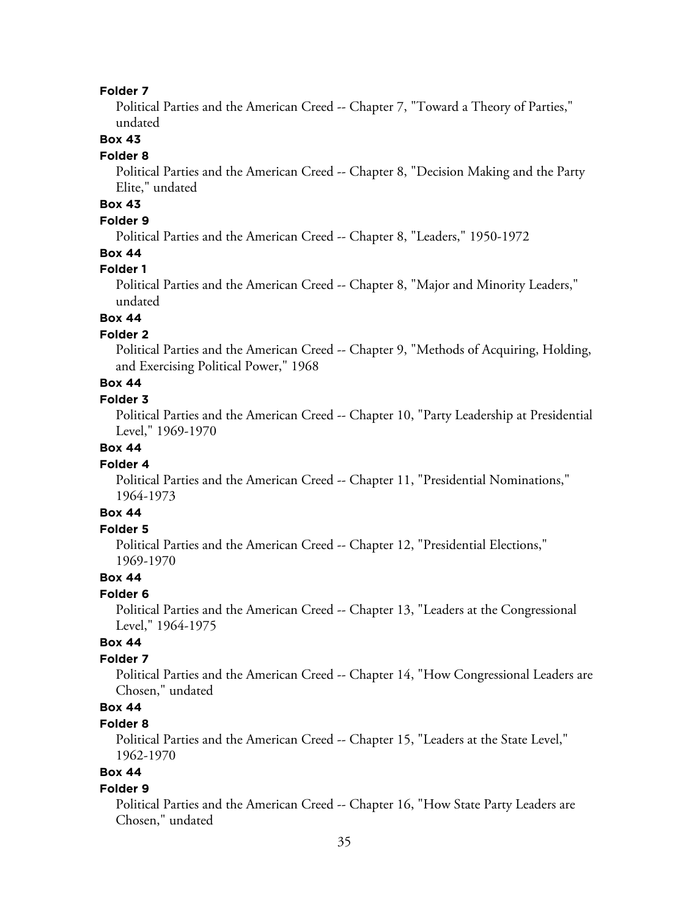**Folder 7**

Political Parties and the American Creed -- Chapter 7, "Toward a Theory of Parties," undated

**Box 43**

**Folder 8**

Political Parties and the American Creed -- Chapter 8, "Decision Making and the Party Elite," undated

**Box 43**

**Folder 9**

Political Parties and the American Creed -- Chapter 8, "Leaders," 1950-1972

**Box 44**

**Folder 1**

Political Parties and the American Creed -- Chapter 8, "Major and Minority Leaders," undated

**Box 44**

**Folder 2**

Political Parties and the American Creed -- Chapter 9, "Methods of Acquiring, Holding, and Exercising Political Power," 1968

**Box 44**

**Folder 3**

Political Parties and the American Creed -- Chapter 10, "Party Leadership at Presidential Level," 1969-1970

**Box 44**

**Folder 4**

Political Parties and the American Creed -- Chapter 11, "Presidential Nominations," 1964-1973

**Box 44**

**Folder 5**

Political Parties and the American Creed -- Chapter 12, "Presidential Elections," 1969-1970

**Box 44**

**Folder 6**

Political Parties and the American Creed -- Chapter 13, "Leaders at the Congressional Level," 1964-1975

**Box 44**

**Folder 7**

Political Parties and the American Creed -- Chapter 14, "How Congressional Leaders are Chosen," undated

**Box 44**

**Folder 8**

Political Parties and the American Creed -- Chapter 15, "Leaders at the State Level," 1962-1970

**Box 44**

**Folder 9**

Political Parties and the American Creed -- Chapter 16, "How State Party Leaders are Chosen," undated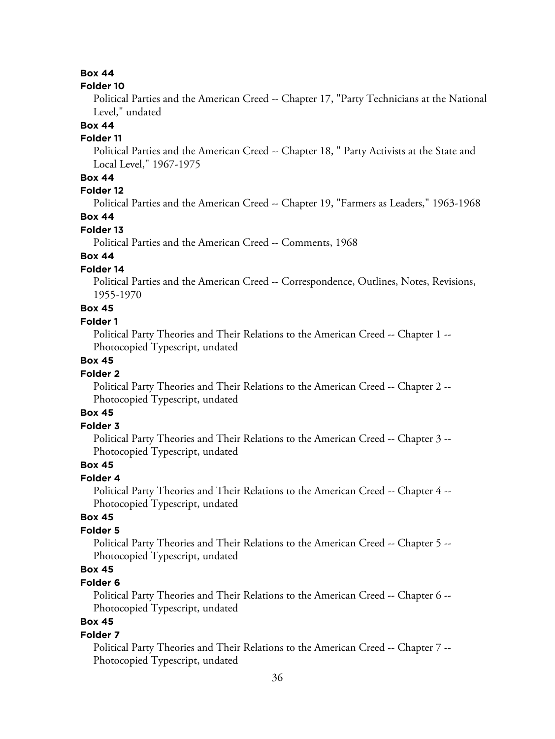**Box 44**

**Folder 10**

Political Parties and the American Creed -- Chapter 17, "Party Technicians at the National Level," undated

**Box 44**

**Folder 11**

Political Parties and the American Creed -- Chapter 18, " Party Activists at the State and Local Level," 1967-1975

**Box 44**

**Folder 12**

Political Parties and the American Creed -- Chapter 19, "Farmers as Leaders," 1963-1968

**Box 44**

**Folder 13**

Political Parties and the American Creed -- Comments, 1968

**Box 44**

**Folder 14**

Political Parties and the American Creed -- Correspondence, Outlines, Notes, Revisions, 1955-1970

**Box 45**

**Folder 1**

Political Party Theories and Their Relations to the American Creed -- Chapter 1 -- Photocopied Typescript, undated

**Box 45**

**Folder 2**

Political Party Theories and Their Relations to the American Creed -- Chapter 2 -- Photocopied Typescript, undated

**Box 45**

**Folder 3**

Political Party Theories and Their Relations to the American Creed -- Chapter 3 -- Photocopied Typescript, undated

**Box 45**

**Folder 4**

Political Party Theories and Their Relations to the American Creed -- Chapter 4 -- Photocopied Typescript, undated

**Box 45**

**Folder 5**

Political Party Theories and Their Relations to the American Creed -- Chapter 5 -- Photocopied Typescript, undated

**Box 45**

**Folder 6**

Political Party Theories and Their Relations to the American Creed -- Chapter 6 -- Photocopied Typescript, undated

**Box 45**

**Folder 7**

Political Party Theories and Their Relations to the American Creed -- Chapter 7 -- Photocopied Typescript, undated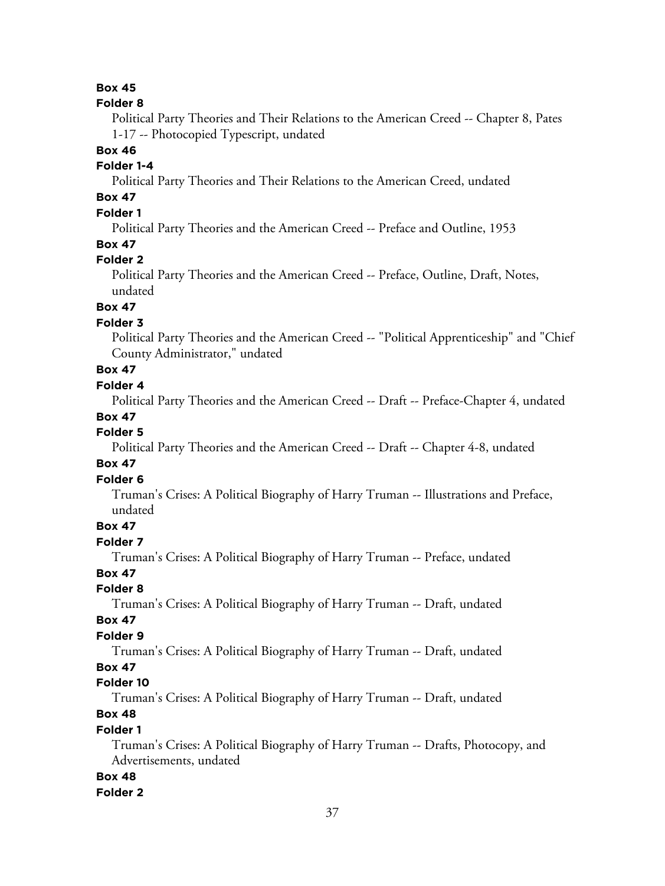**Box 45**

**Folder 8**

Political Party Theories and Their Relations to the American Creed -- Chapter 8, Pates 1-17 -- Photocopied Typescript, undated

**Box 46**

**Folder 1-4**

Political Party Theories and Their Relations to the American Creed, undated

**Box 47**

**Folder 1**

Political Party Theories and the American Creed -- Preface and Outline, 1953

**Box 47**

**Folder 2**

Political Party Theories and the American Creed -- Preface, Outline, Draft, Notes, undated

**Box 47**

**Folder 3**

Political Party Theories and the American Creed -- "Political Apprenticeship" and "Chief County Administrator," undated

**Box 47**

**Folder 4**

Political Party Theories and the American Creed -- Draft -- Preface-Chapter 4, undated

**Box 47**

**Folder 5**

Political Party Theories and the American Creed -- Draft -- Chapter 4-8, undated

**Box 47**

**Folder 6**

Truman's Crises: A Political Biography of Harry Truman -- Illustrations and Preface, undated

**Box 47**

**Folder 7**

Truman's Crises: A Political Biography of Harry Truman -- Preface, undated

**Box 47**

**Folder 8**

Truman's Crises: A Political Biography of Harry Truman -- Draft, undated

**Box 47**

**Folder 9**

Truman's Crises: A Political Biography of Harry Truman -- Draft, undated

**Box 47**

**Folder 10**

Truman's Crises: A Political Biography of Harry Truman -- Draft, undated

**Box 48**

**Folder 1**

Truman's Crises: A Political Biography of Harry Truman -- Drafts, Photocopy, and Advertisements, undated

**Box 48**

**Folder 2**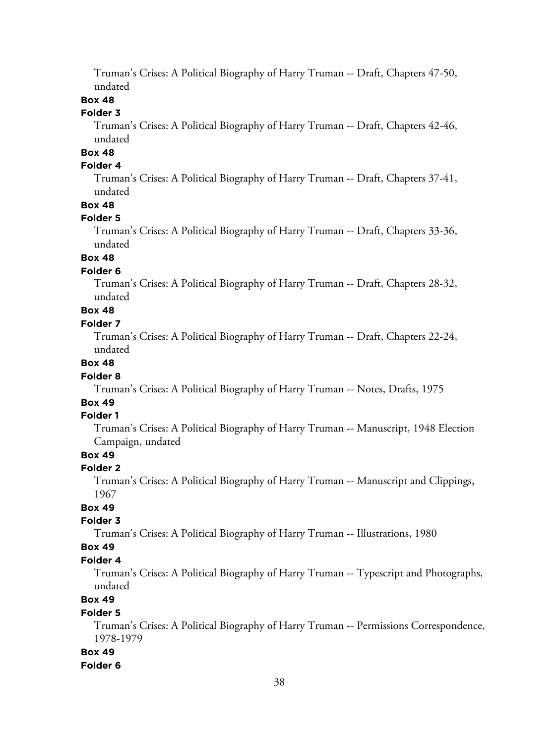Truman's Crises: A Political Biography of Harry Truman -- Draft, Chapters 47-50, undated

**Box 48**

**Folder 3**

Truman's Crises: A Political Biography of Harry Truman -- Draft, Chapters 42-46, undated

**Box 48**

**Folder 4**

Truman's Crises: A Political Biography of Harry Truman -- Draft, Chapters 37-41, undated

**Box 48**

**Folder 5**

Truman's Crises: A Political Biography of Harry Truman -- Draft, Chapters 33-36, undated

**Box 48**

**Folder 6**

Truman's Crises: A Political Biography of Harry Truman -- Draft, Chapters 28-32, undated

**Box 48**

**Folder 7**

Truman's Crises: A Political Biography of Harry Truman -- Draft, Chapters 22-24, undated

**Box 48**

**Folder 8**

Truman's Crises: A Political Biography of Harry Truman -- Notes, Drafts, 1975

**Box 49**

**Folder 1**

Truman's Crises: A Political Biography of Harry Truman -- Manuscript, 1948 Election Campaign, undated

**Box 49**

**Folder 2**

Truman's Crises: A Political Biography of Harry Truman -- Manuscript and Clippings, 1967

**Box 49**

**Folder 3**

Truman's Crises: A Political Biography of Harry Truman -- Illustrations, 1980

**Box 49**

**Folder 4**

Truman's Crises: A Political Biography of Harry Truman -- Typescript and Photographs, undated

**Box 49**

**Folder 5**

Truman's Crises: A Political Biography of Harry Truman -- Permissions Correspondence, 1978-1979

**Box 49**

**Folder 6**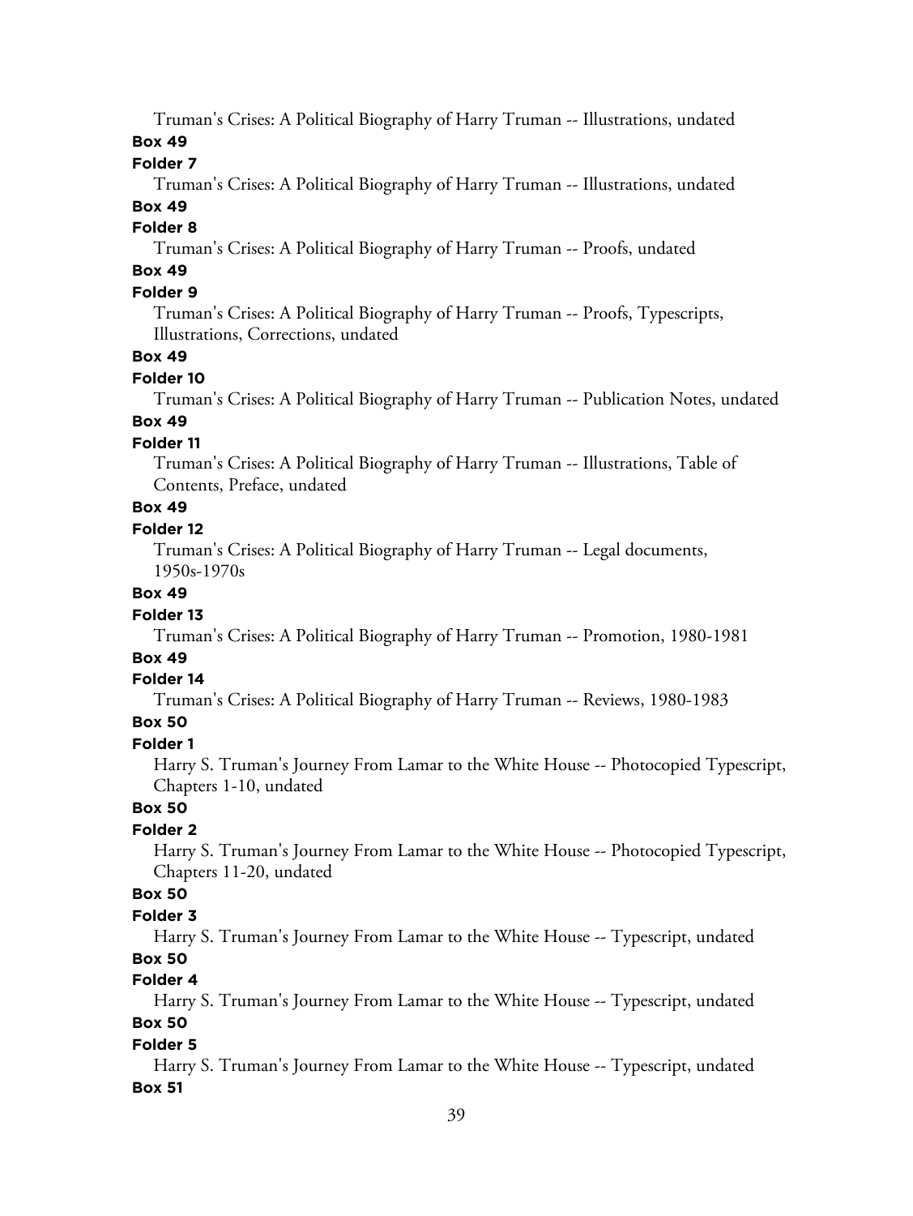Truman's Crises: A Political Biography of Harry Truman -- Illustrations, undated

**Box 49**

**Folder 7**

Truman's Crises: A Political Biography of Harry Truman -- Illustrations, undated

**Box 49**

**Folder 8**

Truman's Crises: A Political Biography of Harry Truman -- Proofs, undated

**Box 49**

**Folder 9**

Truman's Crises: A Political Biography of Harry Truman -- Proofs, Typescripts, Illustrations, Corrections, undated

**Box 49**

**Folder 10**

Truman's Crises: A Political Biography of Harry Truman -- Publication Notes, undated

**Box 49**

**Folder 11**

Truman's Crises: A Political Biography of Harry Truman -- Illustrations, Table of Contents, Preface, undated

**Box 49**

**Folder 12**

Truman's Crises: A Political Biography of Harry Truman -- Legal documents, 1950s-1970s

**Box 49**

**Folder 13**

Truman's Crises: A Political Biography of Harry Truman -- Promotion, 1980-1981

**Box 49**

**Folder 14**

Truman's Crises: A Political Biography of Harry Truman -- Reviews, 1980-1983

**Box 50**

**Folder 1**

Harry S. Truman's Journey From Lamar to the White House -- Photocopied Typescript, Chapters 1-10, undated

**Box 50**

**Folder 2**

Harry S. Truman's Journey From Lamar to the White House -- Photocopied Typescript, Chapters 11-20, undated

**Box 50**

**Folder 3**

Harry S. Truman's Journey From Lamar to the White House -- Typescript, undated

**Box 50**

**Folder 4**

Harry S. Truman's Journey From Lamar to the White House -- Typescript, undated

**Box 50**

**Folder 5**

Harry S. Truman's Journey From Lamar to the White House -- Typescript, undated

**Box 51**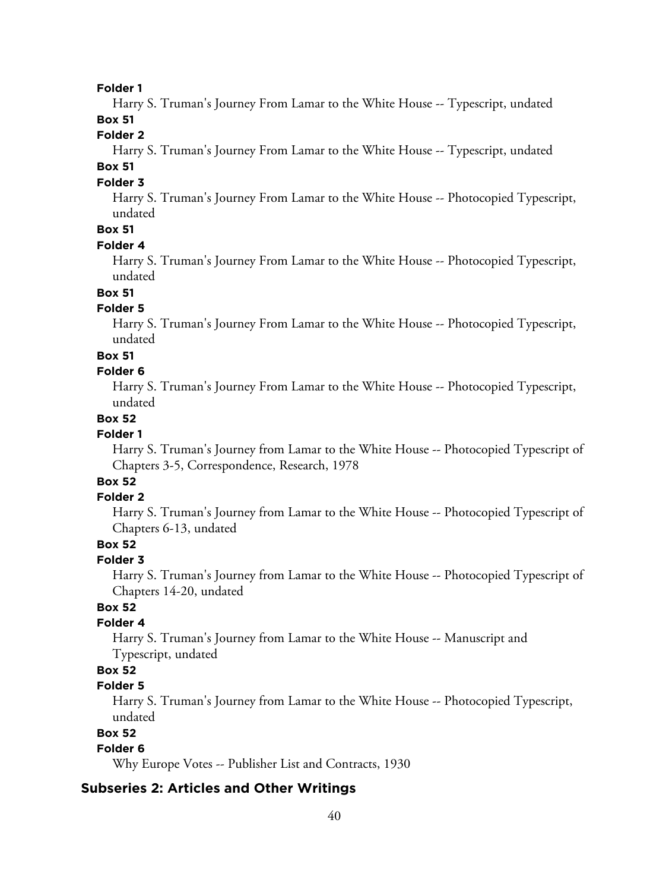**Folder 1**

Harry S. Truman's Journey From Lamar to the White House -- Typescript, undated

**Box 51**

**Folder 2**

Harry S. Truman's Journey From Lamar to the White House -- Typescript, undated

**Box 51**

**Folder 3**

Harry S. Truman's Journey From Lamar to the White House -- Photocopied Typescript, undated

**Box 51**

**Folder 4**

Harry S. Truman's Journey From Lamar to the White House -- Photocopied Typescript, undated

**Box 51**

**Folder 5**

Harry S. Truman's Journey From Lamar to the White House -- Photocopied Typescript, undated

**Box 51**

**Folder 6**

Harry S. Truman's Journey From Lamar to the White House -- Photocopied Typescript, undated

**Box 52**

**Folder 1**

Harry S. Truman's Journey from Lamar to the White House -- Photocopied Typescript of Chapters 3-5, Correspondence, Research, 1978

**Box 52**

**Folder 2**

Harry S. Truman's Journey from Lamar to the White House -- Photocopied Typescript of Chapters 6-13, undated

**Box 52**

**Folder 3**

Harry S. Truman's Journey from Lamar to the White House -- Photocopied Typescript of Chapters 14-20, undated

**Box 52**

**Folder 4**

Harry S. Truman's Journey from Lamar to the White House -- Manuscript and Typescript, undated

**Box 52**

**Folder 5**

Harry S. Truman's Journey from Lamar to the White House -- Photocopied Typescript, undated

**Box 52**

**Folder 6**

Why Europe Votes -- Publisher List and Contracts, 1930

## Subseries 2: Articles and Other Writings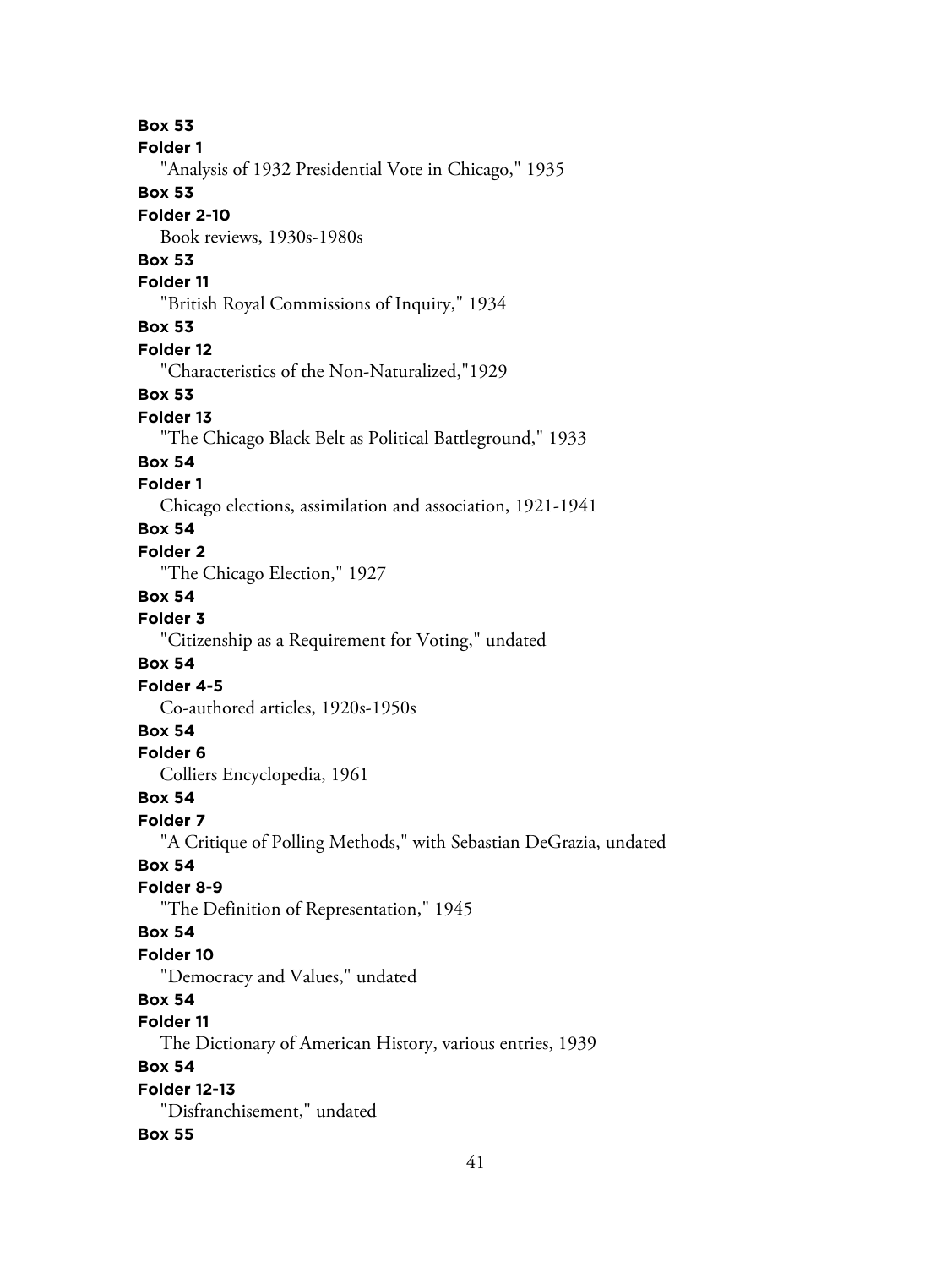**Box 53**
**Folder 1**
"Analysis of 1932 Presidential Vote in Chicago," 1935

**Box 53**
**Folder 2-10**
Book reviews, 1930s-1980s

**Box 53**
**Folder 11**
"British Royal Commissions of Inquiry," 1934

**Box 53**
**Folder 12**
"Characteristics of the Non-Naturalized,"1929

**Box 53**
**Folder 13**
"The Chicago Black Belt as Political Battleground," 1933

**Box 54**
**Folder 1**
Chicago elections, assimilation and association, 1921-1941

**Box 54**
**Folder 2**
"The Chicago Election," 1927

**Box 54**
**Folder 3**
"Citizenship as a Requirement for Voting," undated

**Box 54**
**Folder 4-5**
Co-authored articles, 1920s-1950s

**Box 54**
**Folder 6**
Colliers Encyclopedia, 1961

**Box 54**
**Folder 7**
"A Critique of Polling Methods," with Sebastian DeGrazia, undated

**Box 54**
**Folder 8-9**
"The Definition of Representation," 1945

**Box 54**
**Folder 10**
"Democracy and Values," undated

**Box 54**
**Folder 11**
The Dictionary of American History, various entries, 1939

**Box 54**
**Folder 12-13**
"Disfranchisement," undated

**Box 55**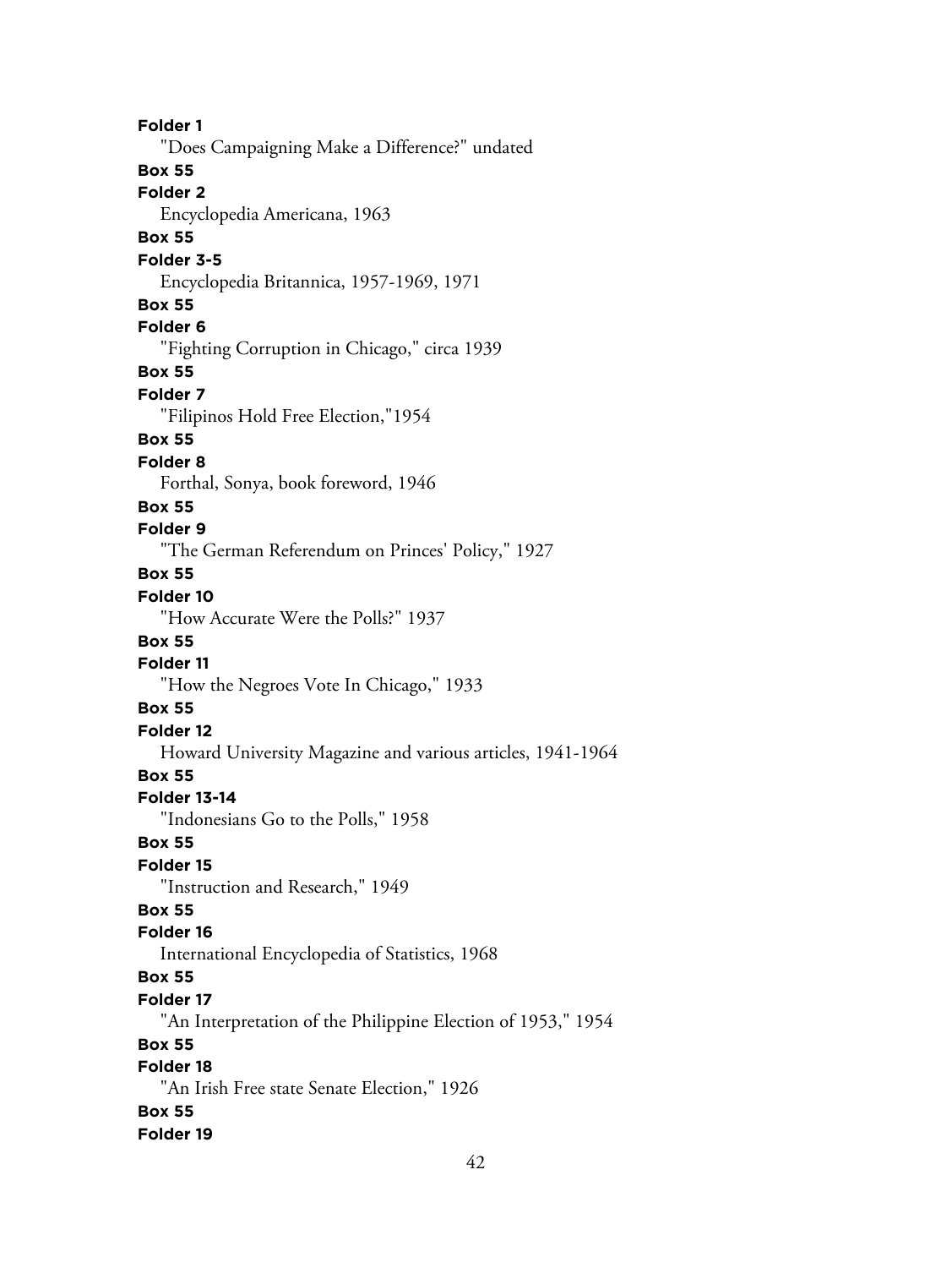**Folder 1**

"Does Campaigning Make a Difference?" undated

**Box 55**

**Folder 2**

Encyclopedia Americana, 1963

**Box 55**

**Folder 3-5**

Encyclopedia Britannica, 1957-1969, 1971

**Box 55**

**Folder 6**

"Fighting Corruption in Chicago," circa 1939

**Box 55**

**Folder 7**

"Filipinos Hold Free Election,"1954

**Box 55**

**Folder 8**

Forthal, Sonya, book foreword, 1946

**Box 55**

**Folder 9**

"The German Referendum on Princes' Policy," 1927

**Box 55**

**Folder 10**

"How Accurate Were the Polls?" 1937

**Box 55**

**Folder 11**

"How the Negroes Vote In Chicago," 1933

**Box 55**

**Folder 12**

Howard University Magazine and various articles, 1941-1964

**Box 55**

**Folder 13-14**

"Indonesians Go to the Polls," 1958

**Box 55**

**Folder 15**

"Instruction and Research," 1949

**Box 55**

**Folder 16**

International Encyclopedia of Statistics, 1968

**Box 55**

**Folder 17**

"An Interpretation of the Philippine Election of 1953," 1954

**Box 55**

**Folder 18**

"An Irish Free state Senate Election," 1926

**Box 55**

**Folder 19**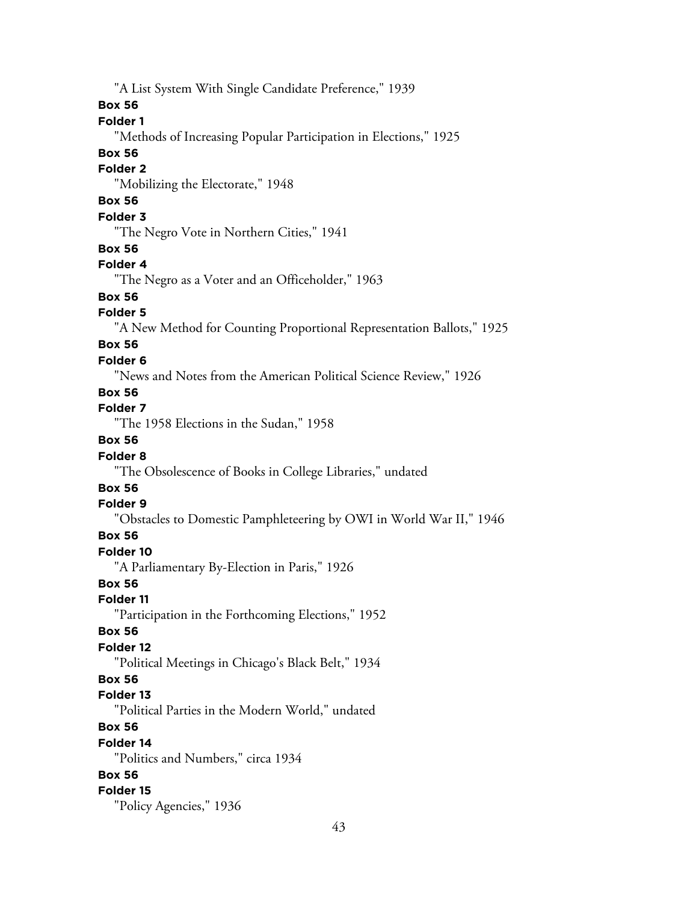"A List System With Single Candidate Preference," 1939

**Box 56**

**Folder 1**

"Methods of Increasing Popular Participation in Elections," 1925

**Box 56**

**Folder 2**

"Mobilizing the Electorate," 1948

**Box 56**

**Folder 3**

"The Negro Vote in Northern Cities," 1941

**Box 56**

**Folder 4**

"The Negro as a Voter and an Officeholder," 1963

**Box 56**

**Folder 5**

"A New Method for Counting Proportional Representation Ballots," 1925

**Box 56**

**Folder 6**

"News and Notes from the American Political Science Review," 1926

**Box 56**

**Folder 7**

"The 1958 Elections in the Sudan," 1958

**Box 56**

**Folder 8**

"The Obsolescence of Books in College Libraries," undated

**Box 56**

**Folder 9**

"Obstacles to Domestic Pamphleteering by OWI in World War II," 1946

**Box 56**

**Folder 10**

"A Parliamentary By-Election in Paris," 1926

**Box 56**

**Folder 11**

"Participation in the Forthcoming Elections," 1952

**Box 56**

**Folder 12**

"Political Meetings in Chicago's Black Belt," 1934

**Box 56**

**Folder 13**

"Political Parties in the Modern World," undated

**Box 56**

**Folder 14**

"Politics and Numbers," circa 1934

**Box 56**

**Folder 15**

"Policy Agencies," 1936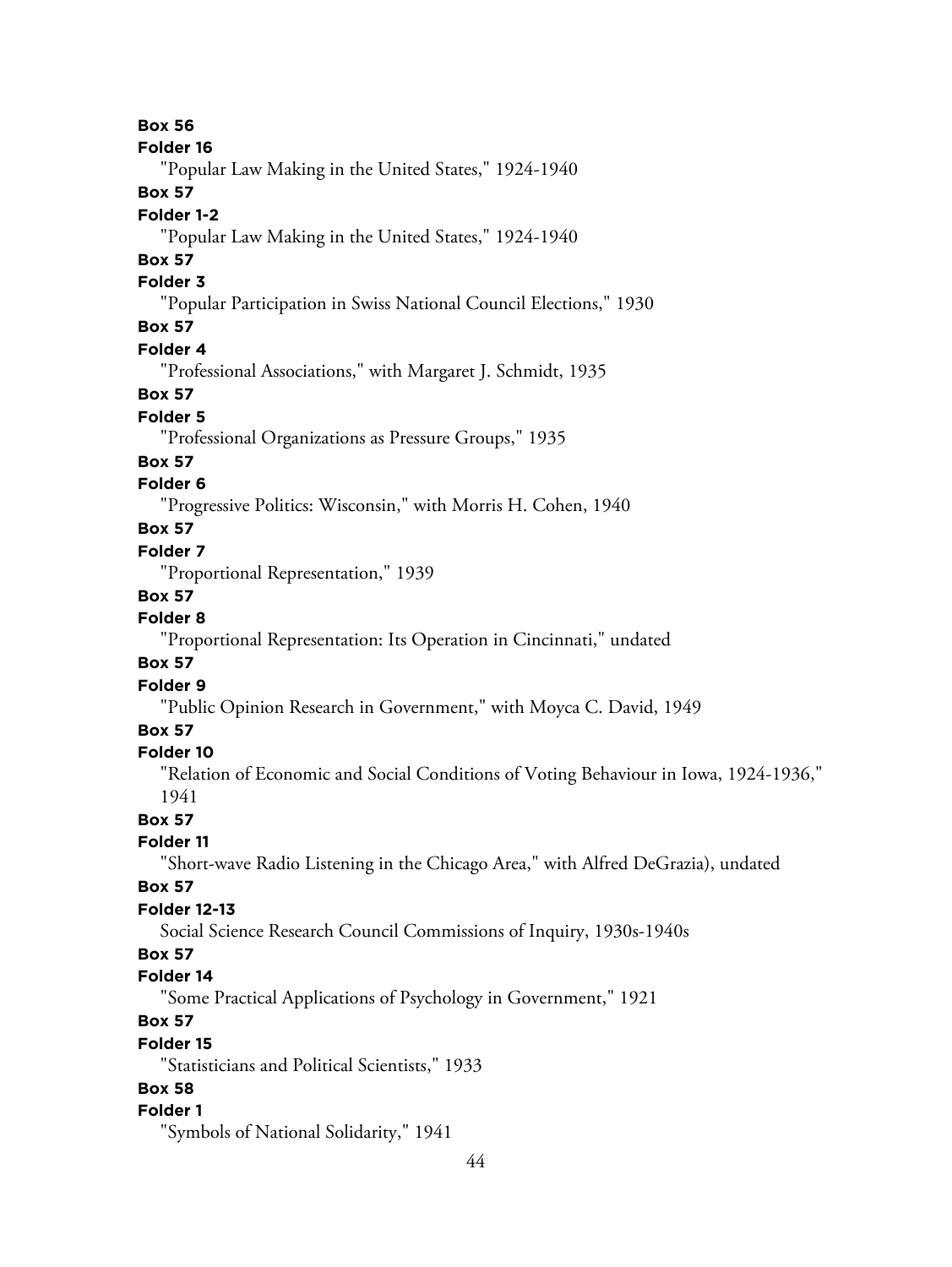**Box 56**

**Folder 16**

"Popular Law Making in the United States," 1924-1940

**Box 57**

**Folder 1-2**

"Popular Law Making in the United States," 1924-1940

**Box 57**

**Folder 3**

"Popular Participation in Swiss National Council Elections," 1930

**Box 57**

**Folder 4**

"Professional Associations," with Margaret J. Schmidt, 1935

**Box 57**

**Folder 5**

"Professional Organizations as Pressure Groups," 1935

**Box 57**

**Folder 6**

"Progressive Politics: Wisconsin," with Morris H. Cohen, 1940

**Box 57**

**Folder 7**

"Proportional Representation," 1939

**Box 57**

**Folder 8**

"Proportional Representation: Its Operation in Cincinnati," undated

**Box 57**

**Folder 9**

"Public Opinion Research in Government," with Moyca C. David, 1949

**Box 57**

**Folder 10**

"Relation of Economic and Social Conditions of Voting Behaviour in Iowa, 1924-1936," 1941

**Box 57**

**Folder 11**

"Short-wave Radio Listening in the Chicago Area," with Alfred DeGrazia), undated

**Box 57**

**Folder 12-13**

Social Science Research Council Commissions of Inquiry, 1930s-1940s

**Box 57**

**Folder 14**

"Some Practical Applications of Psychology in Government," 1921

**Box 57**

**Folder 15**

"Statisticians and Political Scientists," 1933

**Box 58**

**Folder 1**

"Symbols of National Solidarity," 1941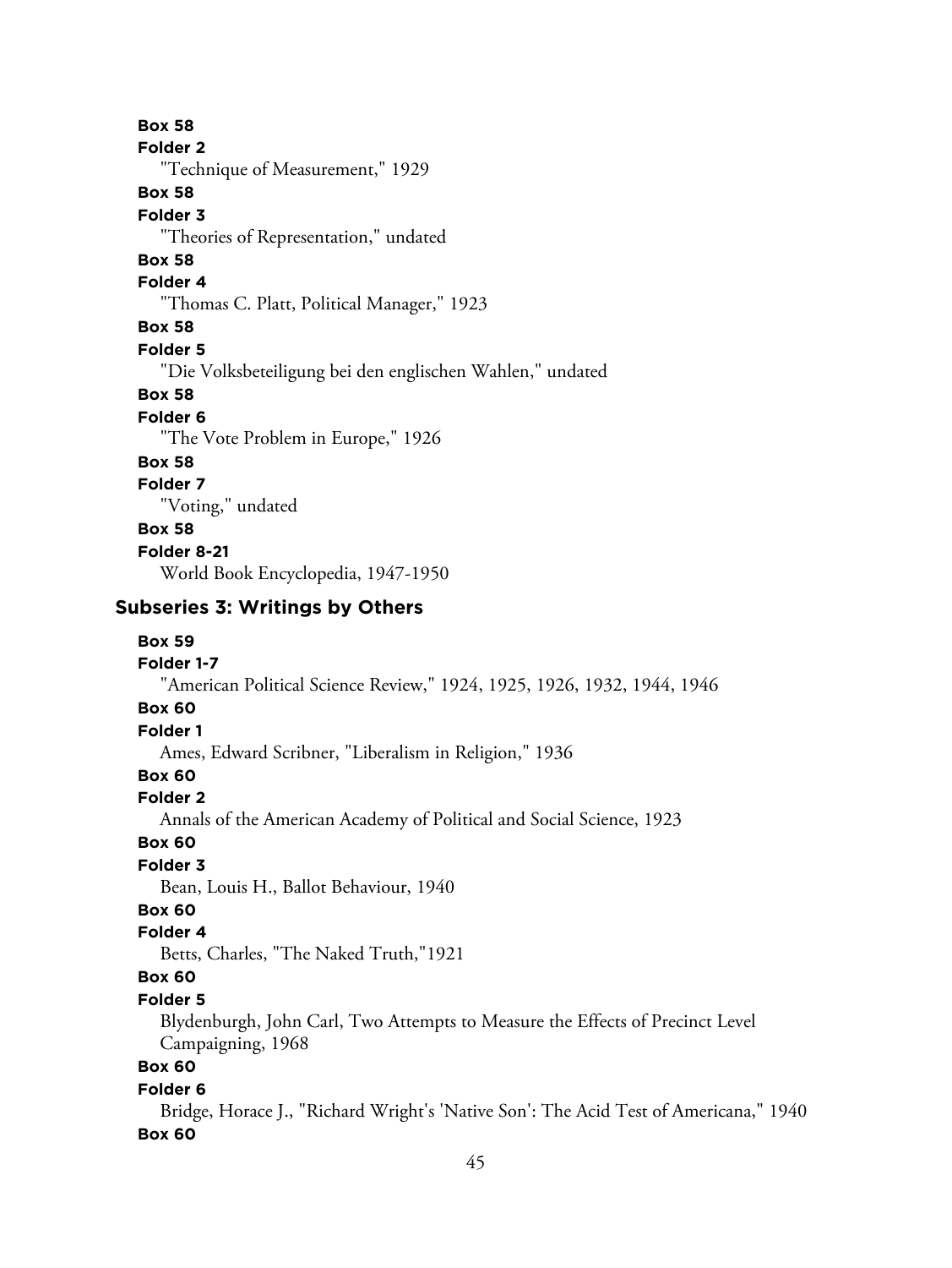**Box 58**

**Folder 2**

"Technique of Measurement," 1929

**Box 58**

**Folder 3**

"Theories of Representation," undated

**Box 58**

**Folder 4**

"Thomas C. Platt, Political Manager," 1923

**Box 58**

**Folder 5**

"Die Volksbeteiligung bei den englischen Wahlen," undated

**Box 58**

**Folder 6**

"The Vote Problem in Europe," 1926

**Box 58**

**Folder 7**

"Voting," undated

**Box 58**

**Folder 8-21**

World Book Encyclopedia, 1947-1950

### Subseries 3: Writings by Others

**Box 59**

**Folder 1-7**

"American Political Science Review," 1924, 1925, 1926, 1932, 1944, 1946

**Box 60**

**Folder 1**

Ames, Edward Scribner, "Liberalism in Religion," 1936

**Box 60**

**Folder 2**

Annals of the American Academy of Political and Social Science, 1923

**Box 60**

**Folder 3**

Bean, Louis H., Ballot Behaviour, 1940

**Box 60**

**Folder 4**

Betts, Charles, "The Naked Truth,"1921

**Box 60**

**Folder 5**

Blydenburgh, John Carl, Two Attempts to Measure the Effects of Precinct Level Campaigning, 1968

**Box 60**

**Folder 6**

Bridge, Horace J., "Richard Wright's 'Native Son': The Acid Test of Americana," 1940

**Box 60**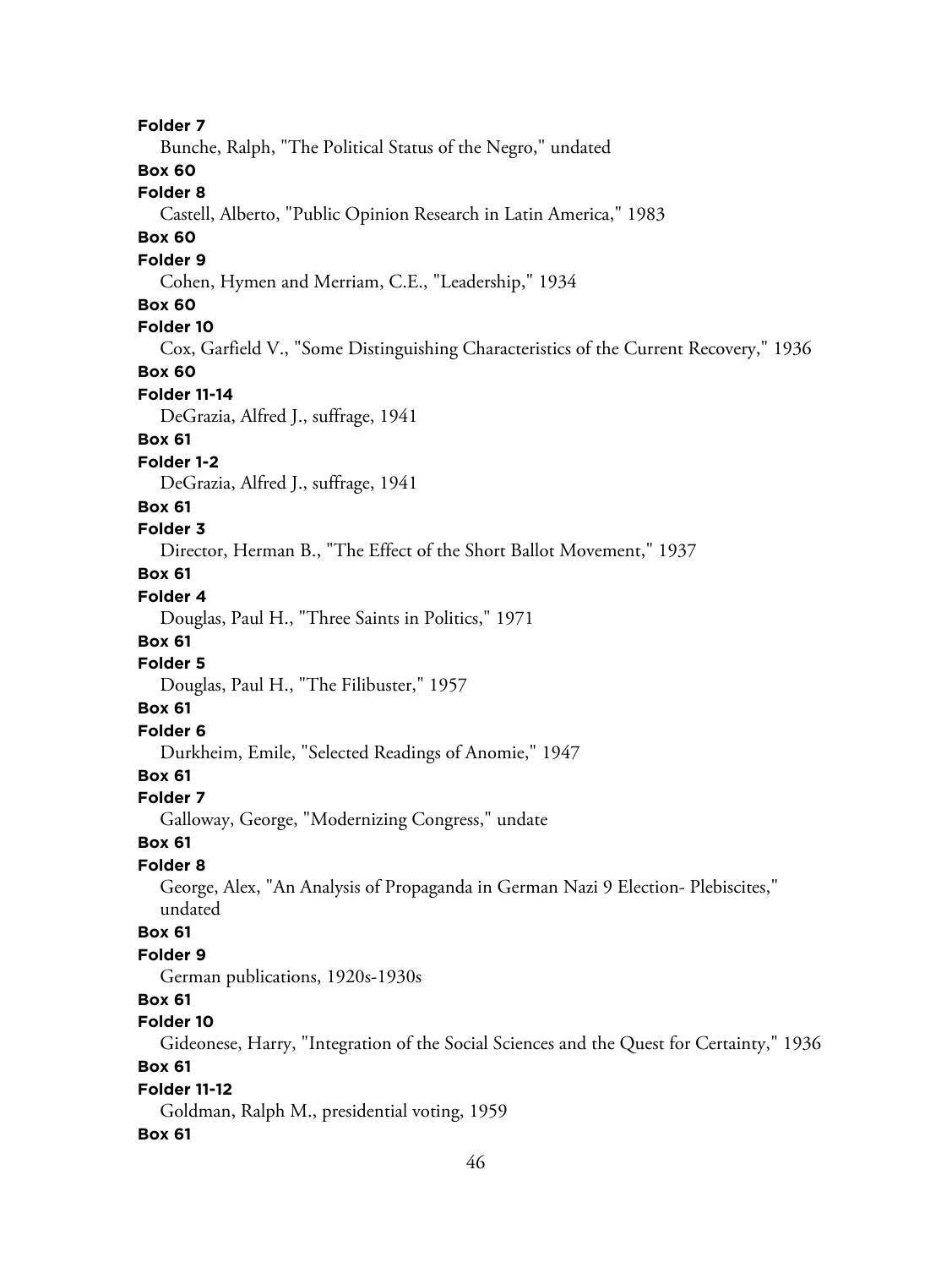**Folder 7**

Bunche, Ralph, "The Political Status of the Negro," undated

**Box 60**

**Folder 8**

Castell, Alberto, "Public Opinion Research in Latin America," 1983

**Box 60**

**Folder 9**

Cohen, Hymen and Merriam, C.E., "Leadership," 1934

**Box 60**

**Folder 10**

Cox, Garfield V., "Some Distinguishing Characteristics of the Current Recovery," 1936

**Box 60**

**Folder 11-14**

DeGrazia, Alfred J., suffrage, 1941

**Box 61**

**Folder 1-2**

DeGrazia, Alfred J., suffrage, 1941

**Box 61**

**Folder 3**

Director, Herman B., "The Effect of the Short Ballot Movement," 1937

**Box 61**

**Folder 4**

Douglas, Paul H., "Three Saints in Politics," 1971

**Box 61**

**Folder 5**

Douglas, Paul H., "The Filibuster," 1957

**Box 61**

**Folder 6**

Durkheim, Emile, "Selected Readings of Anomie," 1947

**Box 61**

**Folder 7**

Galloway, George, "Modernizing Congress," undate

**Box 61**

**Folder 8**

George, Alex, "An Analysis of Propaganda in German Nazi 9 Election- Plebiscites," undated

**Box 61**

**Folder 9**

German publications, 1920s-1930s

**Box 61**

**Folder 10**

Gideonese, Harry, "Integration of the Social Sciences and the Quest for Certainty," 1936

**Box 61**

**Folder 11-12**

Goldman, Ralph M., presidential voting, 1959

**Box 61**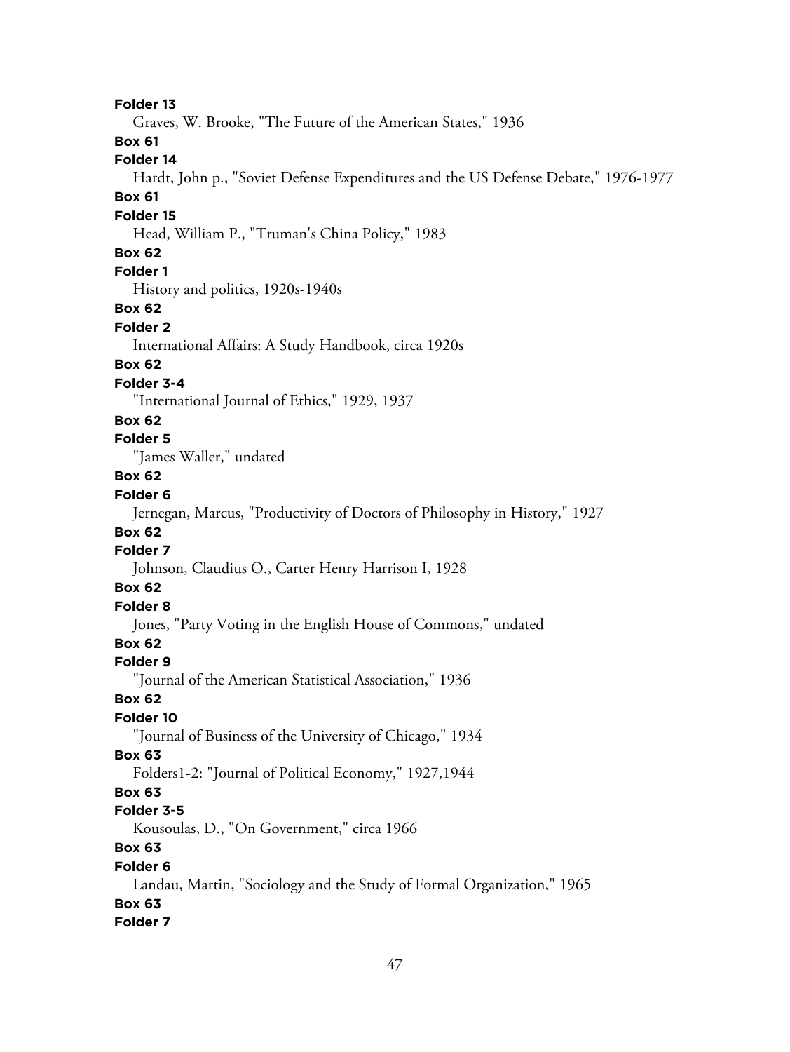**Folder 13**

Graves, W. Brooke, "The Future of the American States," 1936

**Box 61**

**Folder 14**

Hardt, John p., "Soviet Defense Expenditures and the US Defense Debate," 1976-1977

**Box 61**

**Folder 15**

Head, William P., "Truman's China Policy," 1983

**Box 62**

**Folder 1**

History and politics, 1920s-1940s

**Box 62**

**Folder 2**

International Affairs: A Study Handbook, circa 1920s

**Box 62**

**Folder 3-4**

"International Journal of Ethics," 1929, 1937

**Box 62**

**Folder 5**

"James Waller," undated

**Box 62**

**Folder 6**

Jernegan, Marcus, "Productivity of Doctors of Philosophy in History," 1927

**Box 62**

**Folder 7**

Johnson, Claudius O., Carter Henry Harrison I, 1928

**Box 62**

**Folder 8**

Jones, "Party Voting in the English House of Commons," undated

**Box 62**

**Folder 9**

"Journal of the American Statistical Association," 1936

**Box 62**

**Folder 10**

"Journal of Business of the University of Chicago," 1934

**Box 63**

Folders1-2: "Journal of Political Economy," 1927,1944

**Box 63**

**Folder 3-5**

Kousoulas, D., "On Government," circa 1966

**Box 63**

**Folder 6**

Landau, Martin, "Sociology and the Study of Formal Organization," 1965

**Box 63**

**Folder 7**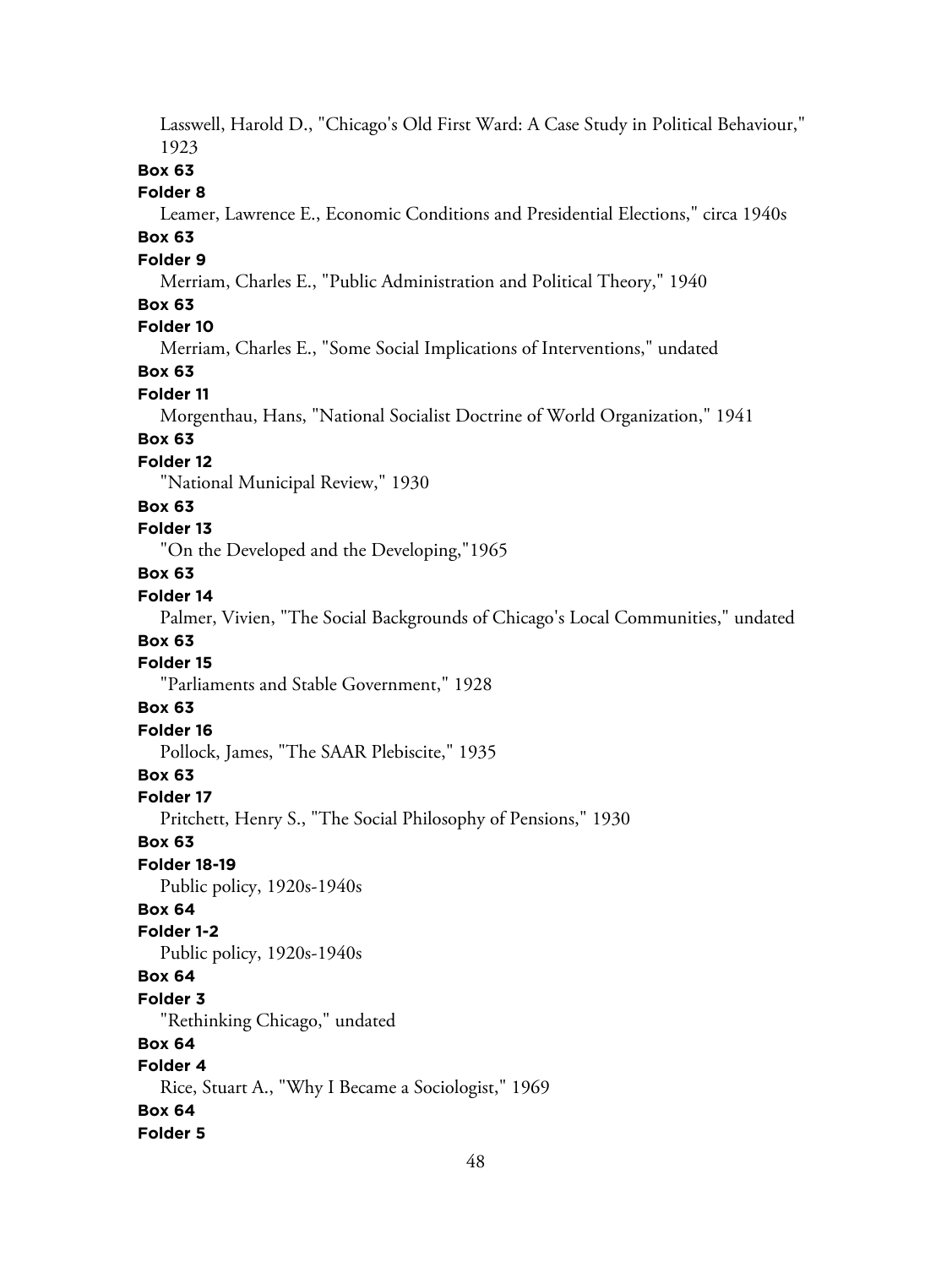Lasswell, Harold D., "Chicago's Old First Ward: A Case Study in Political Behaviour," 1923

**Box 63**

**Folder 8**

Leamer, Lawrence E., Economic Conditions and Presidential Elections," circa 1940s

**Box 63**

**Folder 9**

Merriam, Charles E., "Public Administration and Political Theory," 1940

**Box 63**

**Folder 10**

Merriam, Charles E., "Some Social Implications of Interventions," undated

**Box 63**

**Folder 11**

Morgenthau, Hans, "National Socialist Doctrine of World Organization," 1941

**Box 63**

**Folder 12**

"National Municipal Review," 1930

**Box 63**

**Folder 13**

"On the Developed and the Developing,"1965

**Box 63**

**Folder 14**

Palmer, Vivien, "The Social Backgrounds of Chicago's Local Communities," undated

**Box 63**

**Folder 15**

"Parliaments and Stable Government," 1928

**Box 63**

**Folder 16**

Pollock, James, "The SAAR Plebiscite," 1935

**Box 63**

**Folder 17**

Pritchett, Henry S., "The Social Philosophy of Pensions," 1930

**Box 63**

**Folder 18-19**

Public policy, 1920s-1940s

**Box 64**

**Folder 1-2**

Public policy, 1920s-1940s

**Box 64**

**Folder 3**

"Rethinking Chicago," undated

**Box 64**

**Folder 4**

Rice, Stuart A., "Why I Became a Sociologist," 1969

**Box 64**

**Folder 5**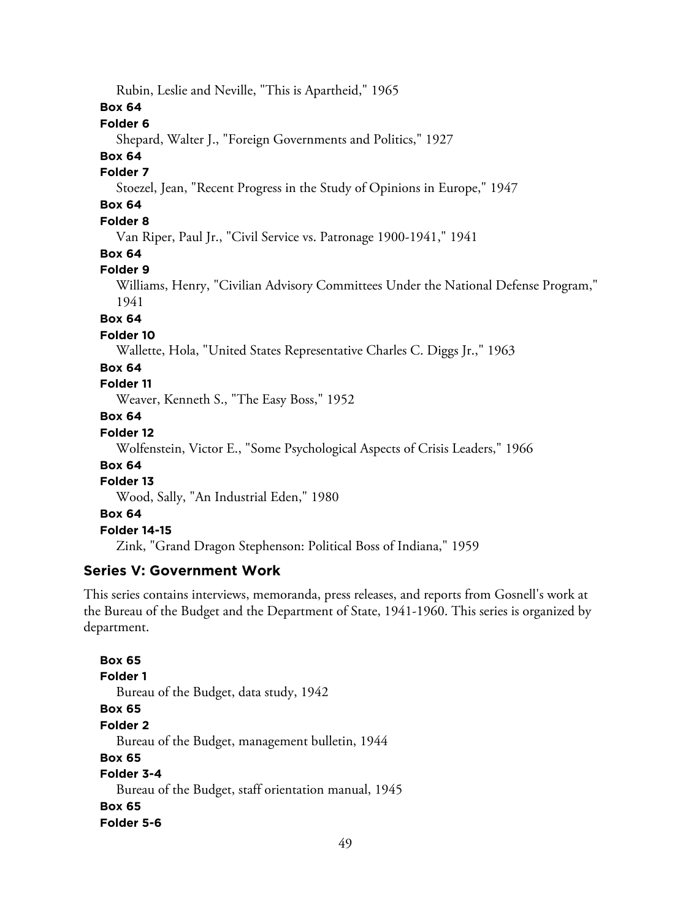Rubin, Leslie and Neville, "This is Apartheid," 1965

**Box 64**

**Folder 6**

Shepard, Walter J., "Foreign Governments and Politics," 1927

**Box 64**

**Folder 7**

Stoezel, Jean, "Recent Progress in the Study of Opinions in Europe," 1947

**Box 64**

**Folder 8**

Van Riper, Paul Jr., "Civil Service vs. Patronage 1900-1941," 1941

**Box 64**

**Folder 9**

Williams, Henry, "Civilian Advisory Committees Under the National Defense Program," 1941

**Box 64**

**Folder 10**

Wallette, Hola, "United States Representative Charles C. Diggs Jr.," 1963

**Box 64**

**Folder 11**

Weaver, Kenneth S., "The Easy Boss," 1952

**Box 64**

**Folder 12**

Wolfenstein, Victor E., "Some Psychological Aspects of Crisis Leaders," 1966

**Box 64**

**Folder 13**

Wood, Sally, "An Industrial Eden," 1980

**Box 64**

**Folder 14-15**

Zink, "Grand Dragon Stephenson: Political Boss of Indiana," 1959

### Series V: Government Work

This series contains interviews, memoranda, press releases, and reports from Gosnell's work at the Bureau of the Budget and the Department of State, 1941-1960. This series is organized by department.

**Box 65**

**Folder 1**

Bureau of the Budget, data study, 1942

**Box 65**

**Folder 2**

Bureau of the Budget, management bulletin, 1944

**Box 65**

**Folder 3-4**

Bureau of the Budget, staff orientation manual, 1945

**Box 65**

**Folder 5-6**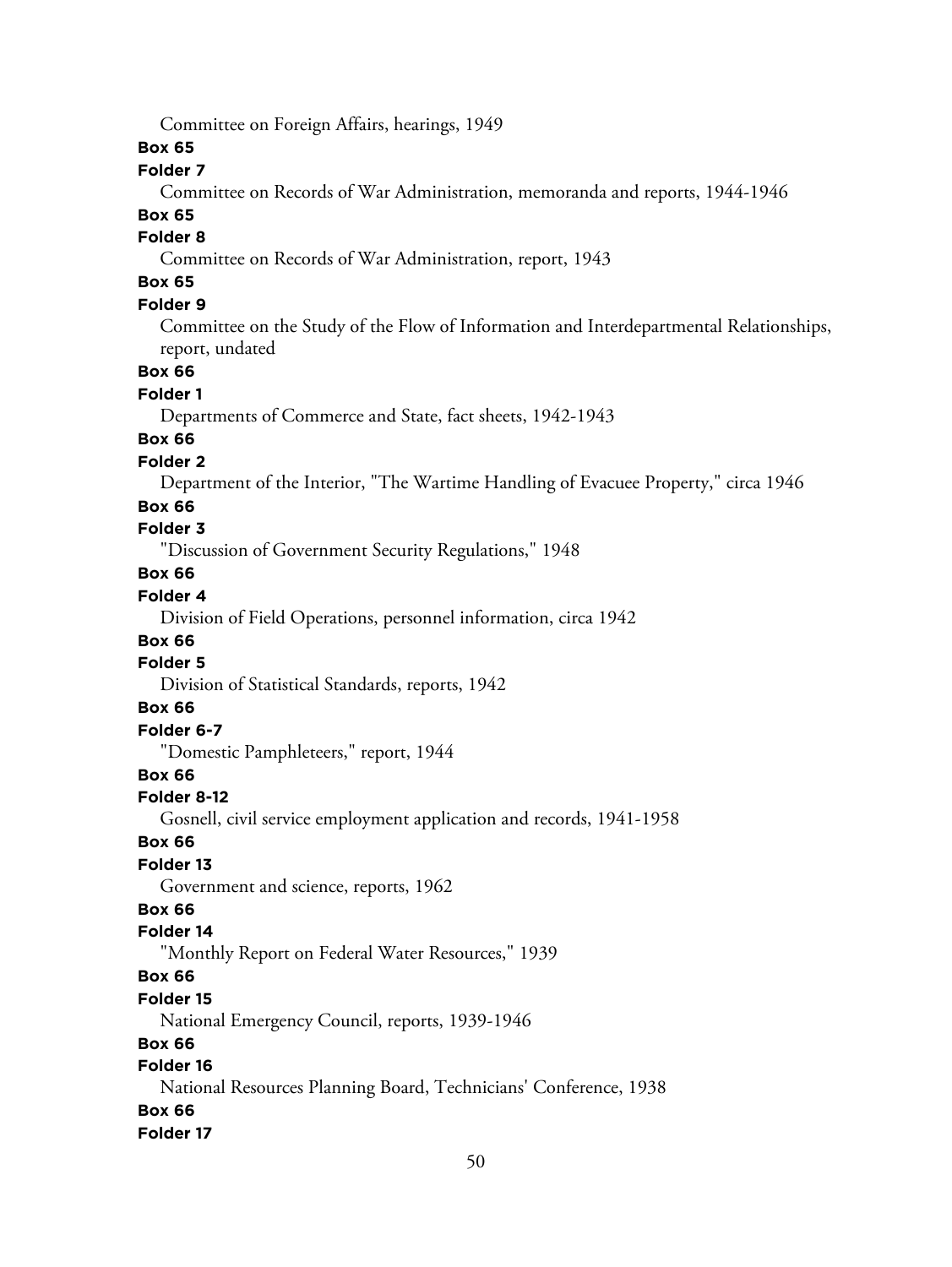Committee on Foreign Affairs, hearings, 1949

**Box 65**

**Folder 7**

Committee on Records of War Administration, memoranda and reports, 1944-1946

**Box 65**

**Folder 8**

Committee on Records of War Administration, report, 1943

**Box 65**

**Folder 9**

Committee on the Study of the Flow of Information and Interdepartmental Relationships, report, undated

**Box 66**

**Folder 1**

Departments of Commerce and State, fact sheets, 1942-1943

**Box 66**

**Folder 2**

Department of the Interior, "The Wartime Handling of Evacuee Property," circa 1946

**Box 66**

**Folder 3**

"Discussion of Government Security Regulations," 1948

**Box 66**

**Folder 4**

Division of Field Operations, personnel information, circa 1942

**Box 66**

**Folder 5**

Division of Statistical Standards, reports, 1942

**Box 66**

**Folder 6-7**

"Domestic Pamphleteers," report, 1944

**Box 66**

**Folder 8-12**

Gosnell, civil service employment application and records, 1941-1958

**Box 66**

**Folder 13**

Government and science, reports, 1962

**Box 66**

**Folder 14**

"Monthly Report on Federal Water Resources," 1939

**Box 66**

**Folder 15**

National Emergency Council, reports, 1939-1946

**Box 66**

**Folder 16**

National Resources Planning Board, Technicians' Conference, 1938

**Box 66**

**Folder 17**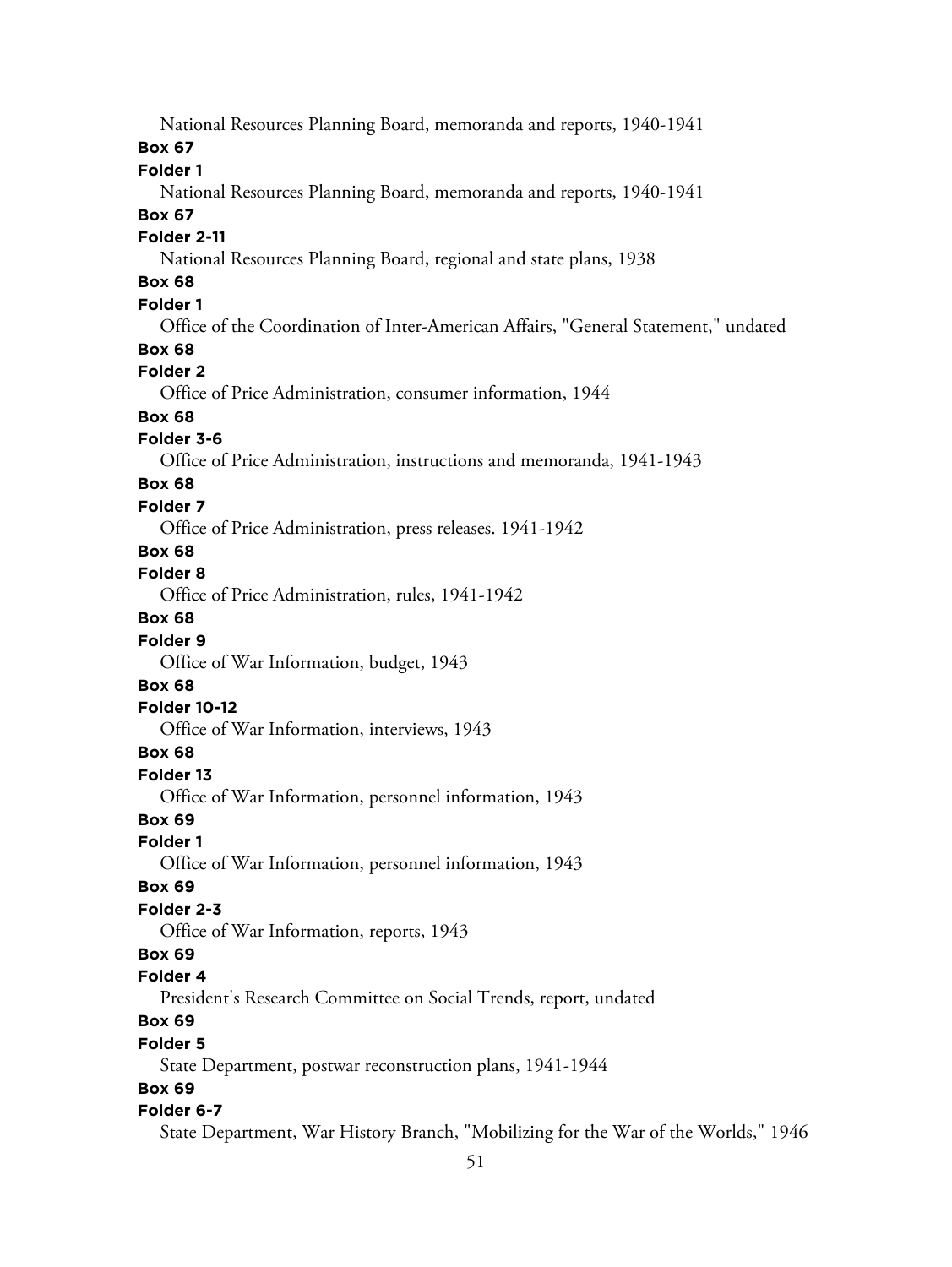National Resources Planning Board, memoranda and reports, 1940-1941

**Box 67**

**Folder 1**

National Resources Planning Board, memoranda and reports, 1940-1941

**Box 67**

**Folder 2-11**

National Resources Planning Board, regional and state plans, 1938

**Box 68**

**Folder 1**

Office of the Coordination of Inter-American Affairs, "General Statement," undated

**Box 68**

**Folder 2**

Office of Price Administration, consumer information, 1944

**Box 68**

**Folder 3-6**

Office of Price Administration, instructions and memoranda, 1941-1943

**Box 68**

**Folder 7**

Office of Price Administration, press releases. 1941-1942

**Box 68**

**Folder 8**

Office of Price Administration, rules, 1941-1942

**Box 68**

**Folder 9**

Office of War Information, budget, 1943

**Box 68**

**Folder 10-12**

Office of War Information, interviews, 1943

**Box 68**

**Folder 13**

Office of War Information, personnel information, 1943

**Box 69**

**Folder 1**

Office of War Information, personnel information, 1943

**Box 69**

**Folder 2-3**

Office of War Information, reports, 1943

**Box 69**

**Folder 4**

President's Research Committee on Social Trends, report, undated

**Box 69**

**Folder 5**

State Department, postwar reconstruction plans, 1941-1944

**Box 69**

**Folder 6-7**

State Department, War History Branch, "Mobilizing for the War of the Worlds," 1946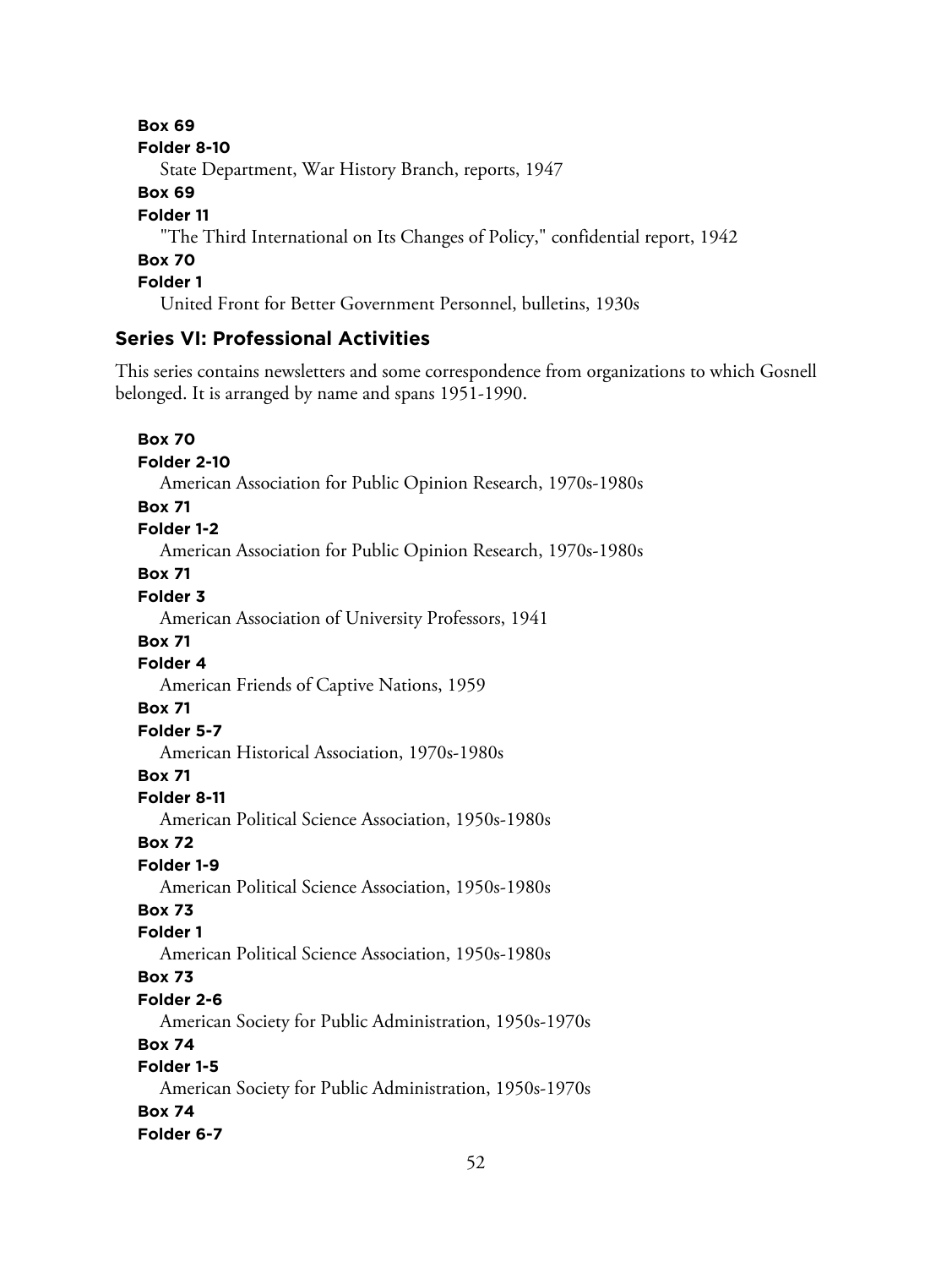**Box 69**

**Folder 8-10**

State Department, War History Branch, reports, 1947

**Box 69**

**Folder 11**

"The Third International on Its Changes of Policy," confidential report, 1942

**Box 70**

**Folder 1**

United Front for Better Government Personnel, bulletins, 1930s

### Series VI: Professional Activities

This series contains newsletters and some correspondence from organizations to which Gosnell belonged. It is arranged by name and spans 1951-1990.

**Box 70**

**Folder 2-10**

American Association for Public Opinion Research, 1970s-1980s

**Box 71**

**Folder 1-2**

American Association for Public Opinion Research, 1970s-1980s

**Box 71**

**Folder 3**

American Association of University Professors, 1941

**Box 71**

**Folder 4**

American Friends of Captive Nations, 1959

**Box 71**

**Folder 5-7**

American Historical Association, 1970s-1980s

**Box 71**

**Folder 8-11**

American Political Science Association, 1950s-1980s

**Box 72**

**Folder 1-9**

American Political Science Association, 1950s-1980s

**Box 73**

**Folder 1**

American Political Science Association, 1950s-1980s

**Box 73**

**Folder 2-6**

American Society for Public Administration, 1950s-1970s

**Box 74**

**Folder 1-5**

American Society for Public Administration, 1950s-1970s

**Box 74**

**Folder 6-7**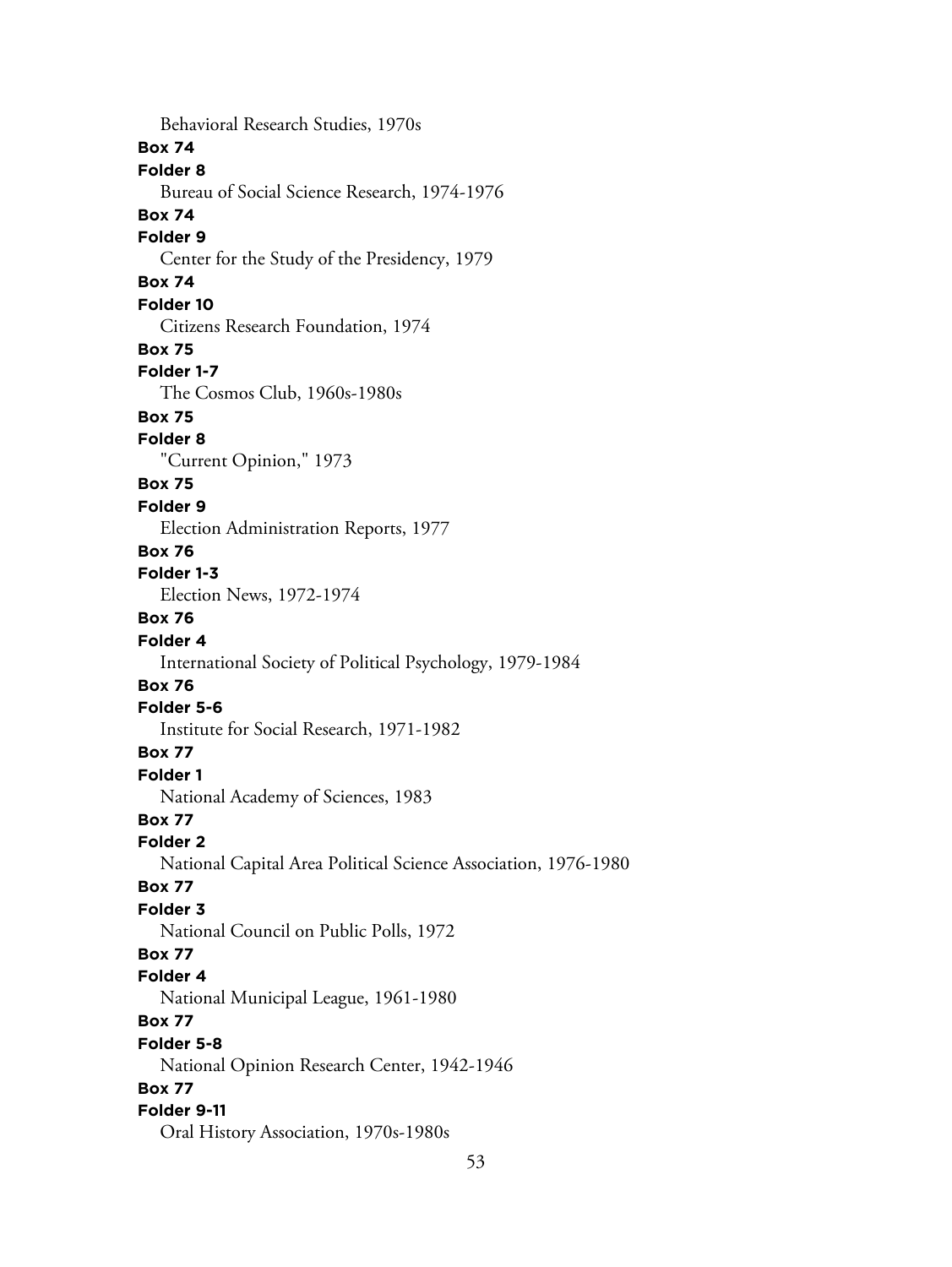Behavioral Research Studies, 1970s

**Box 74**

**Folder 8**

Bureau of Social Science Research, 1974-1976

**Box 74**

**Folder 9**

Center for the Study of the Presidency, 1979

**Box 74**

**Folder 10**

Citizens Research Foundation, 1974

**Box 75**

**Folder 1-7**

The Cosmos Club, 1960s-1980s

**Box 75**

**Folder 8**

"Current Opinion," 1973

**Box 75**

**Folder 9**

Election Administration Reports, 1977

**Box 76**

**Folder 1-3**

Election News, 1972-1974

**Box 76**

**Folder 4**

International Society of Political Psychology, 1979-1984

**Box 76**

**Folder 5-6**

Institute for Social Research, 1971-1982

**Box 77**

**Folder 1**

National Academy of Sciences, 1983

**Box 77**

**Folder 2**

National Capital Area Political Science Association, 1976-1980

**Box 77**

**Folder 3**

National Council on Public Polls, 1972

**Box 77**

**Folder 4**

National Municipal League, 1961-1980

**Box 77**

**Folder 5-8**

National Opinion Research Center, 1942-1946

**Box 77**

**Folder 9-11**

Oral History Association, 1970s-1980s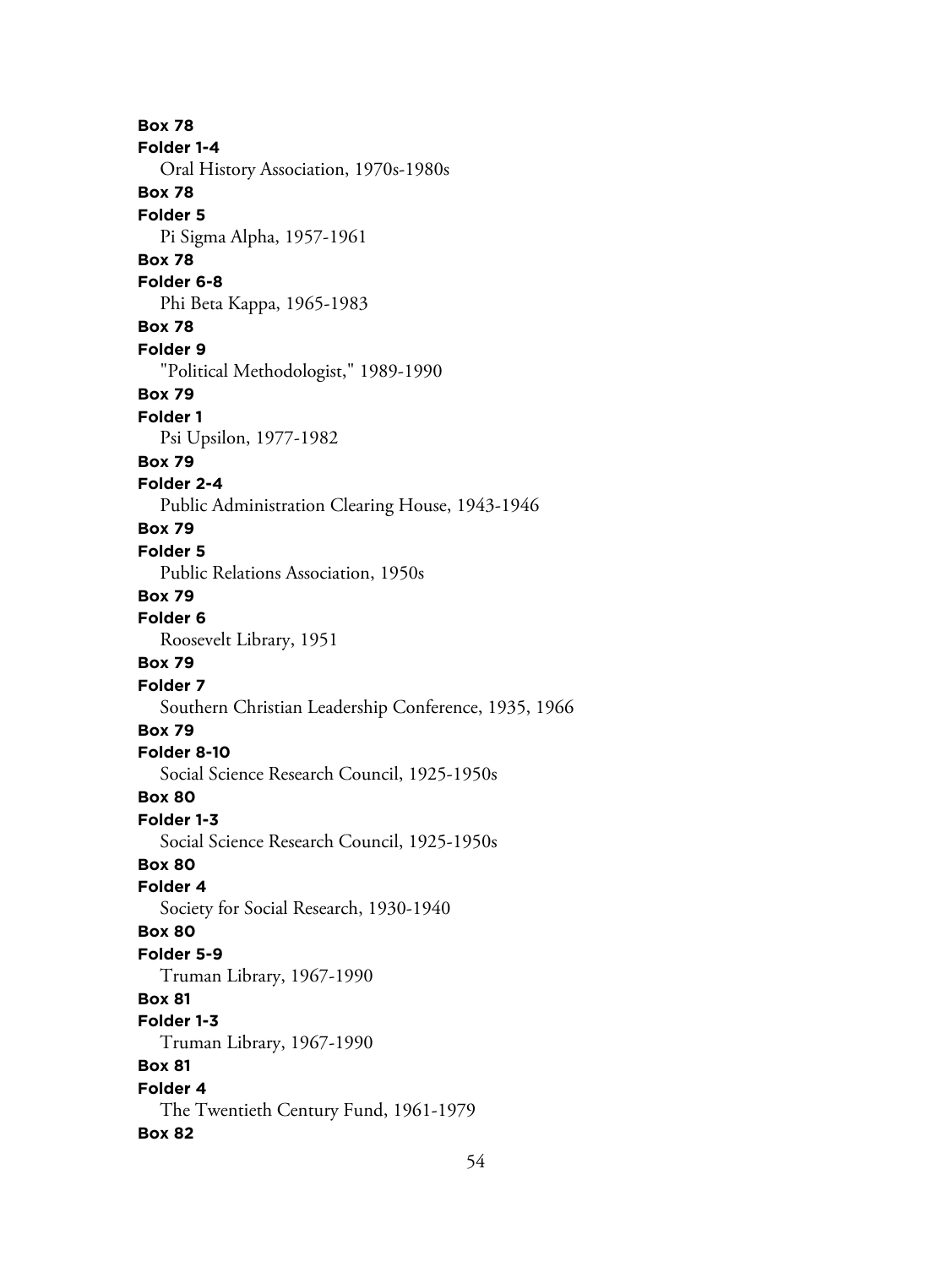**Box 78**
**Folder 1-4**
Oral History Association, 1970s-1980s
**Box 78**
**Folder 5**
Pi Sigma Alpha, 1957-1961
**Box 78**
**Folder 6-8**
Phi Beta Kappa, 1965-1983
**Box 78**
**Folder 9**
"Political Methodologist," 1989-1990
**Box 79**
**Folder 1**
Psi Upsilon, 1977-1982
**Box 79**
**Folder 2-4**
Public Administration Clearing House, 1943-1946
**Box 79**
**Folder 5**
Public Relations Association, 1950s
**Box 79**
**Folder 6**
Roosevelt Library, 1951
**Box 79**
**Folder 7**
Southern Christian Leadership Conference, 1935, 1966
**Box 79**
**Folder 8-10**
Social Science Research Council, 1925-1950s
**Box 80**
**Folder 1-3**
Social Science Research Council, 1925-1950s
**Box 80**
**Folder 4**
Society for Social Research, 1930-1940
**Box 80**
**Folder 5-9**
Truman Library, 1967-1990
**Box 81**
**Folder 1-3**
Truman Library, 1967-1990
**Box 81**
**Folder 4**
The Twentieth Century Fund, 1961-1979
**Box 82**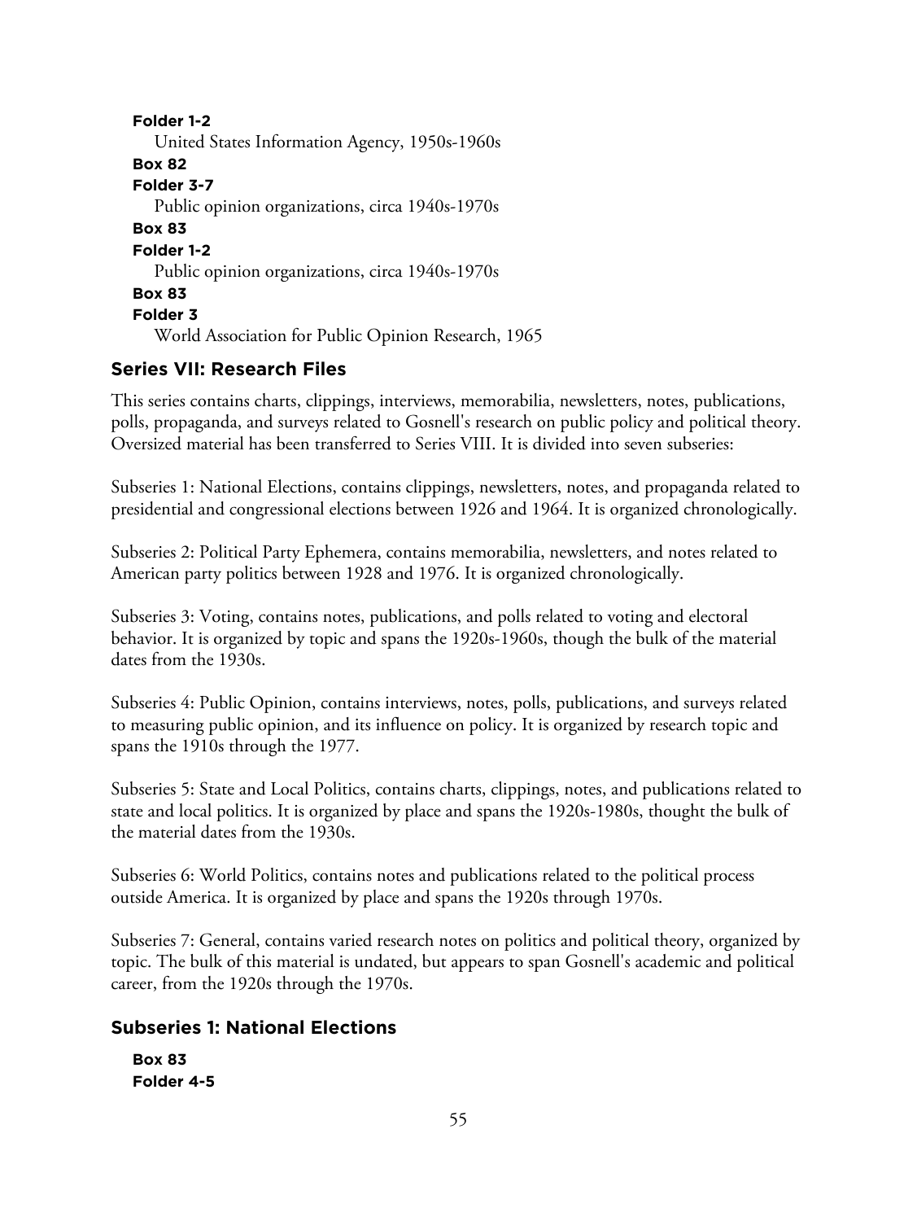**Folder 1-2**
United States Information Agency, 1950s-1960s

**Box 82**
**Folder 3-7**
Public opinion organizations, circa 1940s-1970s

**Box 83**
**Folder 1-2**
Public opinion organizations, circa 1940s-1970s

**Box 83**
**Folder 3**
World Association for Public Opinion Research, 1965

## Series VII: Research Files

This series contains charts, clippings, interviews, memorabilia, newsletters, notes, publications, polls, propaganda, and surveys related to Gosnell's research on public policy and political theory. Oversized material has been transferred to Series VIII. It is divided into seven subseries:

Subseries 1: National Elections, contains clippings, newsletters, notes, and propaganda related to presidential and congressional elections between 1926 and 1964. It is organized chronologically.

Subseries 2: Political Party Ephemera, contains memorabilia, newsletters, and notes related to American party politics between 1928 and 1976. It is organized chronologically.

Subseries 3: Voting, contains notes, publications, and polls related to voting and electoral behavior. It is organized by topic and spans the 1920s-1960s, though the bulk of the material dates from the 1930s.

Subseries 4: Public Opinion, contains interviews, notes, polls, publications, and surveys related to measuring public opinion, and its influence on policy. It is organized by research topic and spans the 1910s through the 1977.

Subseries 5: State and Local Politics, contains charts, clippings, notes, and publications related to state and local politics. It is organized by place and spans the 1920s-1980s, thought the bulk of the material dates from the 1930s.

Subseries 6: World Politics, contains notes and publications related to the political process outside America. It is organized by place and spans the 1920s through 1970s.

Subseries 7: General, contains varied research notes on politics and political theory, organized by topic. The bulk of this material is undated, but appears to span Gosnell's academic and political career, from the 1920s through the 1970s.

## Subseries 1: National Elections

**Box 83**
**Folder 4-5**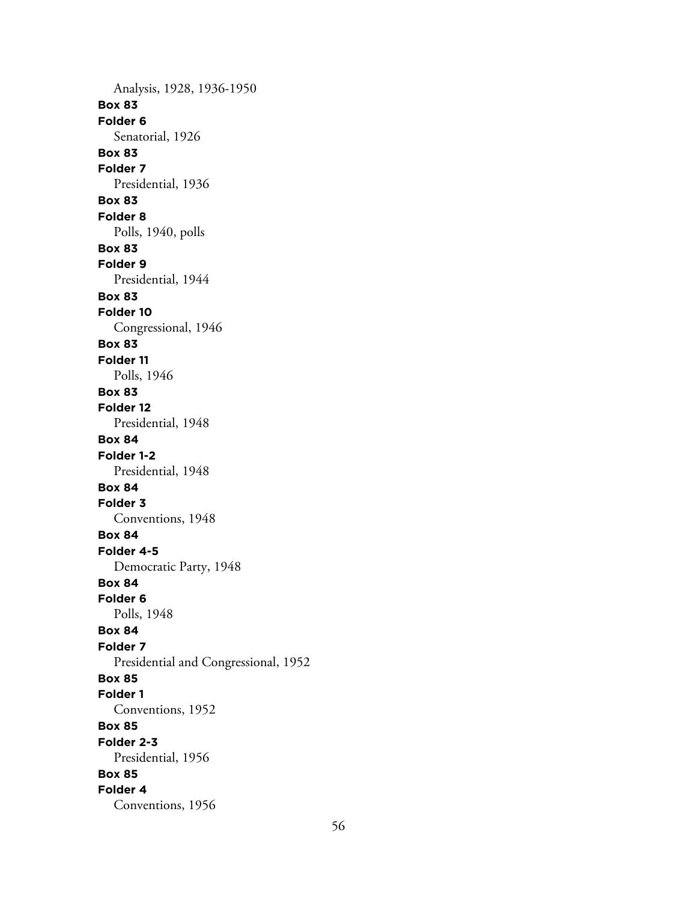Analysis, 1928, 1936-1950

**Box 83**

**Folder 6**

Senatorial, 1926

**Box 83**

**Folder 7**

Presidential, 1936

**Box 83**

**Folder 8**

Polls, 1940, polls

**Box 83**

**Folder 9**

Presidential, 1944

**Box 83**

**Folder 10**

Congressional, 1946

**Box 83**

**Folder 11**

Polls, 1946

**Box 83**

**Folder 12**

Presidential, 1948

**Box 84**

**Folder 1-2**

Presidential, 1948

**Box 84**

**Folder 3**

Conventions, 1948

**Box 84**

**Folder 4-5**

Democratic Party, 1948

**Box 84**

**Folder 6**

Polls, 1948

**Box 84**

**Folder 7**

Presidential and Congressional, 1952

**Box 85**

**Folder 1**

Conventions, 1952

**Box 85**

**Folder 2-3**

Presidential, 1956

**Box 85**

**Folder 4**

Conventions, 1956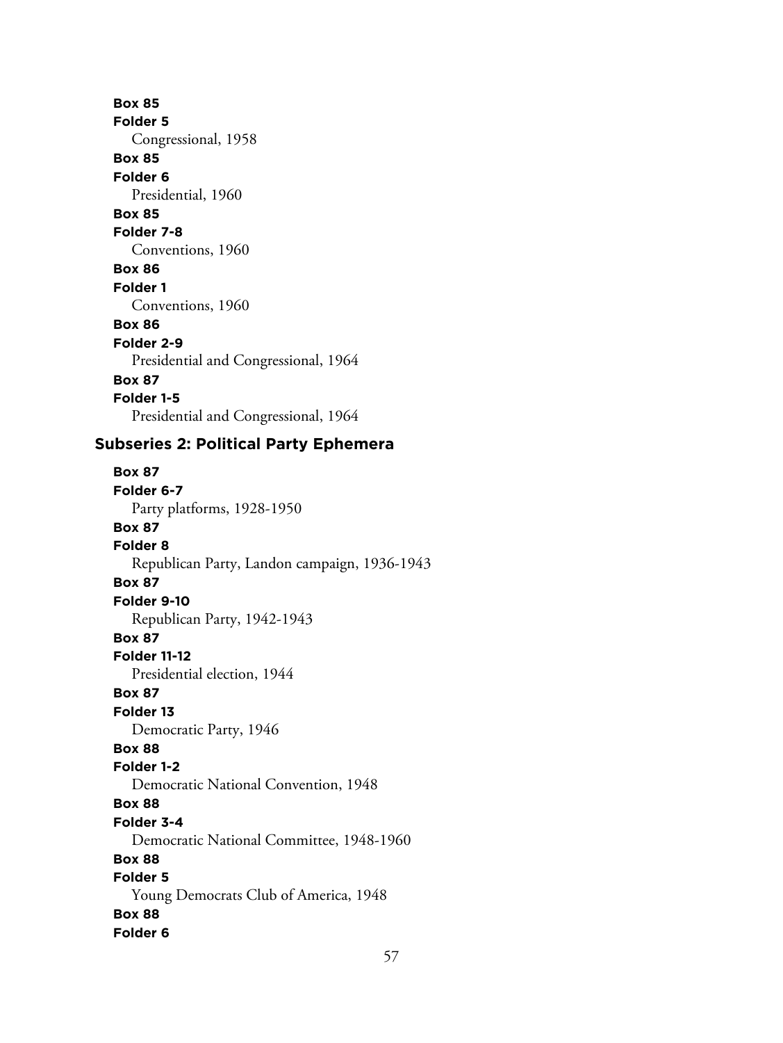**Box 85**
**Folder 5**
Congressional, 1958

**Box 85**
**Folder 6**
Presidential, 1960

**Box 85**
**Folder 7-8**
Conventions, 1960

**Box 86**
**Folder 1**
Conventions, 1960

**Box 86**
**Folder 2-9**
Presidential and Congressional, 1964

**Box 87**
**Folder 1-5**
Presidential and Congressional, 1964

## Subseries 2: Political Party Ephemera

**Box 87**
**Folder 6-7**
Party platforms, 1928-1950

**Box 87**
**Folder 8**
Republican Party, Landon campaign, 1936-1943

**Box 87**
**Folder 9-10**
Republican Party, 1942-1943

**Box 87**
**Folder 11-12**
Presidential election, 1944

**Box 87**
**Folder 13**
Democratic Party, 1946

**Box 88**
**Folder 1-2**
Democratic National Convention, 1948

**Box 88**
**Folder 3-4**
Democratic National Committee, 1948-1960

**Box 88**
**Folder 5**
Young Democrats Club of America, 1948

**Box 88**
**Folder 6**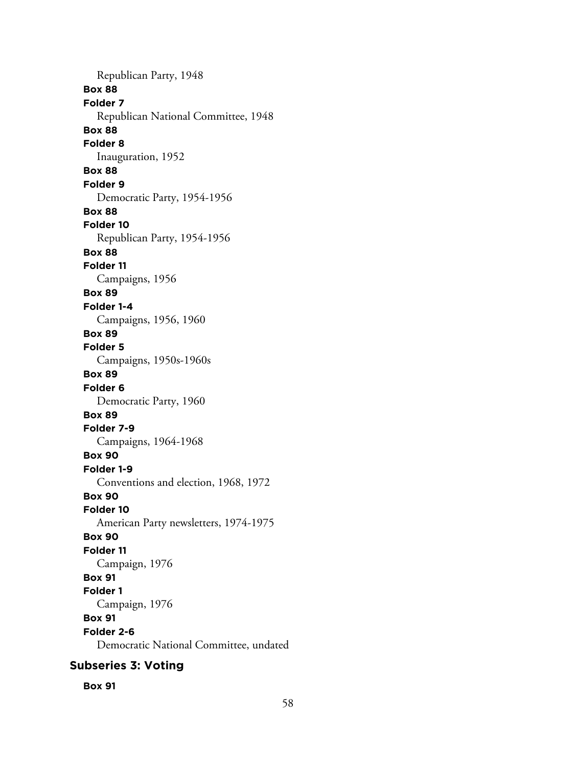Republican Party, 1948

**Box 88**
**Folder 7**
Republican National Committee, 1948

**Box 88**
**Folder 8**
Inauguration, 1952

**Box 88**
**Folder 9**
Democratic Party, 1954-1956

**Box 88**
**Folder 10**
Republican Party, 1954-1956

**Box 88**
**Folder 11**
Campaigns, 1956

**Box 89**
**Folder 1-4**
Campaigns, 1956, 1960

**Box 89**
**Folder 5**
Campaigns, 1950s-1960s

**Box 89**
**Folder 6**
Democratic Party, 1960

**Box 89**
**Folder 7-9**
Campaigns, 1964-1968

**Box 90**
**Folder 1-9**
Conventions and election, 1968, 1972

**Box 90**
**Folder 10**
American Party newsletters, 1974-1975

**Box 90**
**Folder 11**
Campaign, 1976

**Box 91**
**Folder 1**
Campaign, 1976

**Box 91**
**Folder 2-6**
Democratic National Committee, undated

### Subseries 3: Voting

**Box 91**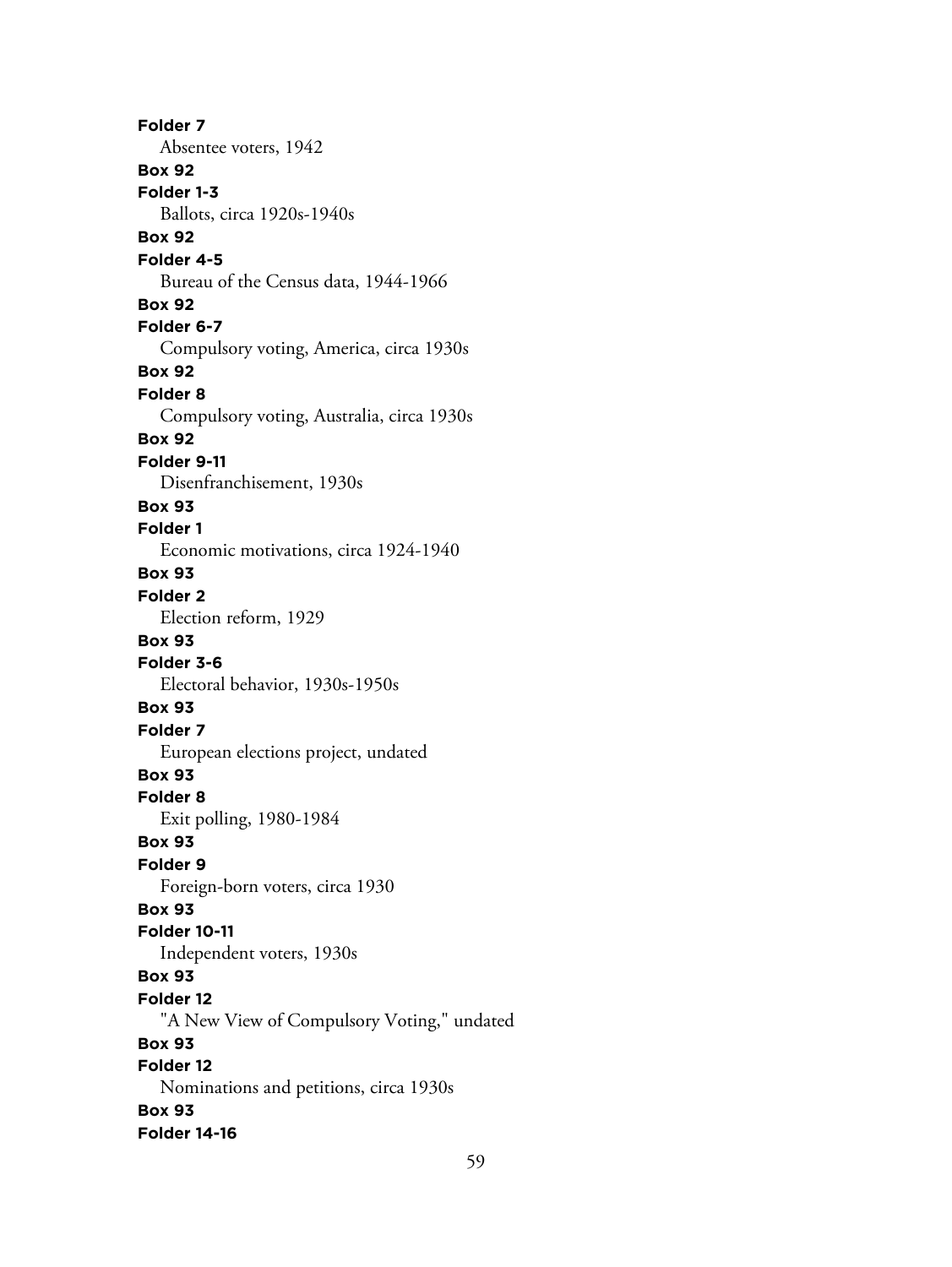**Folder 7**
Absentee voters, 1942

**Box 92**
**Folder 1-3**
Ballots, circa 1920s-1940s

**Box 92**
**Folder 4-5**
Bureau of the Census data, 1944-1966

**Box 92**
**Folder 6-7**
Compulsory voting, America, circa 1930s

**Box 92**
**Folder 8**
Compulsory voting, Australia, circa 1930s

**Box 92**
**Folder 9-11**
Disenfranchisement, 1930s

**Box 93**
**Folder 1**
Economic motivations, circa 1924-1940

**Box 93**
**Folder 2**
Election reform, 1929

**Box 93**
**Folder 3-6**
Electoral behavior, 1930s-1950s

**Box 93**
**Folder 7**
European elections project, undated

**Box 93**
**Folder 8**
Exit polling, 1980-1984

**Box 93**
**Folder 9**
Foreign-born voters, circa 1930

**Box 93**
**Folder 10-11**
Independent voters, 1930s

**Box 93**
**Folder 12**
"A New View of Compulsory Voting," undated

**Box 93**
**Folder 12**
Nominations and petitions, circa 1930s

**Box 93**
**Folder 14-16**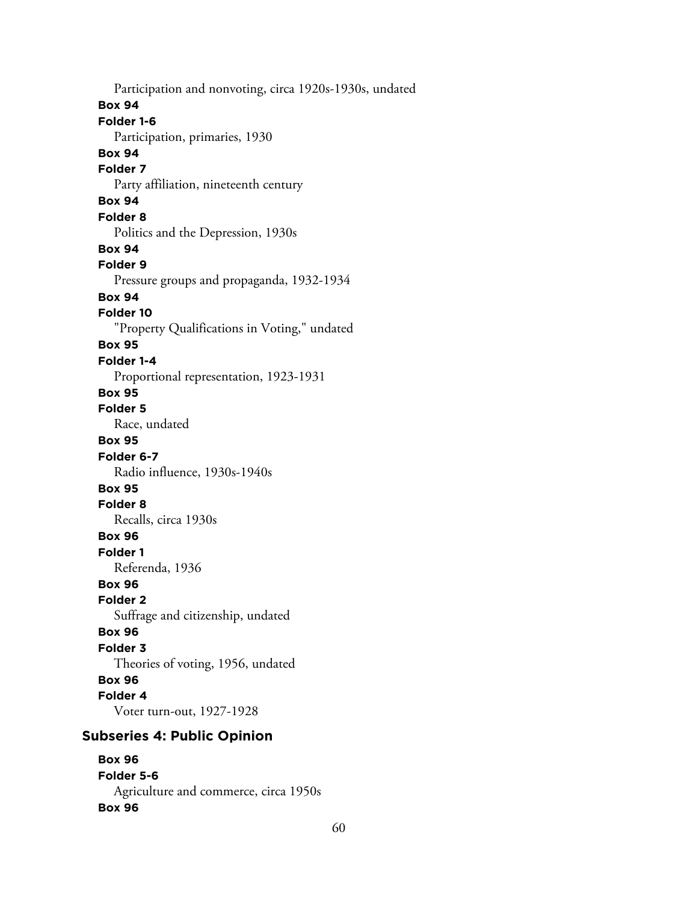Participation and nonvoting, circa 1920s-1930s, undated

**Box 94**

**Folder 1-6**

Participation, primaries, 1930

**Box 94**

**Folder 7**

Party affiliation, nineteenth century

**Box 94**

**Folder 8**

Politics and the Depression, 1930s

**Box 94**

**Folder 9**

Pressure groups and propaganda, 1932-1934

**Box 94**

**Folder 10**

"Property Qualifications in Voting," undated

**Box 95**

**Folder 1-4**

Proportional representation, 1923-1931

**Box 95**

**Folder 5**

Race, undated

**Box 95**

**Folder 6-7**

Radio influence, 1930s-1940s

**Box 95**

**Folder 8**

Recalls, circa 1930s

**Box 96**

**Folder 1**

Referenda, 1936

**Box 96**

**Folder 2**

Suffrage and citizenship, undated

**Box 96**

**Folder 3**

Theories of voting, 1956, undated

**Box 96**

**Folder 4**

Voter turn-out, 1927-1928

## Subseries 4: Public Opinion

**Box 96**

**Folder 5-6**

Agriculture and commerce, circa 1950s

**Box 96**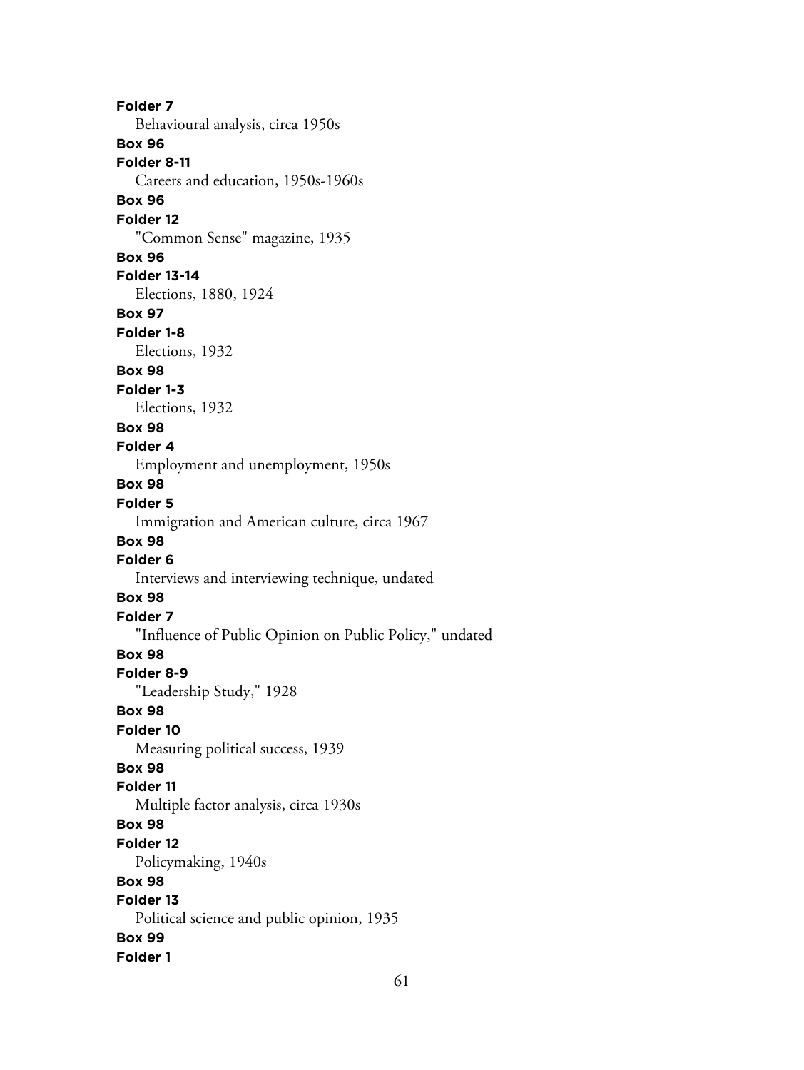**Folder 7**
Behavioural analysis, circa 1950s
**Box 96**
**Folder 8-11**
Careers and education, 1950s-1960s
**Box 96**
**Folder 12**
"Common Sense" magazine, 1935
**Box 96**
**Folder 13-14**
Elections, 1880, 1924
**Box 97**
**Folder 1-8**
Elections, 1932
**Box 98**
**Folder 1-3**
Elections, 1932
**Box 98**
**Folder 4**
Employment and unemployment, 1950s
**Box 98**
**Folder 5**
Immigration and American culture, circa 1967
**Box 98**
**Folder 6**
Interviews and interviewing technique, undated
**Box 98**
**Folder 7**
"Influence of Public Opinion on Public Policy," undated
**Box 98**
**Folder 8-9**
"Leadership Study," 1928
**Box 98**
**Folder 10**
Measuring political success, 1939
**Box 98**
**Folder 11**
Multiple factor analysis, circa 1930s
**Box 98**
**Folder 12**
Policymaking, 1940s
**Box 98**
**Folder 13**
Political science and public opinion, 1935
**Box 99**
**Folder 1**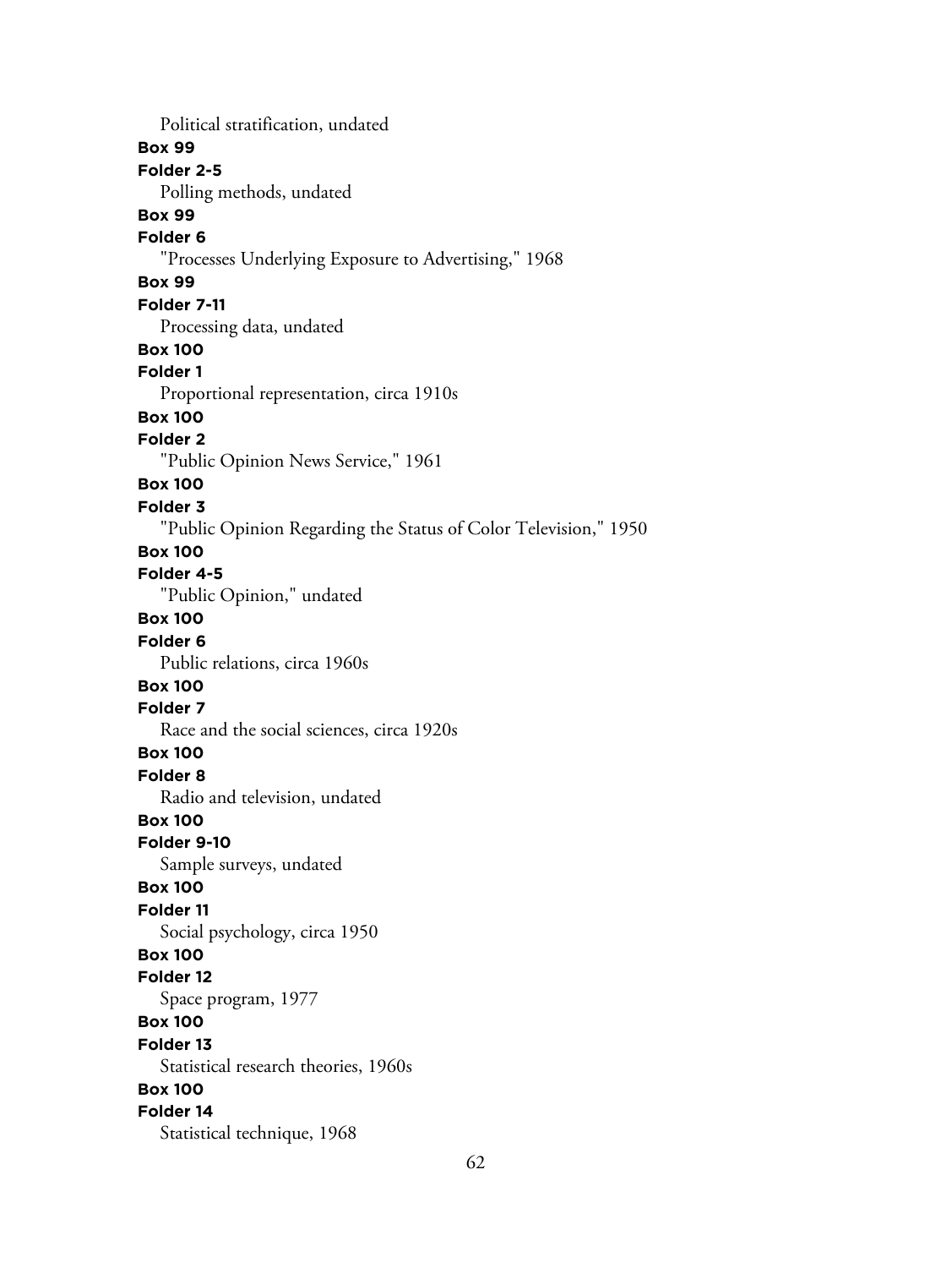Political stratification, undated

**Box 99**

**Folder 2-5**

Polling methods, undated

**Box 99**

**Folder 6**

"Processes Underlying Exposure to Advertising," 1968

**Box 99**

**Folder 7-11**

Processing data, undated

**Box 100**

**Folder 1**

Proportional representation, circa 1910s

**Box 100**

**Folder 2**

"Public Opinion News Service," 1961

**Box 100**

**Folder 3**

"Public Opinion Regarding the Status of Color Television," 1950

**Box 100**

**Folder 4-5**

"Public Opinion," undated

**Box 100**

**Folder 6**

Public relations, circa 1960s

**Box 100**

**Folder 7**

Race and the social sciences, circa 1920s

**Box 100**

**Folder 8**

Radio and television, undated

**Box 100**

**Folder 9-10**

Sample surveys, undated

**Box 100**

**Folder 11**

Social psychology, circa 1950

**Box 100**

**Folder 12**

Space program, 1977

**Box 100**

**Folder 13**

Statistical research theories, 1960s

**Box 100**

**Folder 14**

Statistical technique, 1968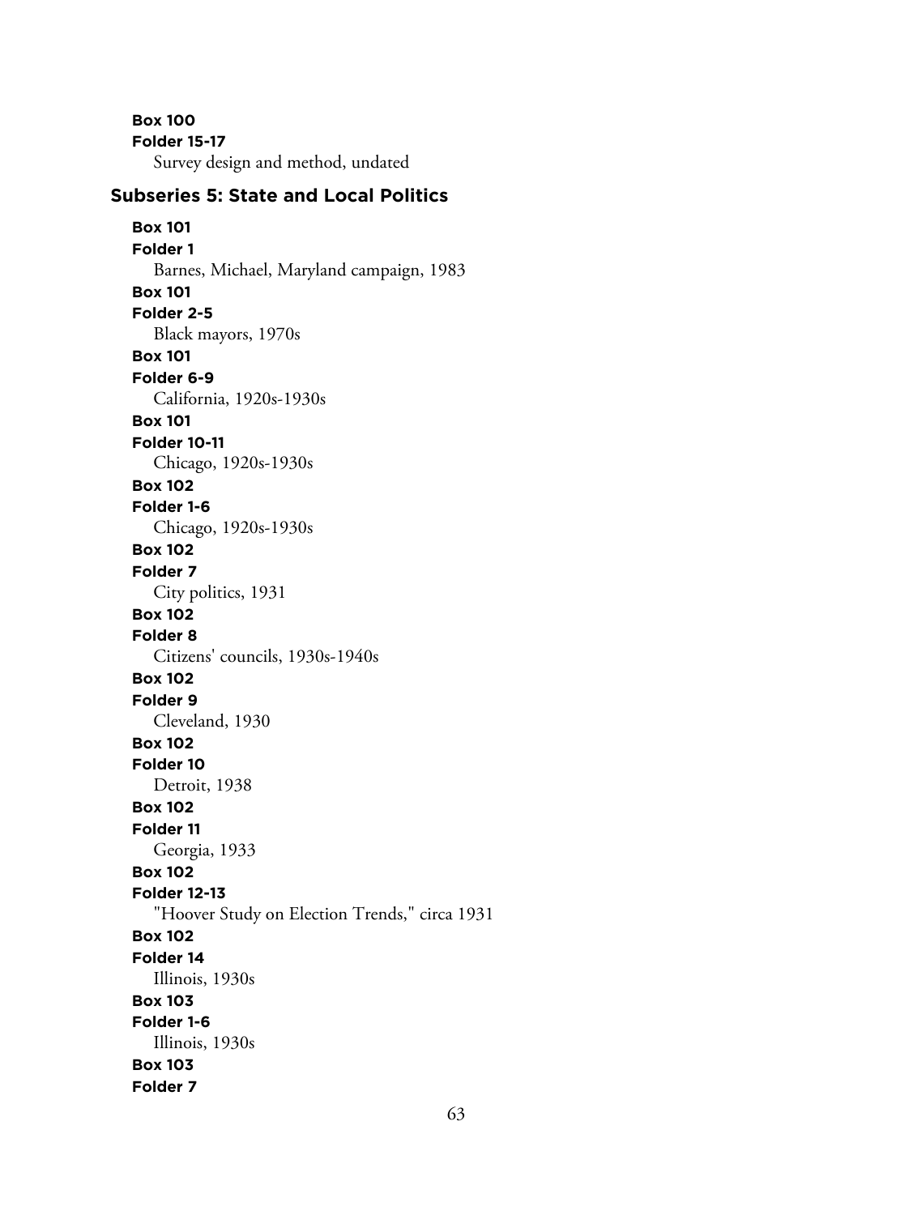**Box 100**
**Folder 15-17**
Survey design and method, undated

## Subseries 5: State and Local Politics

**Box 101**
**Folder 1**
Barnes, Michael, Maryland campaign, 1983

**Box 101**
**Folder 2-5**
Black mayors, 1970s

**Box 101**
**Folder 6-9**
California, 1920s-1930s

**Box 101**
**Folder 10-11**
Chicago, 1920s-1930s

**Box 102**
**Folder 1-6**
Chicago, 1920s-1930s

**Box 102**
**Folder 7**
City politics, 1931

**Box 102**
**Folder 8**
Citizens' councils, 1930s-1940s

**Box 102**
**Folder 9**
Cleveland, 1930

**Box 102**
**Folder 10**
Detroit, 1938

**Box 102**
**Folder 11**
Georgia, 1933

**Box 102**
**Folder 12-13**
"Hoover Study on Election Trends," circa 1931

**Box 102**
**Folder 14**
Illinois, 1930s

**Box 103**
**Folder 1-6**
Illinois, 1930s

**Box 103**
**Folder 7**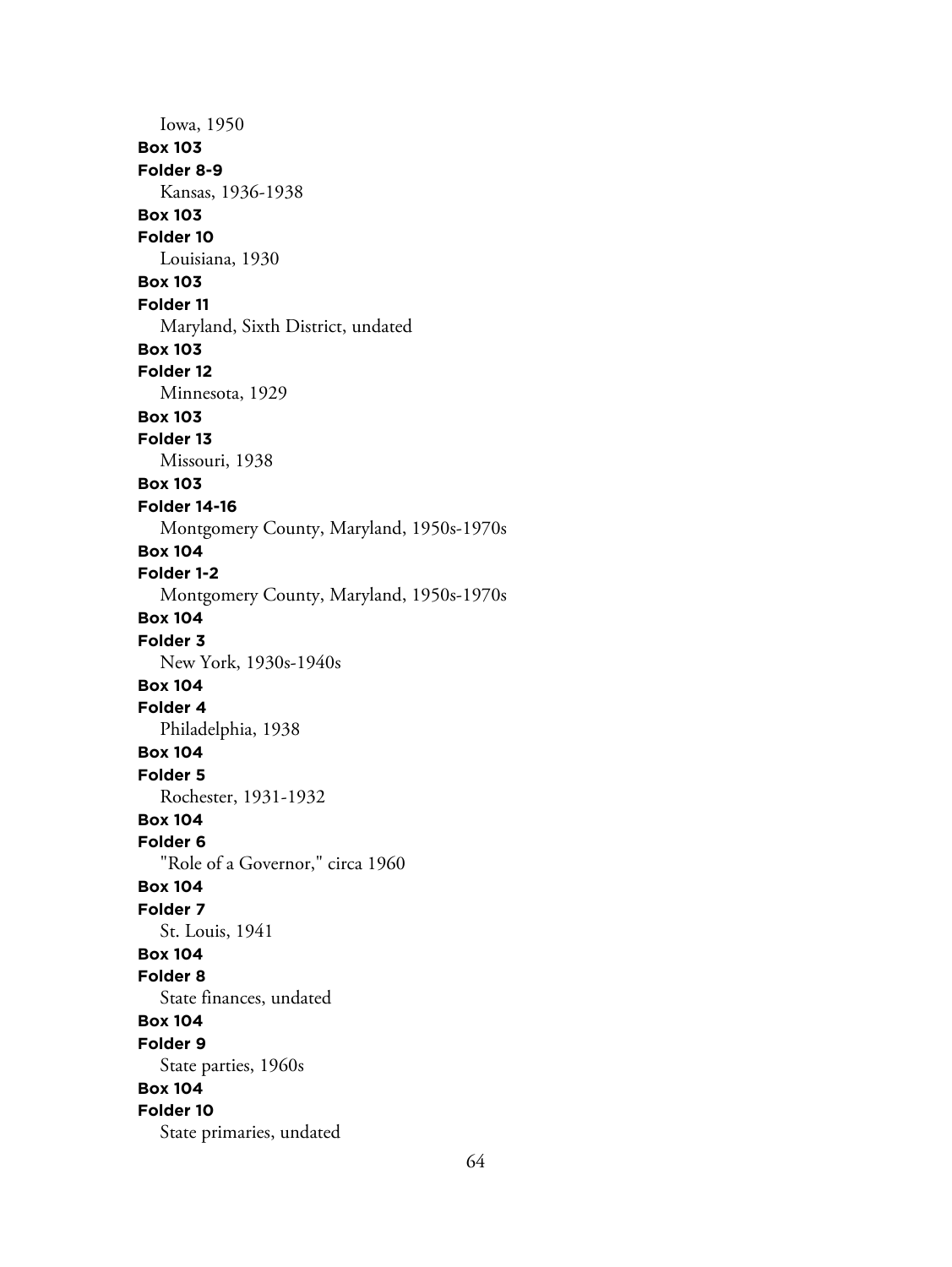Iowa, 1950

**Box 103**
**Folder 8-9**
Kansas, 1936-1938

**Box 103**
**Folder 10**
Louisiana, 1930

**Box 103**
**Folder 11**
Maryland, Sixth District, undated

**Box 103**
**Folder 12**
Minnesota, 1929

**Box 103**
**Folder 13**
Missouri, 1938

**Box 103**
**Folder 14-16**
Montgomery County, Maryland, 1950s-1970s

**Box 104**
**Folder 1-2**
Montgomery County, Maryland, 1950s-1970s

**Box 104**
**Folder 3**
New York, 1930s-1940s

**Box 104**
**Folder 4**
Philadelphia, 1938

**Box 104**
**Folder 5**
Rochester, 1931-1932

**Box 104**
**Folder 6**
"Role of a Governor," circa 1960

**Box 104**
**Folder 7**
St. Louis, 1941

**Box 104**
**Folder 8**
State finances, undated

**Box 104**
**Folder 9**
State parties, 1960s

**Box 104**
**Folder 10**
State primaries, undated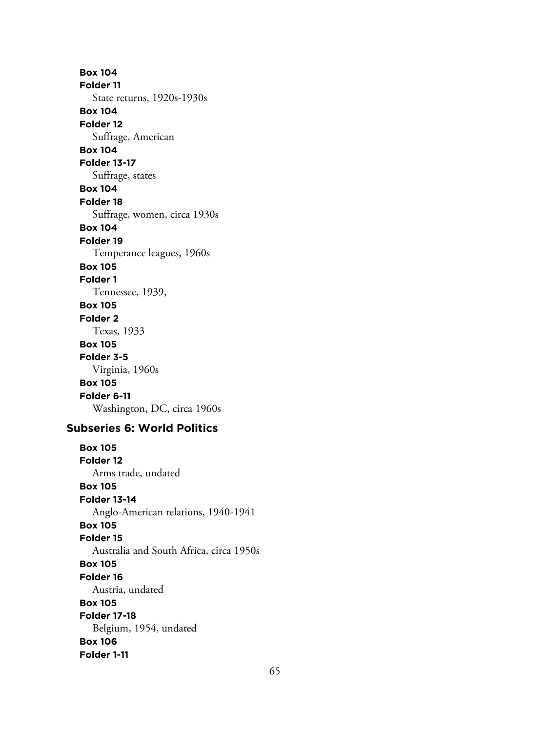**Box 104**
**Folder 11**
State returns, 1920s-1930s
**Box 104**
**Folder 12**
Suffrage, American
**Box 104**
**Folder 13-17**
Suffrage, states
**Box 104**
**Folder 18**
Suffrage, women, circa 1930s
**Box 104**
**Folder 19**
Temperance leagues, 1960s
**Box 105**
**Folder 1**
Tennessee, 1939,
**Box 105**
**Folder 2**
Texas, 1933
**Box 105**
**Folder 3-5**
Virginia, 1960s
**Box 105**
**Folder 6-11**
Washington, DC, circa 1960s

## Subseries 6: World Politics

**Box 105**
**Folder 12**
Arms trade, undated
**Box 105**
**Folder 13-14**
Anglo-American relations, 1940-1941
**Box 105**
**Folder 15**
Australia and South Africa, circa 1950s
**Box 105**
**Folder 16**
Austria, undated
**Box 105**
**Folder 17-18**
Belgium, 1954, undated
**Box 106**
**Folder 1-11**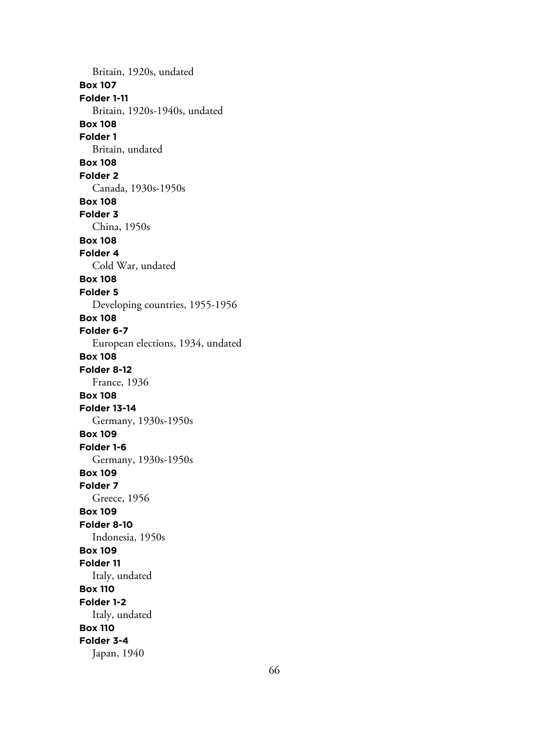Britain, 1920s, undated

**Box 107**
**Folder 1-11**
Britain, 1920s-1940s, undated

**Box 108**
**Folder 1**
Britain, undated

**Box 108**
**Folder 2**
Canada, 1930s-1950s

**Box 108**
**Folder 3**
China, 1950s

**Box 108**
**Folder 4**
Cold War, undated

**Box 108**
**Folder 5**
Developing countries, 1955-1956

**Box 108**
**Folder 6-7**
European elections, 1934, undated

**Box 108**
**Folder 8-12**
France, 1936

**Box 108**
**Folder 13-14**
Germany, 1930s-1950s

**Box 109**
**Folder 1-6**
Germany, 1930s-1950s

**Box 109**
**Folder 7**
Greece, 1956

**Box 109**
**Folder 8-10**
Indonesia, 1950s

**Box 109**
**Folder 11**
Italy, undated

**Box 110**
**Folder 1-2**
Italy, undated

**Box 110**
**Folder 3-4**
Japan, 1940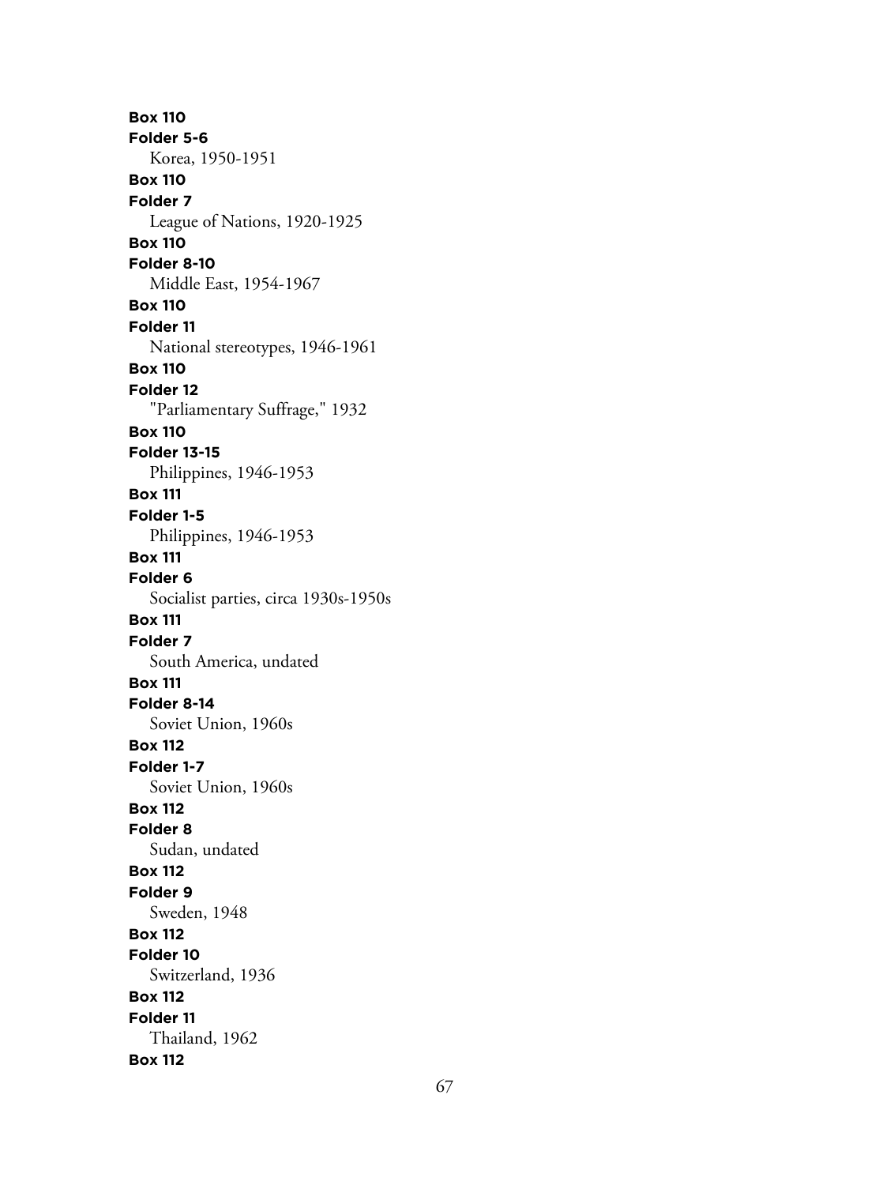**Box 110**
**Folder 5-6**
Korea, 1950-1951
**Box 110**
**Folder 7**
League of Nations, 1920-1925
**Box 110**
**Folder 8-10**
Middle East, 1954-1967
**Box 110**
**Folder 11**
National stereotypes, 1946-1961
**Box 110**
**Folder 12**
"Parliamentary Suffrage," 1932
**Box 110**
**Folder 13-15**
Philippines, 1946-1953
**Box 111**
**Folder 1-5**
Philippines, 1946-1953
**Box 111**
**Folder 6**
Socialist parties, circa 1930s-1950s
**Box 111**
**Folder 7**
South America, undated
**Box 111**
**Folder 8-14**
Soviet Union, 1960s
**Box 112**
**Folder 1-7**
Soviet Union, 1960s
**Box 112**
**Folder 8**
Sudan, undated
**Box 112**
**Folder 9**
Sweden, 1948
**Box 112**
**Folder 10**
Switzerland, 1936
**Box 112**
**Folder 11**
Thailand, 1962
**Box 112**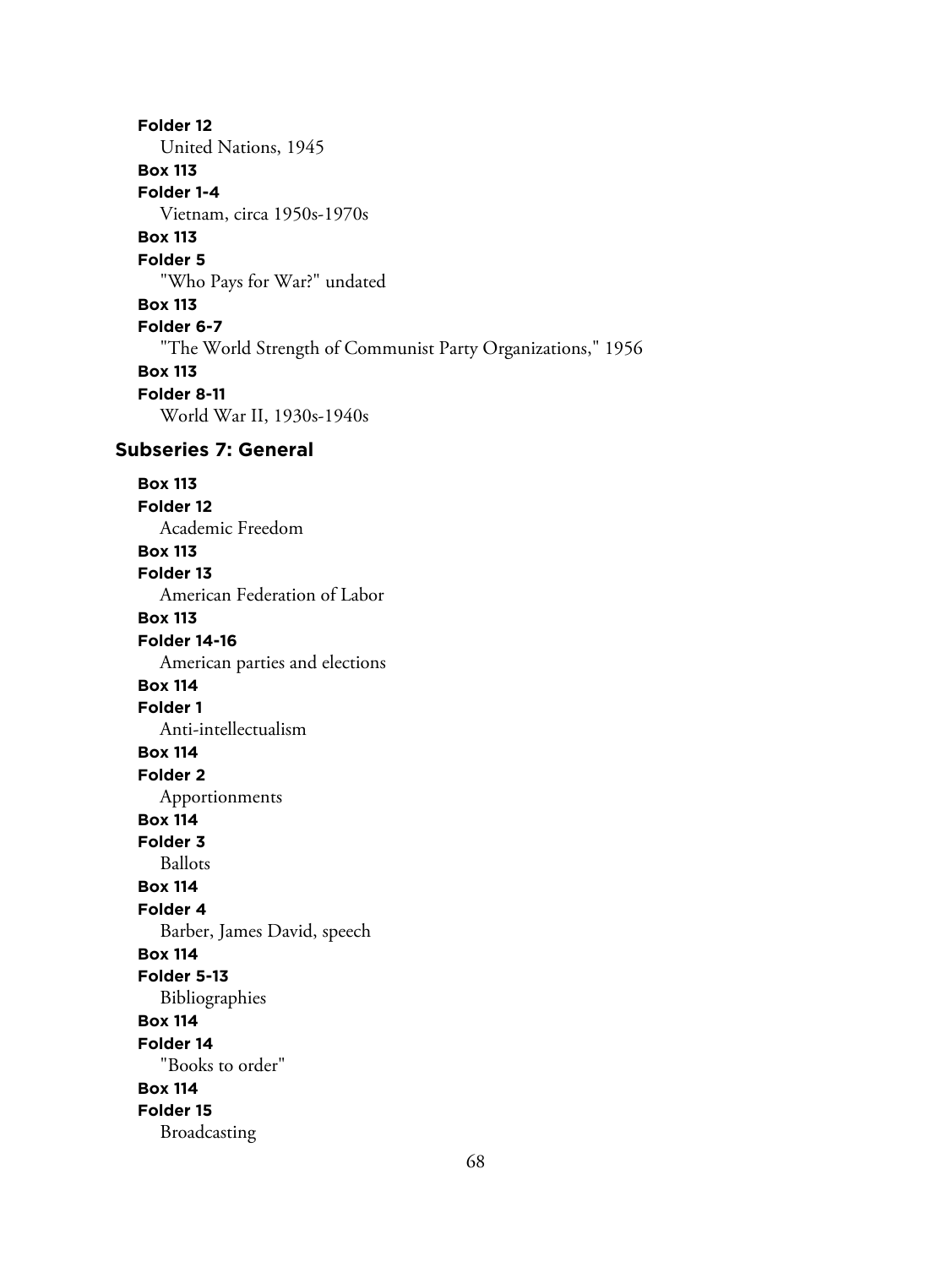**Folder 12**
United Nations, 1945

**Box 113**
**Folder 1-4**
Vietnam, circa 1950s-1970s

**Box 113**
**Folder 5**
"Who Pays for War?" undated

**Box 113**
**Folder 6-7**
"The World Strength of Communist Party Organizations," 1956

**Box 113**
**Folder 8-11**
World War II, 1930s-1940s

## Subseries 7: General

**Box 113**
**Folder 12**
Academic Freedom

**Box 113**
**Folder 13**
American Federation of Labor

**Box 113**
**Folder 14-16**
American parties and elections

**Box 114**
**Folder 1**
Anti-intellectualism

**Box 114**
**Folder 2**
Apportionments

**Box 114**
**Folder 3**
Ballots

**Box 114**
**Folder 4**
Barber, James David, speech

**Box 114**
**Folder 5-13**
Bibliographies

**Box 114**
**Folder 14**
"Books to order"

**Box 114**
**Folder 15**
Broadcasting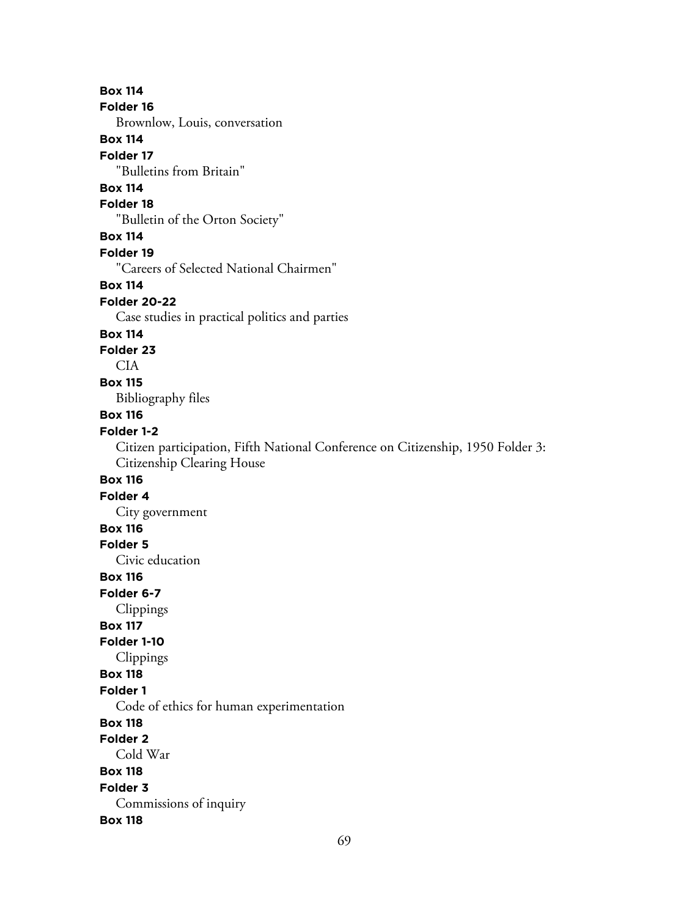**Box 114**
**Folder 16**
Brownlow, Louis, conversation
**Box 114**
**Folder 17**
"Bulletins from Britain"
**Box 114**
**Folder 18**
"Bulletin of the Orton Society"
**Box 114**
**Folder 19**
"Careers of Selected National Chairmen"
**Box 114**
**Folder 20-22**
Case studies in practical politics and parties
**Box 114**
**Folder 23**
CIA
**Box 115**
Bibliography files
**Box 116**
**Folder 1-2**
Citizen participation, Fifth National Conference on Citizenship, 1950 Folder 3: Citizenship Clearing House
**Box 116**
**Folder 4**
City government
**Box 116**
**Folder 5**
Civic education
**Box 116**
**Folder 6-7**
Clippings
**Box 117**
**Folder 1-10**
Clippings
**Box 118**
**Folder 1**
Code of ethics for human experimentation
**Box 118**
**Folder 2**
Cold War
**Box 118**
**Folder 3**
Commissions of inquiry
**Box 118**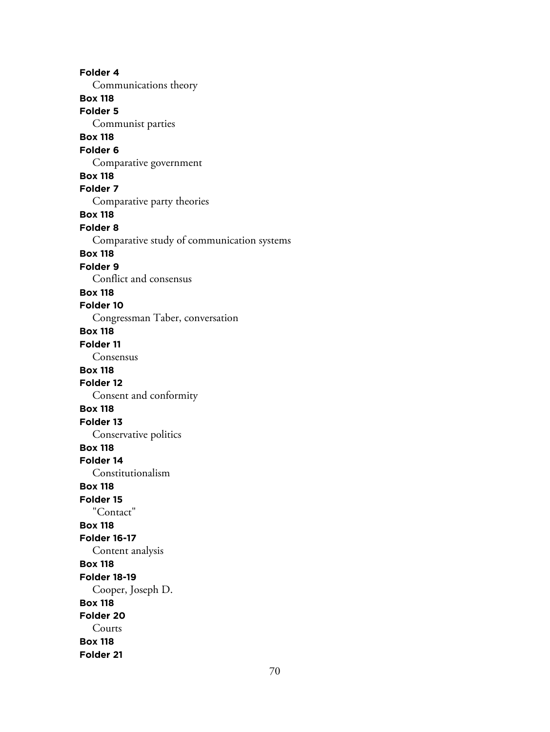**Folder 4**
Communications theory
**Box 118**
**Folder 5**
Communist parties
**Box 118**
**Folder 6**
Comparative government
**Box 118**
**Folder 7**
Comparative party theories
**Box 118**
**Folder 8**
Comparative study of communication systems
**Box 118**
**Folder 9**
Conflict and consensus
**Box 118**
**Folder 10**
Congressman Taber, conversation
**Box 118**
**Folder 11**
Consensus
**Box 118**
**Folder 12**
Consent and conformity
**Box 118**
**Folder 13**
Conservative politics
**Box 118**
**Folder 14**
Constitutionalism
**Box 118**
**Folder 15**
"Contact"
**Box 118**
**Folder 16-17**
Content analysis
**Box 118**
**Folder 18-19**
Cooper, Joseph D.
**Box 118**
**Folder 20**
Courts
**Box 118**
**Folder 21**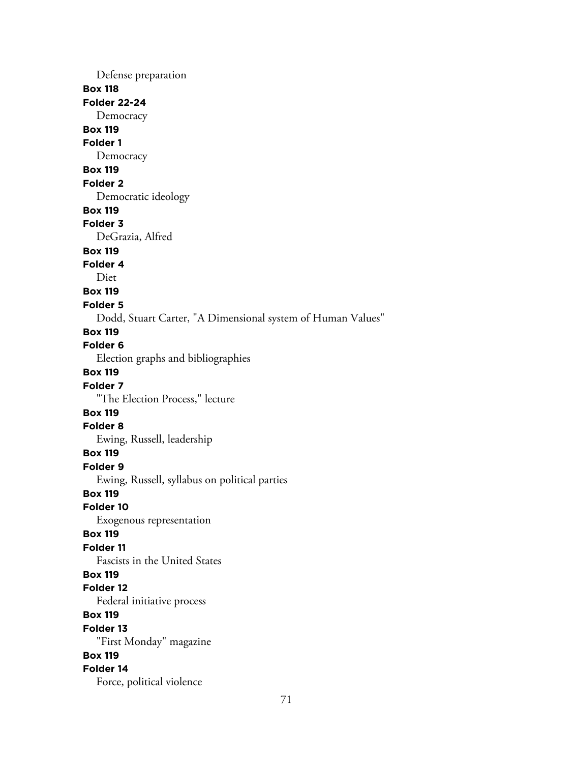Defense preparation

**Box 118**

**Folder 22-24**

Democracy

**Box 119**

**Folder 1**

Democracy

**Box 119**

**Folder 2**

Democratic ideology

**Box 119**

**Folder 3**

DeGrazia, Alfred

**Box 119**

**Folder 4**

Diet

**Box 119**

**Folder 5**

Dodd, Stuart Carter, "A Dimensional system of Human Values"

**Box 119**

**Folder 6**

Election graphs and bibliographies

**Box 119**

**Folder 7**

"The Election Process," lecture

**Box 119**

**Folder 8**

Ewing, Russell, leadership

**Box 119**

**Folder 9**

Ewing, Russell, syllabus on political parties

**Box 119**

**Folder 10**

Exogenous representation

**Box 119**

**Folder 11**

Fascists in the United States

**Box 119**

**Folder 12**

Federal initiative process

**Box 119**

**Folder 13**

"First Monday" magazine

**Box 119**

**Folder 14**

Force, political violence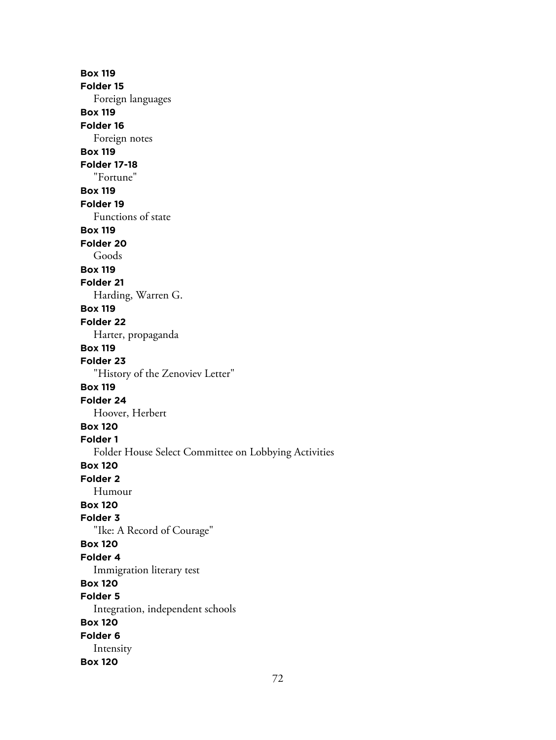**Box 119**
**Folder 15**
Foreign languages
**Box 119**
**Folder 16**
Foreign notes
**Box 119**
**Folder 17-18**
"Fortune"
**Box 119**
**Folder 19**
Functions of state
**Box 119**
**Folder 20**
Goods
**Box 119**
**Folder 21**
Harding, Warren G.
**Box 119**
**Folder 22**
Harter, propaganda
**Box 119**
**Folder 23**
"History of the Zenoviev Letter"
**Box 119**
**Folder 24**
Hoover, Herbert
**Box 120**
**Folder 1**
Folder House Select Committee on Lobbying Activities
**Box 120**
**Folder 2**
Humour
**Box 120**
**Folder 3**
"Ike: A Record of Courage"
**Box 120**
**Folder 4**
Immigration literary test
**Box 120**
**Folder 5**
Integration, independent schools
**Box 120**
**Folder 6**
Intensity
**Box 120**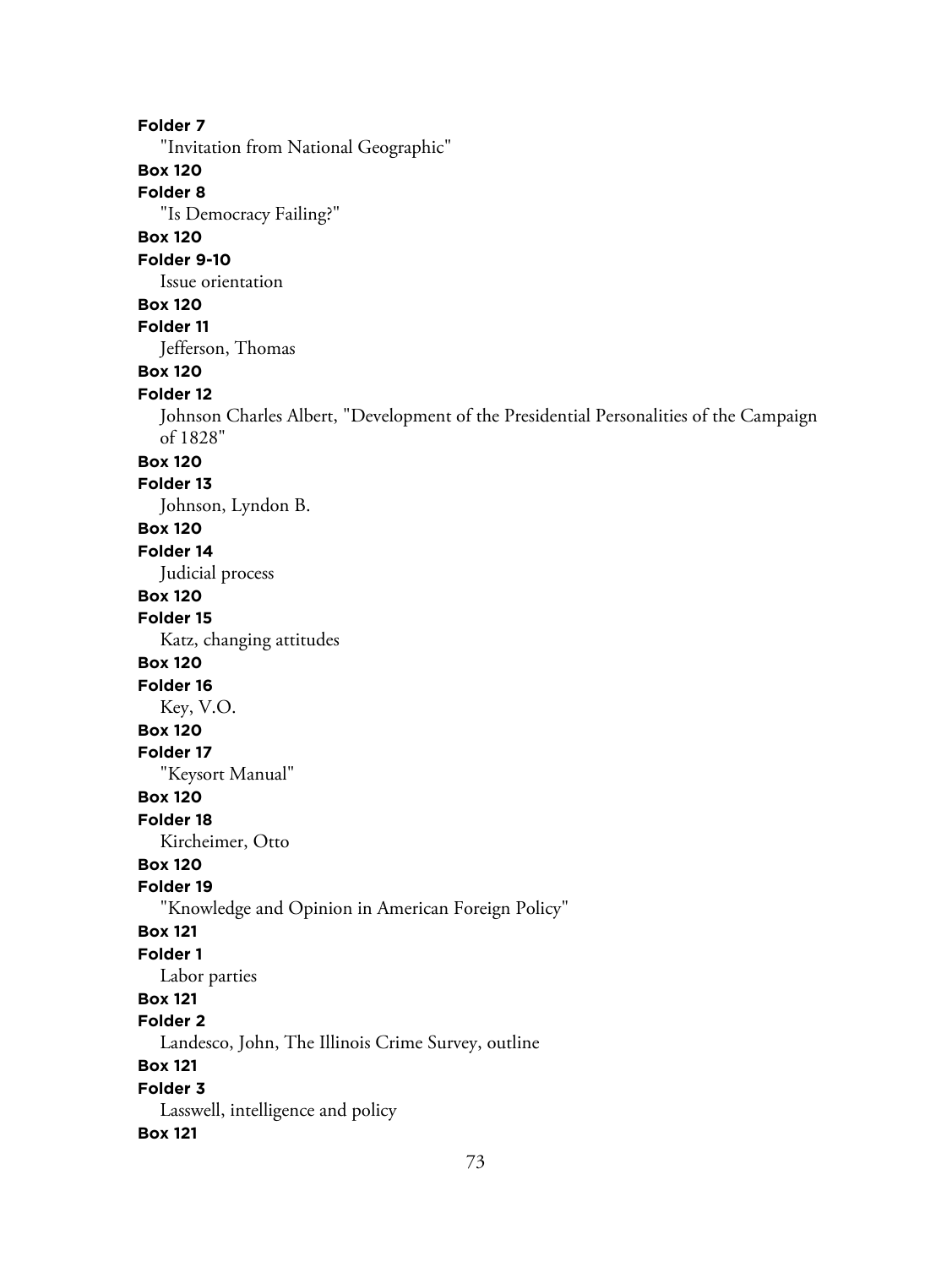**Folder 7**

"Invitation from National Geographic"

**Box 120**

**Folder 8**

"Is Democracy Failing?"

**Box 120**

**Folder 9-10**

Issue orientation

**Box 120**

**Folder 11**

Jefferson, Thomas

**Box 120**

**Folder 12**

Johnson Charles Albert, "Development of the Presidential Personalities of the Campaign of 1828"

**Box 120**

**Folder 13**

Johnson, Lyndon B.

**Box 120**

**Folder 14**

Judicial process

**Box 120**

**Folder 15**

Katz, changing attitudes

**Box 120**

**Folder 16**

Key, V.O.

**Box 120**

**Folder 17**

"Keysort Manual"

**Box 120**

**Folder 18**

Kircheimer, Otto

**Box 120**

**Folder 19**

"Knowledge and Opinion in American Foreign Policy"

**Box 121**

**Folder 1**

Labor parties

**Box 121**

**Folder 2**

Landesco, John, The Illinois Crime Survey, outline

**Box 121**

**Folder 3**

Lasswell, intelligence and policy

**Box 121**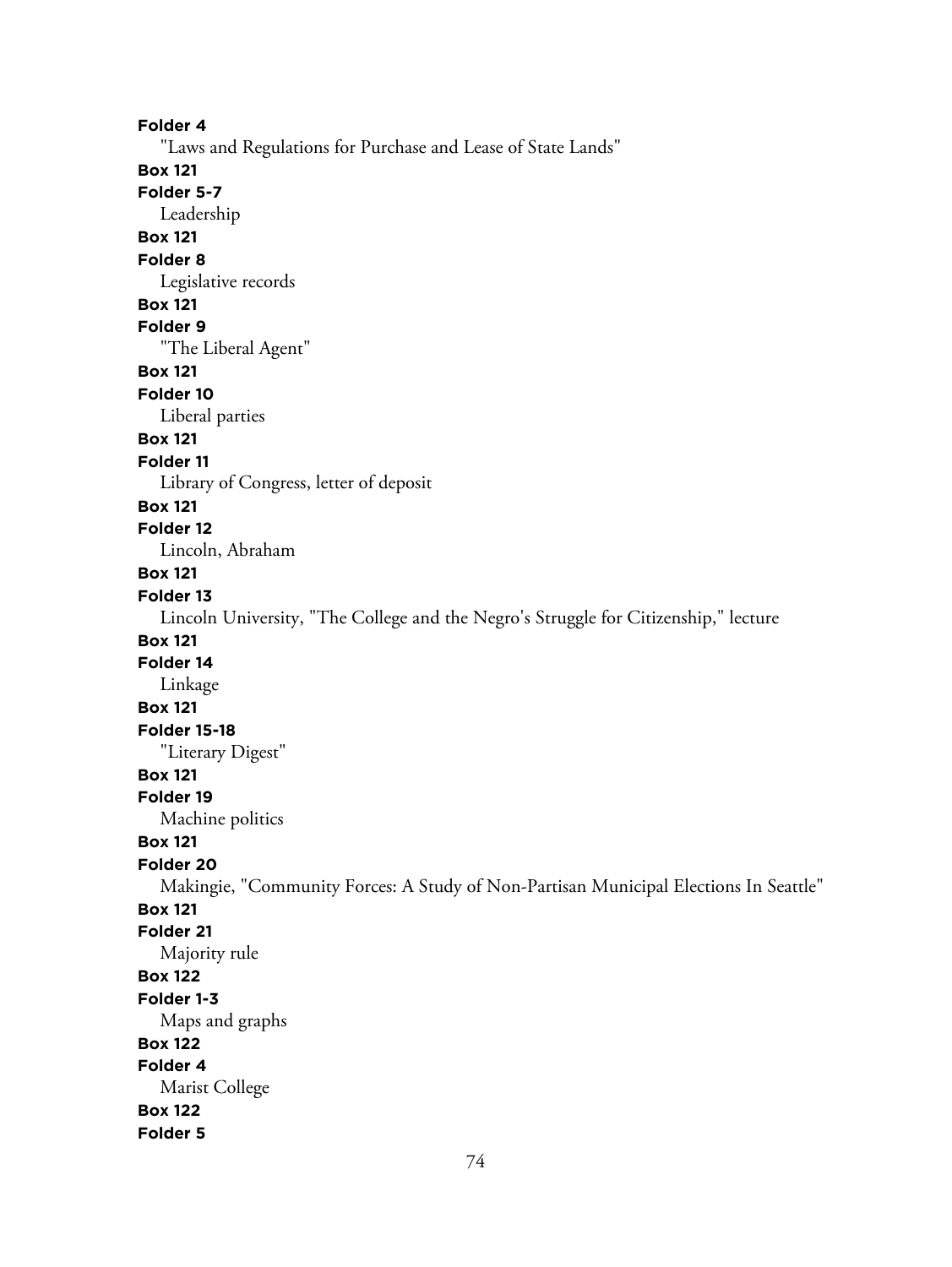**Folder 4**

"Laws and Regulations for Purchase and Lease of State Lands"

**Box 121**

**Folder 5-7**

Leadership

**Box 121**

**Folder 8**

Legislative records

**Box 121**

**Folder 9**

"The Liberal Agent"

**Box 121**

**Folder 10**

Liberal parties

**Box 121**

**Folder 11**

Library of Congress, letter of deposit

**Box 121**

**Folder 12**

Lincoln, Abraham

**Box 121**

**Folder 13**

Lincoln University, "The College and the Negro's Struggle for Citizenship," lecture

**Box 121**

**Folder 14**

Linkage

**Box 121**

**Folder 15-18**

"Literary Digest"

**Box 121**

**Folder 19**

Machine politics

**Box 121**

**Folder 20**

Makingie, "Community Forces: A Study of Non-Partisan Municipal Elections In Seattle"

**Box 121**

**Folder 21**

Majority rule

**Box 122**

**Folder 1-3**

Maps and graphs

**Box 122**

**Folder 4**

Marist College

**Box 122**

**Folder 5**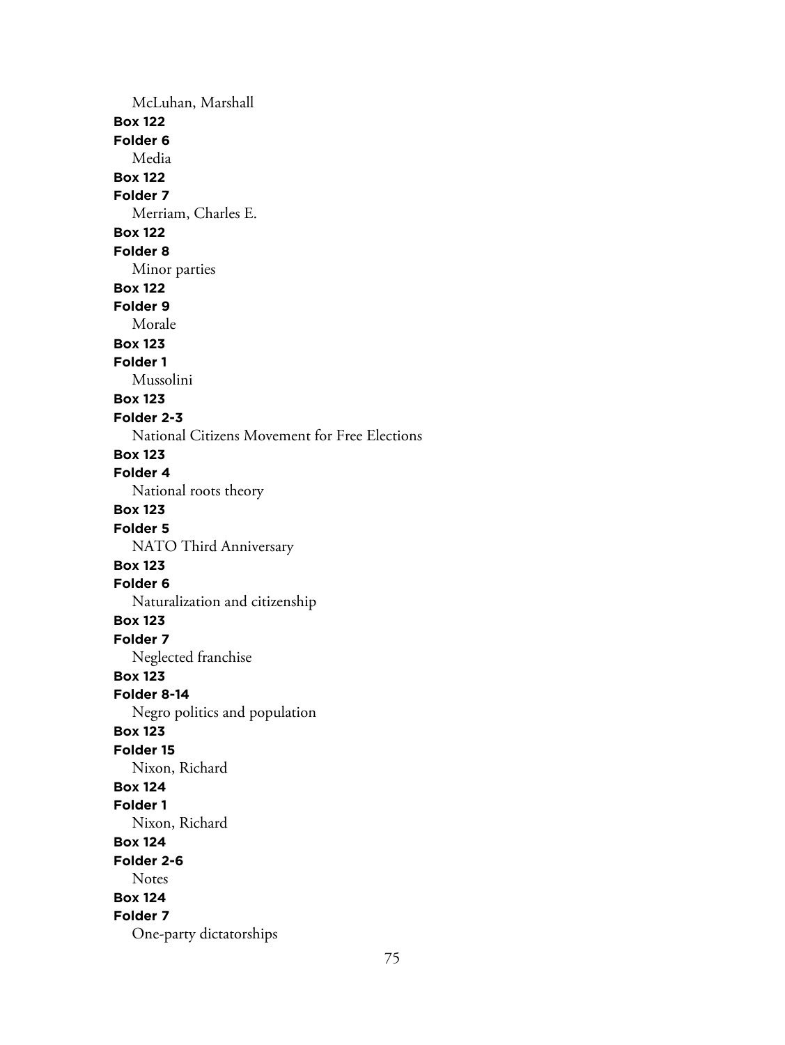McLuhan, Marshall

**Box 122**
**Folder 6**
Media

**Box 122**
**Folder 7**
Merriam, Charles E.

**Box 122**
**Folder 8**
Minor parties

**Box 122**
**Folder 9**
Morale

**Box 123**
**Folder 1**
Mussolini

**Box 123**
**Folder 2-3**
National Citizens Movement for Free Elections

**Box 123**
**Folder 4**
National roots theory

**Box 123**
**Folder 5**
NATO Third Anniversary

**Box 123**
**Folder 6**
Naturalization and citizenship

**Box 123**
**Folder 7**
Neglected franchise

**Box 123**
**Folder 8-14**
Negro politics and population

**Box 123**
**Folder 15**
Nixon, Richard

**Box 124**
**Folder 1**
Nixon, Richard

**Box 124**
**Folder 2-6**
Notes

**Box 124**
**Folder 7**
One-party dictatorships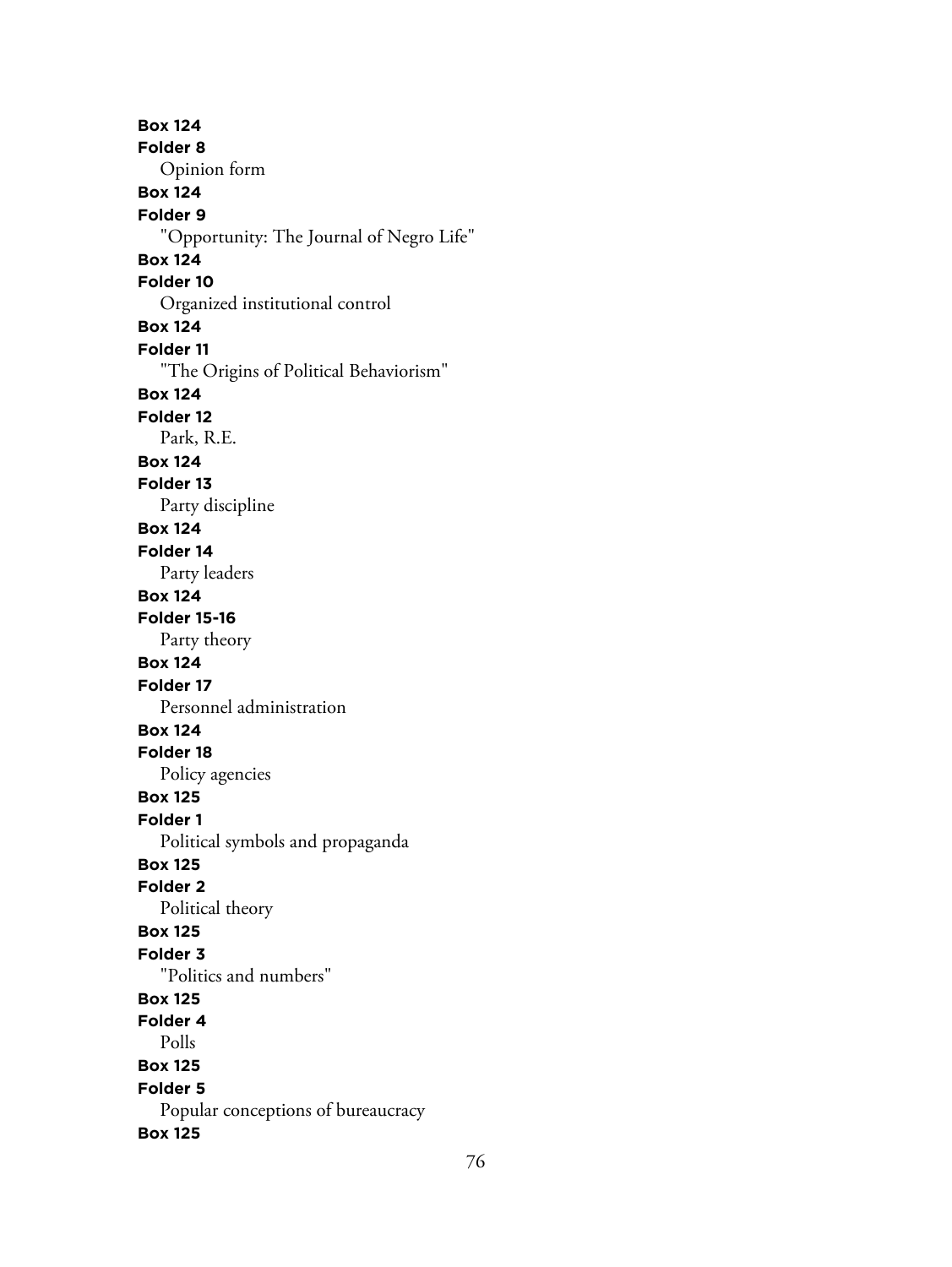**Box 124**
**Folder 8**
Opinion form
**Box 124**
**Folder 9**
"Opportunity: The Journal of Negro Life"
**Box 124**
**Folder 10**
Organized institutional control
**Box 124**
**Folder 11**
"The Origins of Political Behaviorism"
**Box 124**
**Folder 12**
Park, R.E.
**Box 124**
**Folder 13**
Party discipline
**Box 124**
**Folder 14**
Party leaders
**Box 124**
**Folder 15-16**
Party theory
**Box 124**
**Folder 17**
Personnel administration
**Box 124**
**Folder 18**
Policy agencies
**Box 125**
**Folder 1**
Political symbols and propaganda
**Box 125**
**Folder 2**
Political theory
**Box 125**
**Folder 3**
"Politics and numbers"
**Box 125**
**Folder 4**
Polls
**Box 125**
**Folder 5**
Popular conceptions of bureaucracy
**Box 125**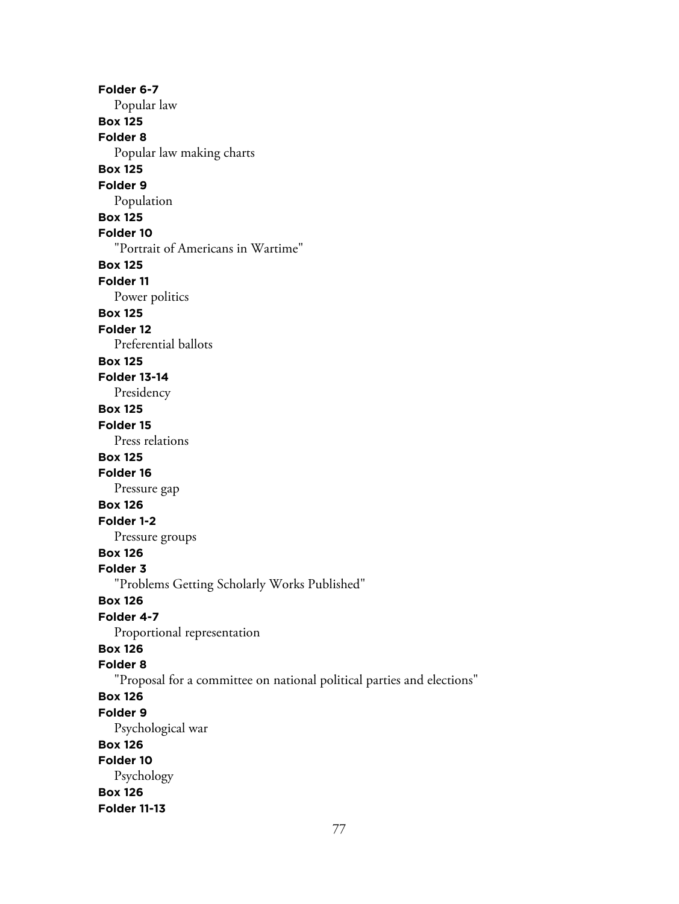**Folder 6-7**
Popular law
**Box 125**
**Folder 8**
Popular law making charts
**Box 125**
**Folder 9**
Population
**Box 125**
**Folder 10**
"Portrait of Americans in Wartime"
**Box 125**
**Folder 11**
Power politics
**Box 125**
**Folder 12**
Preferential ballots
**Box 125**
**Folder 13-14**
Presidency
**Box 125**
**Folder 15**
Press relations
**Box 125**
**Folder 16**
Pressure gap
**Box 126**
**Folder 1-2**
Pressure groups
**Box 126**
**Folder 3**
"Problems Getting Scholarly Works Published"
**Box 126**
**Folder 4-7**
Proportional representation
**Box 126**
**Folder 8**
"Proposal for a committee on national political parties and elections"
**Box 126**
**Folder 9**
Psychological war
**Box 126**
**Folder 10**
Psychology
**Box 126**
**Folder 11-13**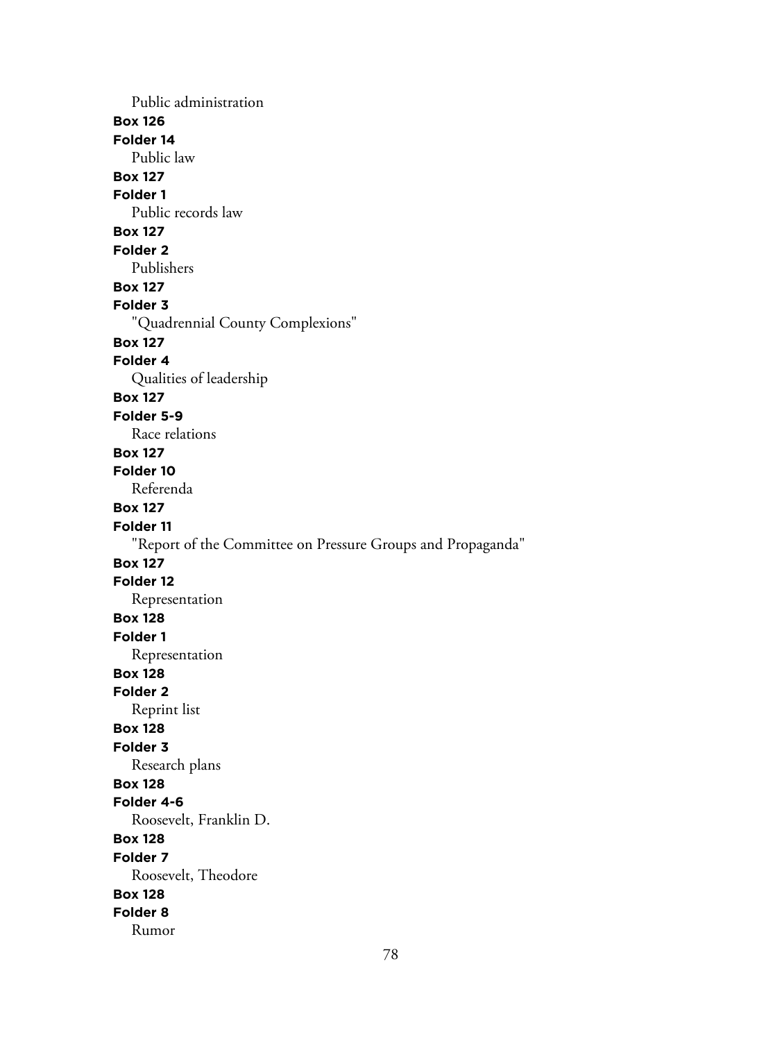Public administration

**Box 126**

**Folder 14**

Public law

**Box 127**

**Folder 1**

Public records law

**Box 127**

**Folder 2**

Publishers

**Box 127**

**Folder 3**

"Quadrennial County Complexions"

**Box 127**

**Folder 4**

Qualities of leadership

**Box 127**

**Folder 5-9**

Race relations

**Box 127**

**Folder 10**

Referenda

**Box 127**

**Folder 11**

"Report of the Committee on Pressure Groups and Propaganda"

**Box 127**

**Folder 12**

Representation

**Box 128**

**Folder 1**

Representation

**Box 128**

**Folder 2**

Reprint list

**Box 128**

**Folder 3**

Research plans

**Box 128**

**Folder 4-6**

Roosevelt, Franklin D.

**Box 128**

**Folder 7**

Roosevelt, Theodore

**Box 128**

**Folder 8**

Rumor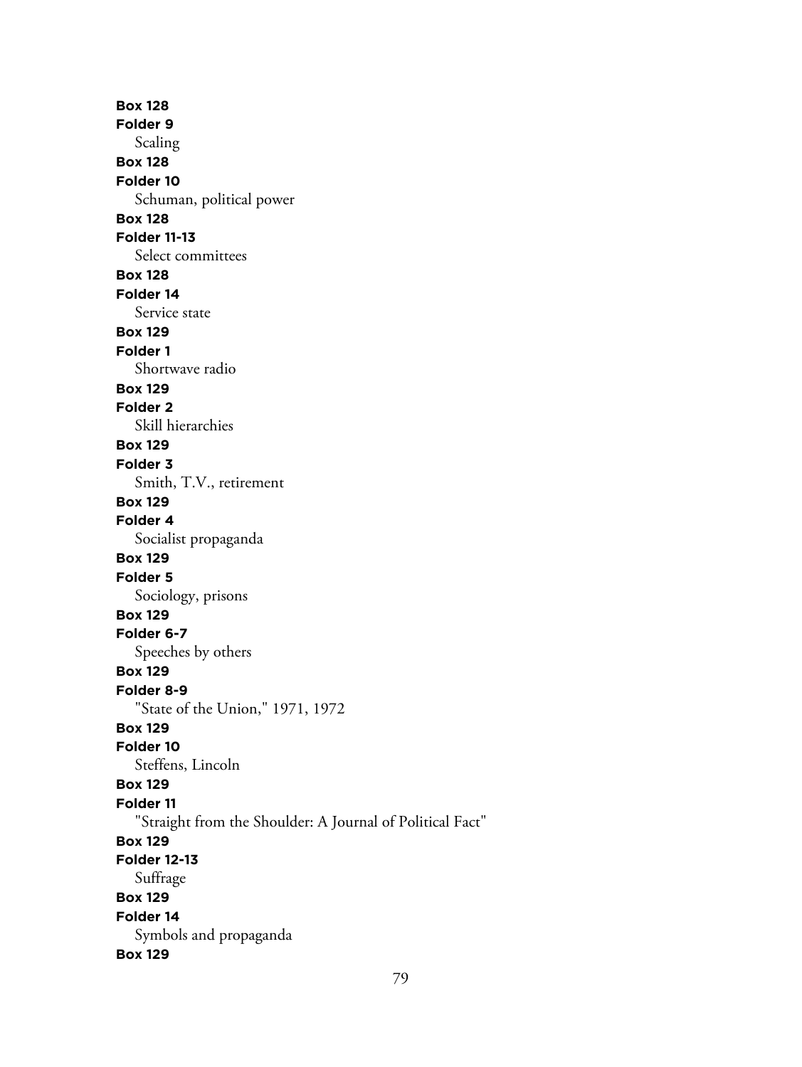**Box 128**
**Folder 9**
Scaling
**Box 128**
**Folder 10**
Schuman, political power
**Box 128**
**Folder 11-13**
Select committees
**Box 128**
**Folder 14**
Service state
**Box 129**
**Folder 1**
Shortwave radio
**Box 129**
**Folder 2**
Skill hierarchies
**Box 129**
**Folder 3**
Smith, T.V., retirement
**Box 129**
**Folder 4**
Socialist propaganda
**Box 129**
**Folder 5**
Sociology, prisons
**Box 129**
**Folder 6-7**
Speeches by others
**Box 129**
**Folder 8-9**
"State of the Union," 1971, 1972
**Box 129**
**Folder 10**
Steffens, Lincoln
**Box 129**
**Folder 11**
"Straight from the Shoulder: A Journal of Political Fact"
**Box 129**
**Folder 12-13**
Suffrage
**Box 129**
**Folder 14**
Symbols and propaganda
**Box 129**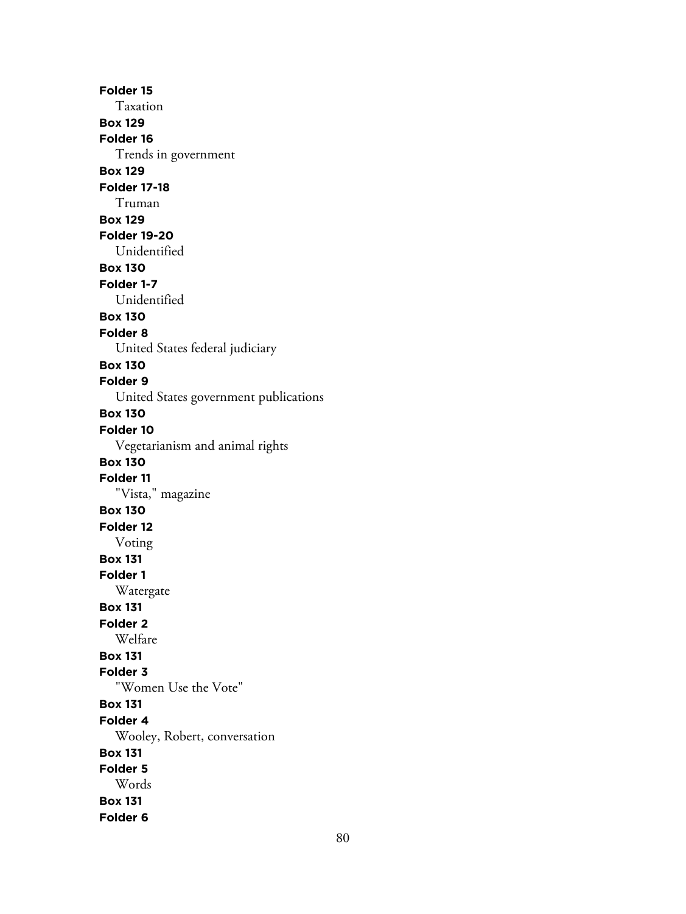**Folder 15**

Taxation

**Box 129**

**Folder 16**

Trends in government

**Box 129**

**Folder 17-18**

Truman

**Box 129**

**Folder 19-20**

Unidentified

**Box 130**

**Folder 1-7**

Unidentified

**Box 130**

**Folder 8**

United States federal judiciary

**Box 130**

**Folder 9**

United States government publications

**Box 130**

**Folder 10**

Vegetarianism and animal rights

**Box 130**

**Folder 11**

"Vista," magazine

**Box 130**

**Folder 12**

Voting

**Box 131**

**Folder 1**

Watergate

**Box 131**

**Folder 2**

Welfare

**Box 131**

**Folder 3**

"Women Use the Vote"

**Box 131**

**Folder 4**

Wooley, Robert, conversation

**Box 131**

**Folder 5**

Words

**Box 131**

**Folder 6**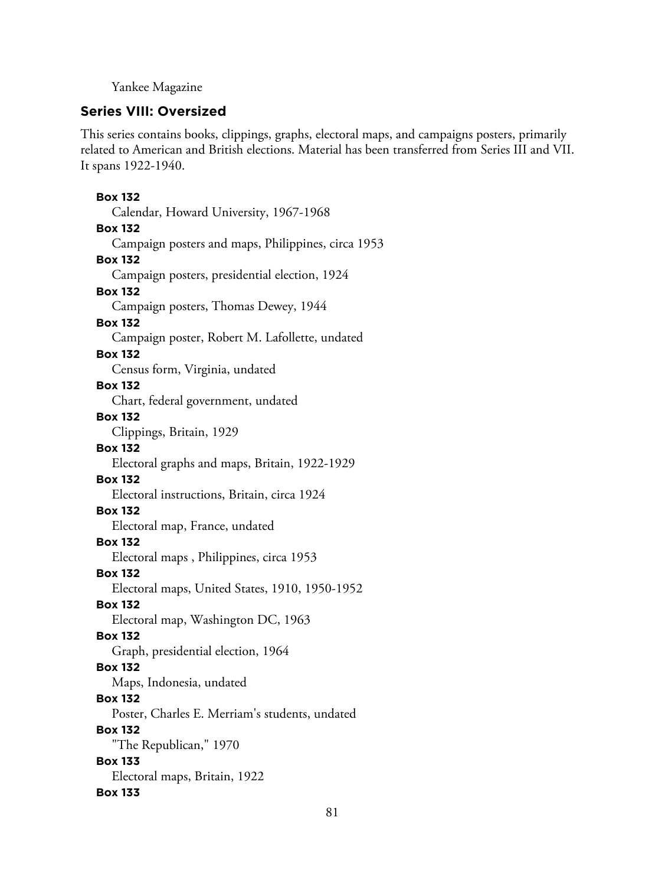Yankee Magazine

## Series VIII: Oversized

This series contains books, clippings, graphs, electoral maps, and campaigns posters, primarily related to American and British elections. Material has been transferred from Series III and VII. It spans 1922-1940.

**Box 132**
Calendar, Howard University, 1967-1968

**Box 132**
Campaign posters and maps, Philippines, circa 1953

**Box 132**
Campaign posters, presidential election, 1924

**Box 132**
Campaign posters, Thomas Dewey, 1944

**Box 132**
Campaign poster, Robert M. Lafollette, undated

**Box 132**
Census form, Virginia, undated

**Box 132**
Chart, federal government, undated

**Box 132**
Clippings, Britain, 1929

**Box 132**
Electoral graphs and maps, Britain, 1922-1929

**Box 132**
Electoral instructions, Britain, circa 1924

**Box 132**
Electoral map, France, undated

**Box 132**
Electoral maps , Philippines, circa 1953

**Box 132**
Electoral maps, United States, 1910, 1950-1952

**Box 132**
Electoral map, Washington DC, 1963

**Box 132**
Graph, presidential election, 1964

**Box 132**
Maps, Indonesia, undated

**Box 132**
Poster, Charles E. Merriam's students, undated

**Box 132**
"The Republican," 1970

**Box 133**
Electoral maps, Britain, 1922

**Box 133**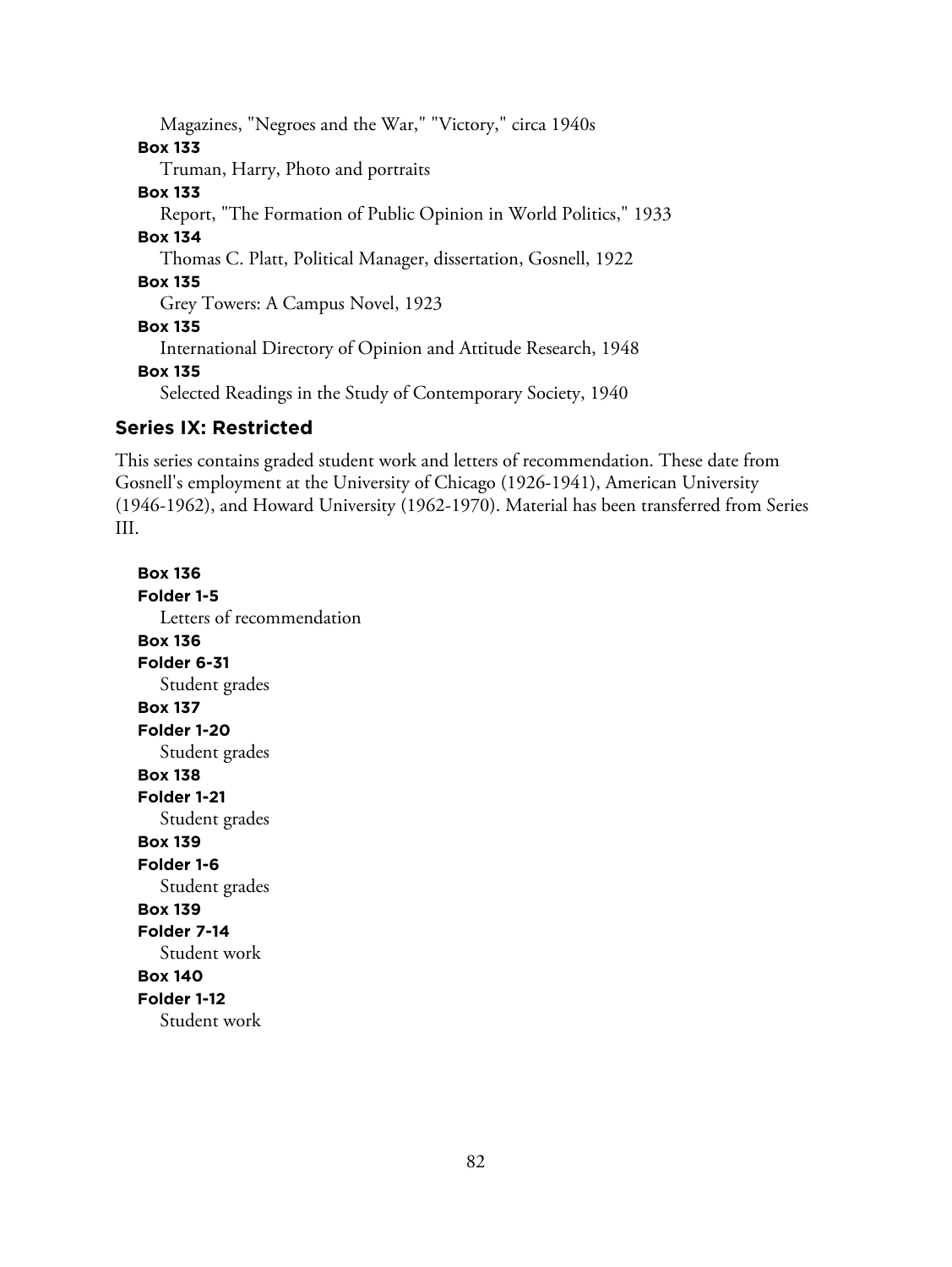Magazines, "Negroes and the War," "Victory," circa 1940s

**Box 133**

Truman, Harry, Photo and portraits

**Box 133**

Report, "The Formation of Public Opinion in World Politics," 1933

**Box 134**

Thomas C. Platt, Political Manager, dissertation, Gosnell, 1922

**Box 135**

Grey Towers: A Campus Novel, 1923

**Box 135**

International Directory of Opinion and Attitude Research, 1948

**Box 135**

Selected Readings in the Study of Contemporary Society, 1940

## Series IX: Restricted

This series contains graded student work and letters of recommendation. These date from Gosnell's employment at the University of Chicago (1926-1941), American University (1946-1962), and Howard University (1962-1970). Material has been transferred from Series III.

**Box 136**
**Folder 1-5**

Letters of recommendation

**Box 136**
**Folder 6-31**

Student grades

**Box 137**
**Folder 1-20**

Student grades

**Box 138**
**Folder 1-21**

Student grades

**Box 139**
**Folder 1-6**

Student grades

**Box 139**
**Folder 7-14**

Student work

**Box 140**
**Folder 1-12**

Student work